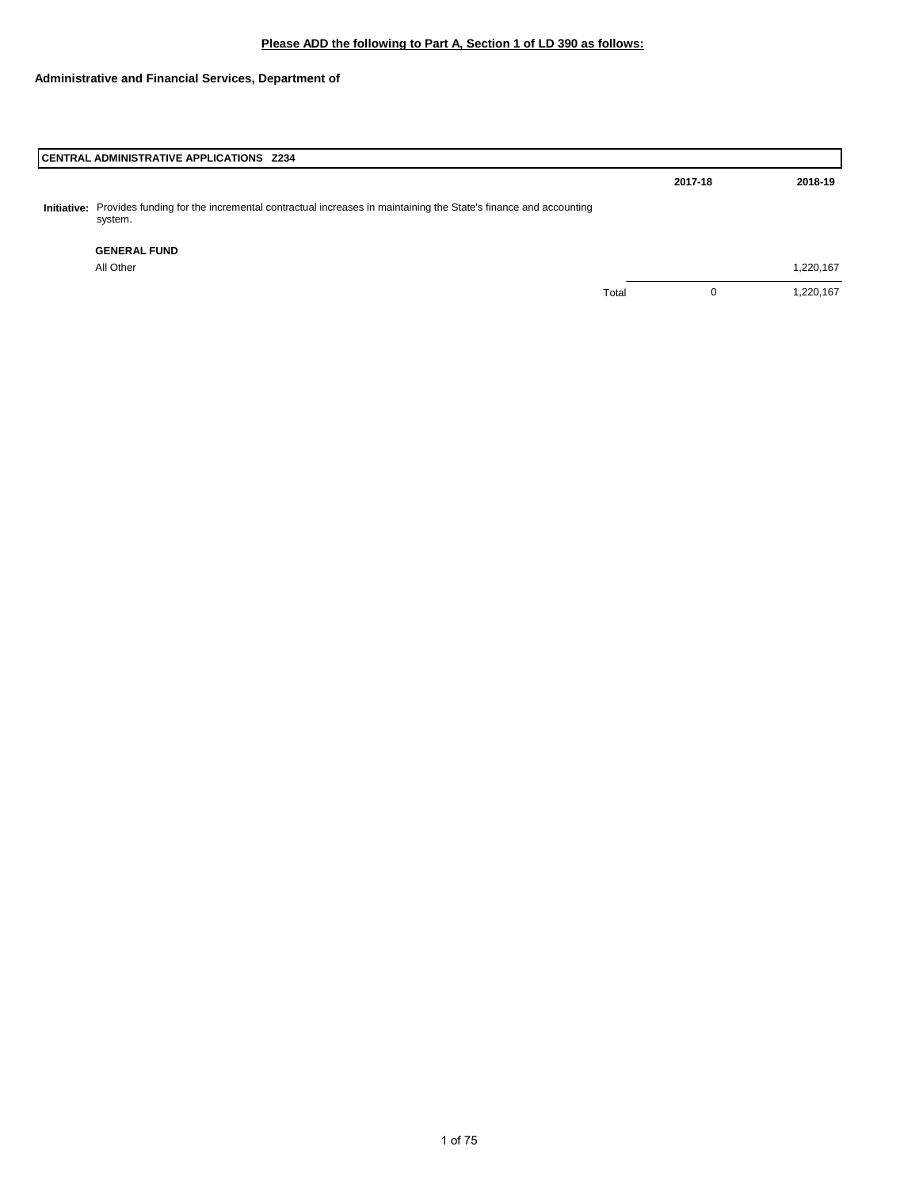**Please ADD the following to Part A, Section 1 of LD 390 as follows:**

**Administrative and Financial Services, Department of**

| **CENTRAL ADMINISTRATIVE APPLICATIONS Z234** | | | |
|---|---|---|---|
| | | **2017-18** | **2018-19** |
| **Initiative:** Provides funding for the incremental contractual increases in maintaining the State's finance and accounting system. | | | |
| **GENERAL FUND** | | | |
| All Other | | | 1,220,167 |
| | Total | 0 | 1,220,167 |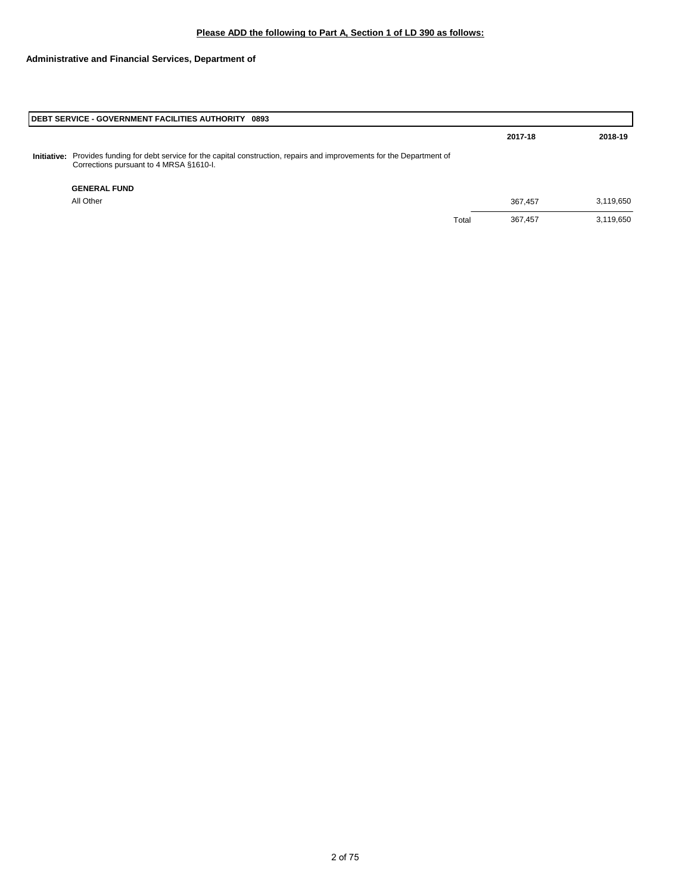**Please ADD the following to Part A, Section 1 of LD 390 as follows:**

**Administrative and Financial Services, Department of**

| **DEBT SERVICE - GOVERNMENT FACILITIES AUTHORITY 0893** | | **2017-18** | **2018-19** |
|---|---|---|---|
| **Initiative:** Provides funding for debt service for the capital construction, repairs and improvements for the Department of Corrections pursuant to 4 MRSA §1610-I. | | | |
| **GENERAL FUND** | | | |
| All Other | | 367,457 | 3,119,650 |
| | Total | 367,457 | 3,119,650 |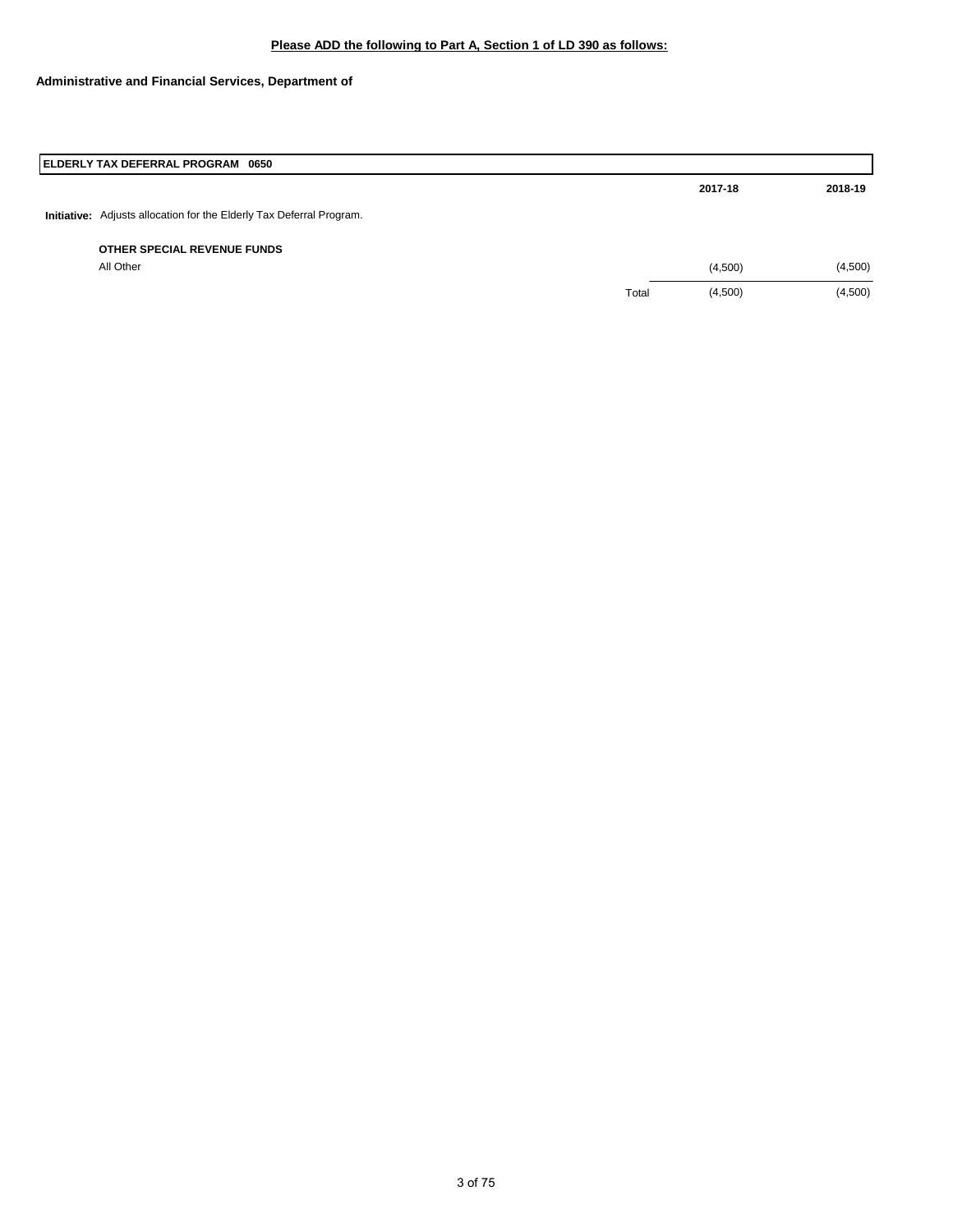**Please ADD the following to Part A, Section 1 of LD 390 as follows:**

**Administrative and Financial Services, Department of**

| **ELDERLY TAX DEFERRAL PROGRAM 0650** | | | |
|---|---|---|---|
| | | **2017-18** | **2018-19** |
| **Initiative:** Adjusts allocation for the Elderly Tax Deferral Program. | | | |
| **OTHER SPECIAL REVENUE FUNDS** | | | |
| All Other | | (4,500) | (4,500) |
| | Total | (4,500) | (4,500) |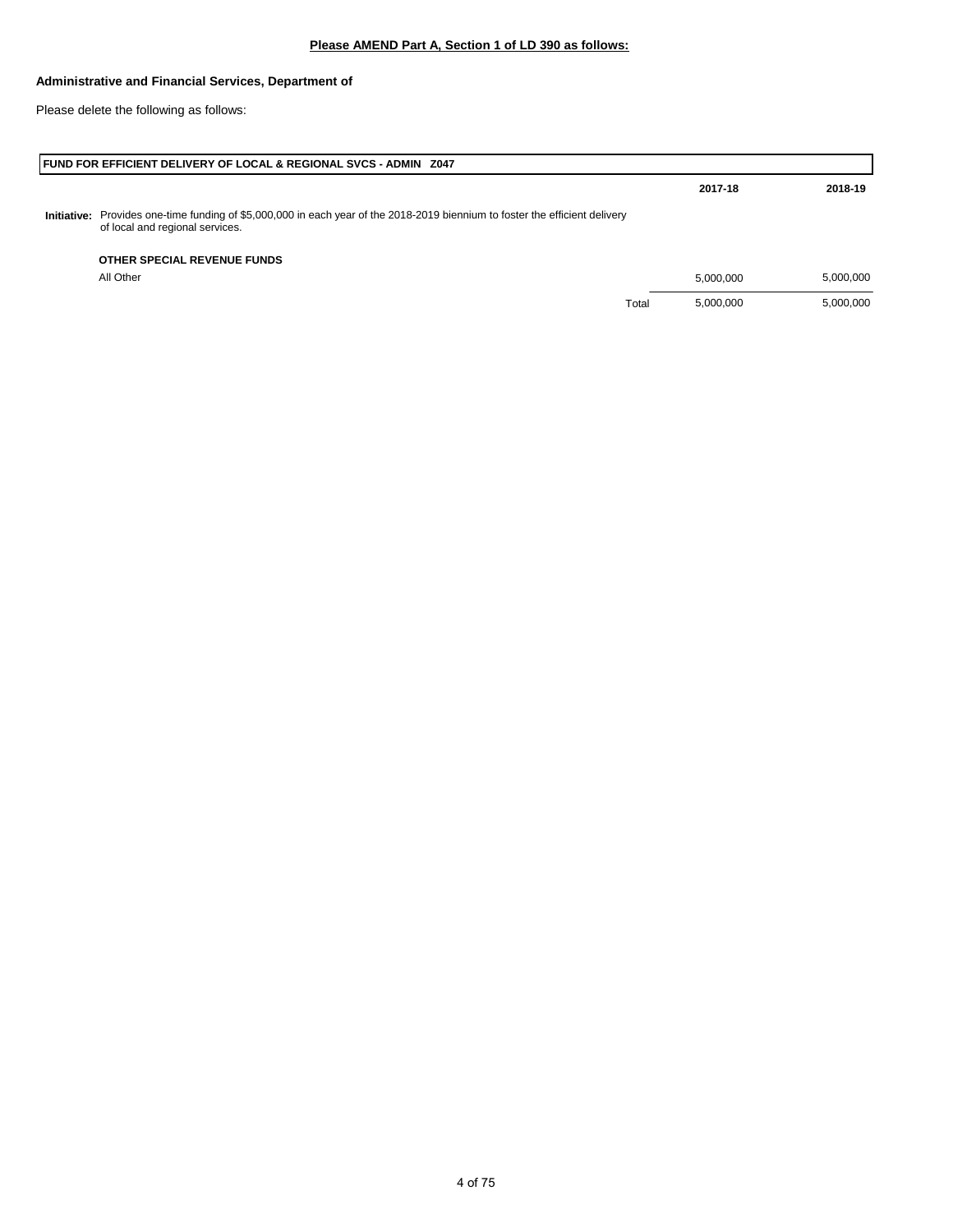**Please AMEND Part A, Section 1 of LD 390 as follows:**

**Administrative and Financial Services, Department of**

Please delete the following as follows:

| **FUND FOR EFFICIENT DELIVERY OF LOCAL & REGIONAL SVCS - ADMIN Z047** | | **2017-18** | **2018-19** |
|---|---|---|---|
| **Initiative:** Provides one-time funding of $5,000,000 in each year of the 2018-2019 biennium to foster the efficient delivery of local and regional services. | | | |
| **OTHER SPECIAL REVENUE FUNDS** | | | |
| All Other | | 5,000,000 | 5,000,000 |
| | Total | 5,000,000 | 5,000,000 |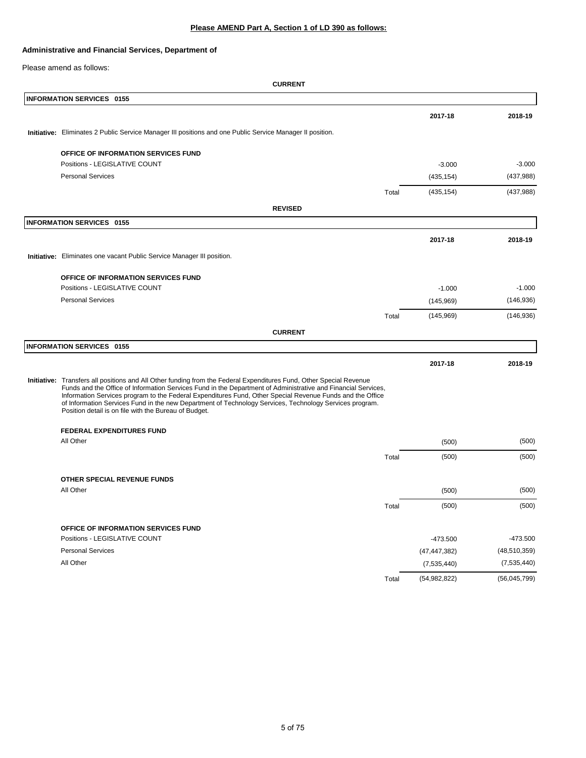**Please AMEND Part A, Section 1 of LD 390 as follows:**

**Administrative and Financial Services, Department of**

Please amend as follows:

**CURRENT**

**INFORMATION SERVICES 0155**

| | | 2017-18 | 2018-19 |
|---|---|---|---|
| **Initiative:** Eliminates 2 Public Service Manager III positions and one Public Service Manager II position. | | | |
| **OFFICE OF INFORMATION SERVICES FUND** | | | |
| Positions - LEGISLATIVE COUNT | | -3.000 | -3.000 |
| Personal Services | | (435,154) | (437,988) |
| | Total | (435,154) | (437,988) |

**REVISED**

**INFORMATION SERVICES 0155**

| | | 2017-18 | 2018-19 |
|---|---|---|---|
| **Initiative:** Eliminates one vacant Public Service Manager III position. | | | |
| **OFFICE OF INFORMATION SERVICES FUND** | | | |
| Positions - LEGISLATIVE COUNT | | -1.000 | -1.000 |
| Personal Services | | (145,969) | (146,936) |
| | Total | (145,969) | (146,936) |

**CURRENT**

**INFORMATION SERVICES 0155**

| | | 2017-18 | 2018-19 |
|---|---|---|---|
| **Initiative:** Transfers all positions and All Other funding from the Federal Expenditures Fund, Other Special Revenue Funds and the Office of Information Services Fund in the Department of Administrative and Financial Services, Information Services program to the Federal Expenditures Fund, Other Special Revenue Funds and the Office of Information Services Fund in the new Department of Technology Services, Technology Services program. Position detail is on file with the Bureau of Budget. | | | |
| **FEDERAL EXPENDITURES FUND** | | | |
| All Other | | (500) | (500) |
| | Total | (500) | (500) |
| **OTHER SPECIAL REVENUE FUNDS** | | | |
| All Other | | (500) | (500) |
| | Total | (500) | (500) |
| **OFFICE OF INFORMATION SERVICES FUND** | | | |
| Positions - LEGISLATIVE COUNT | | -473.500 | -473.500 |
| Personal Services | | (47,447,382) | (48,510,359) |
| All Other | | (7,535,440) | (7,535,440) |
| | Total | (54,982,822) | (56,045,799) |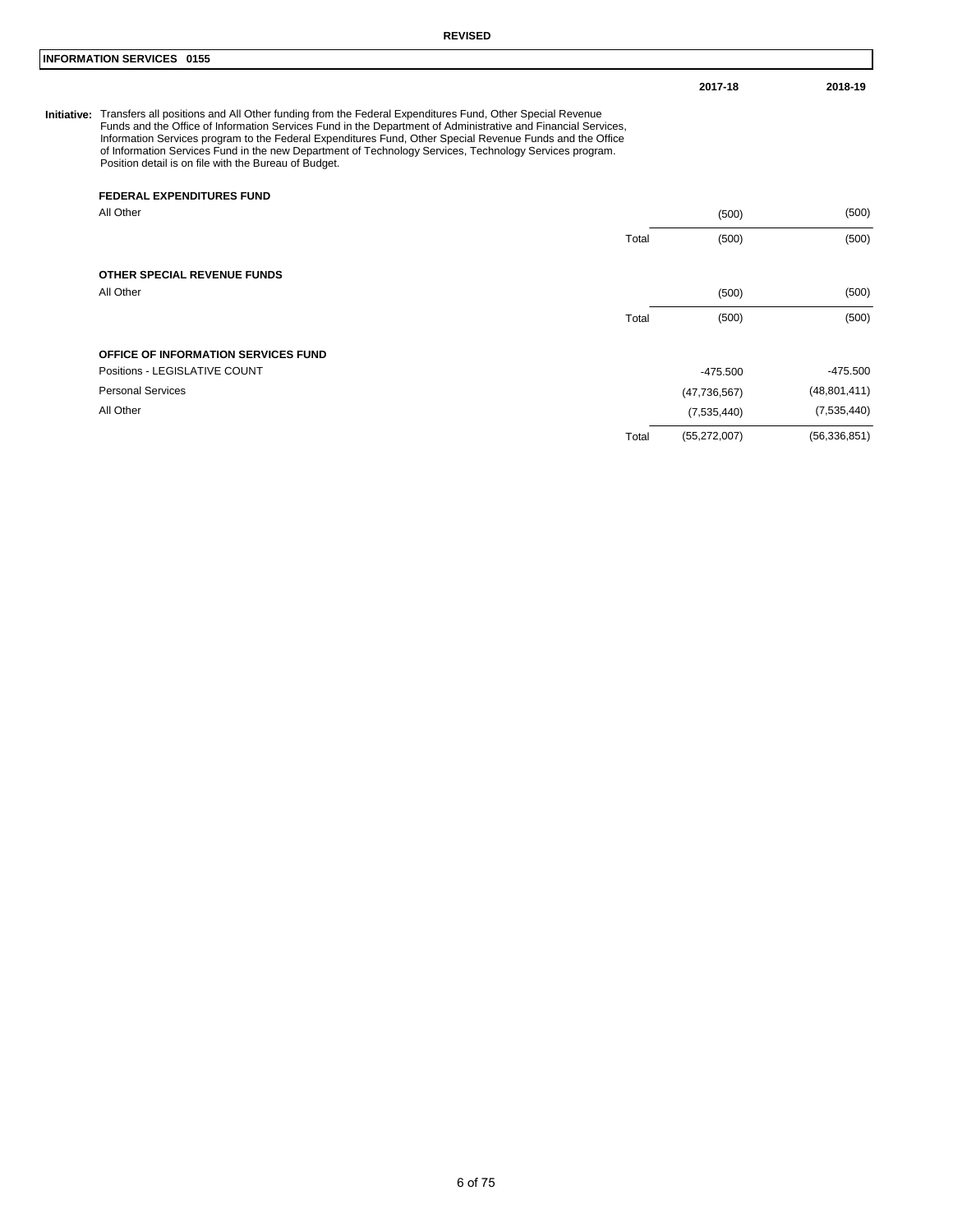**REVISED**

## INFORMATION SERVICES 0155

| | | 2017-18 | 2018-19 |
|---|---|---|---|

**Initiative:** Transfers all positions and All Other funding from the Federal Expenditures Fund, Other Special Revenue Funds and the Office of Information Services Fund in the Department of Administrative and Financial Services, Information Services program to the Federal Expenditures Fund, Other Special Revenue Funds and the Office of Information Services Fund in the new Department of Technology Services, Technology Services program. Position detail is on file with the Bureau of Budget.

| | | 2017-18 | 2018-19 |
|---|---|---|---|
| **FEDERAL EXPENDITURES FUND** | | | |
| All Other | | (500) | (500) |
| | Total | (500) | (500) |
| **OTHER SPECIAL REVENUE FUNDS** | | | |
| All Other | | (500) | (500) |
| | Total | (500) | (500) |
| **OFFICE OF INFORMATION SERVICES FUND** | | | |
| Positions - LEGISLATIVE COUNT | | -475.500 | -475.500 |
| Personal Services | | (47,736,567) | (48,801,411) |
| All Other | | (7,535,440) | (7,535,440) |
| | Total | (55,272,007) | (56,336,851) |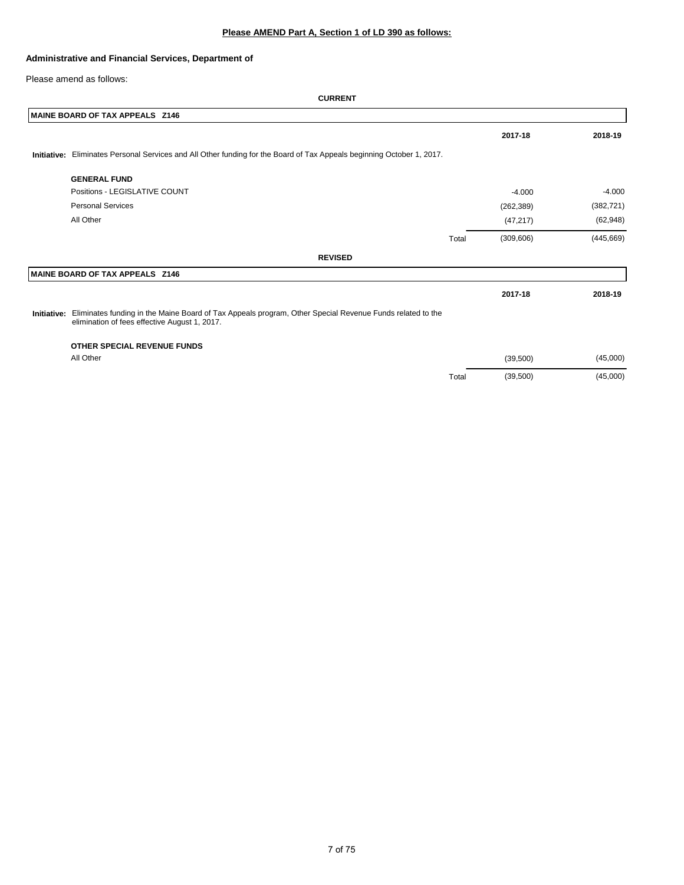**Please AMEND Part A, Section 1 of LD 390 as follows:**

**Administrative and Financial Services, Department of**

Please amend as follows:

**CURRENT**

| **MAINE BOARD OF TAX APPEALS Z146** | | | |
|---|---|---|---|
| | | **2017-18** | **2018-19** |
| **Initiative:** Eliminates Personal Services and All Other funding for the Board of Tax Appeals beginning October 1, 2017. | | | |
| **GENERAL FUND** | | | |
| Positions - LEGISLATIVE COUNT | | -4.000 | -4.000 |
| Personal Services | | (262,389) | (382,721) |
| All Other | | (47,217) | (62,948) |
| | Total | (309,606) | (445,669) |

**REVISED**

| **MAINE BOARD OF TAX APPEALS Z146** | | | |
|---|---|---|---|
| | | **2017-18** | **2018-19** |
| **Initiative:** Eliminates funding in the Maine Board of Tax Appeals program, Other Special Revenue Funds related to the elimination of fees effective August 1, 2017. | | | |
| **OTHER SPECIAL REVENUE FUNDS** | | | |
| All Other | | (39,500) | (45,000) |
| | Total | (39,500) | (45,000) |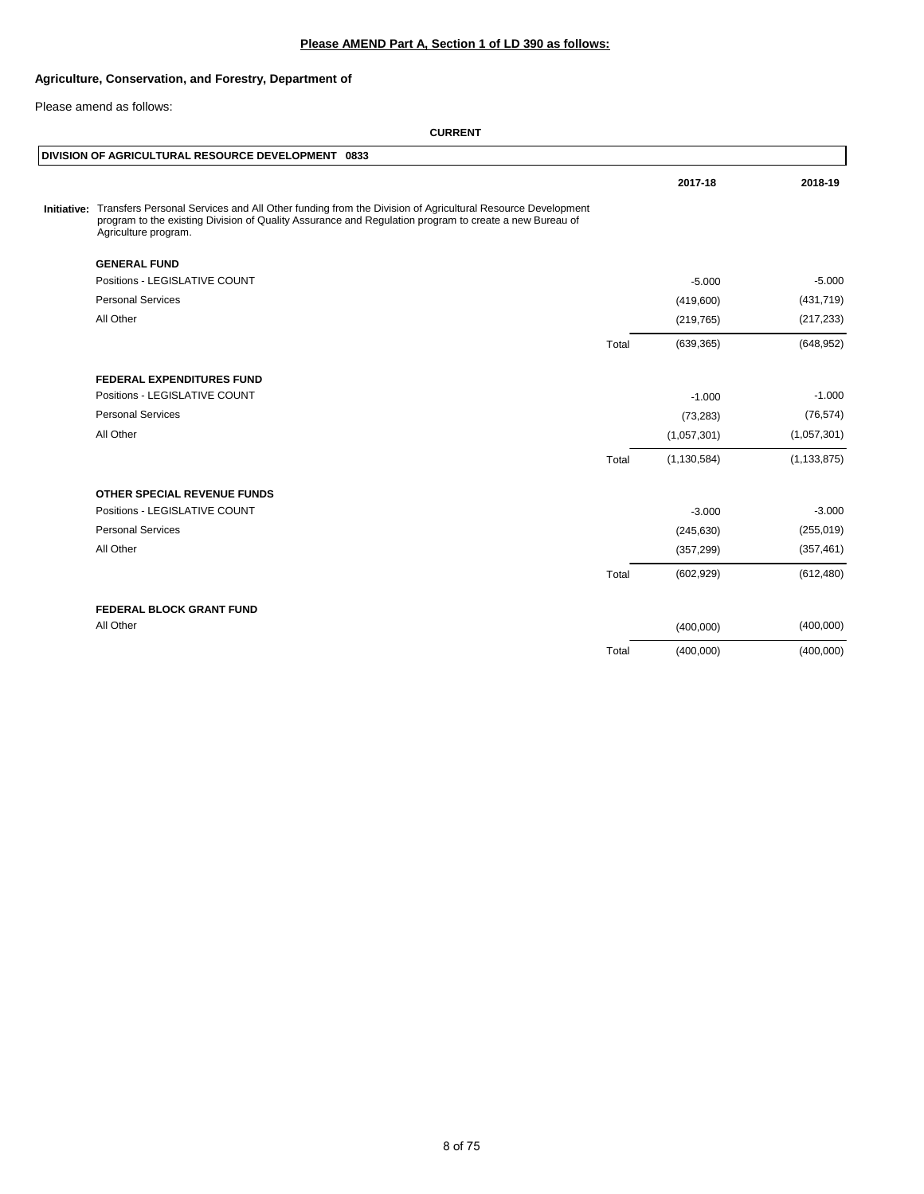**Please AMEND Part A, Section 1 of LD 390 as follows:**

**Agriculture, Conservation, and Forestry, Department of**

Please amend as follows:

**CURRENT**

**DIVISION OF AGRICULTURAL RESOURCE DEVELOPMENT 0833**

**Initiative:** Transfers Personal Services and All Other funding from the Division of Agricultural Resource Development program to the existing Division of Quality Assurance and Regulation program to create a new Bureau of Agriculture program.

| | | 2017-18 | 2018-19 |
|---|---|---|---|
| **GENERAL FUND** | | | |
| Positions - LEGISLATIVE COUNT | | -5.000 | -5.000 |
| Personal Services | | (419,600) | (431,719) |
| All Other | | (219,765) | (217,233) |
| | Total | (639,365) | (648,952) |
| **FEDERAL EXPENDITURES FUND** | | | |
| Positions - LEGISLATIVE COUNT | | -1.000 | -1.000 |
| Personal Services | | (73,283) | (76,574) |
| All Other | | (1,057,301) | (1,057,301) |
| | Total | (1,130,584) | (1,133,875) |
| **OTHER SPECIAL REVENUE FUNDS** | | | |
| Positions - LEGISLATIVE COUNT | | -3.000 | -3.000 |
| Personal Services | | (245,630) | (255,019) |
| All Other | | (357,299) | (357,461) |
| | Total | (602,929) | (612,480) |
| **FEDERAL BLOCK GRANT FUND** | | | |
| All Other | | (400,000) | (400,000) |
| | Total | (400,000) | (400,000) |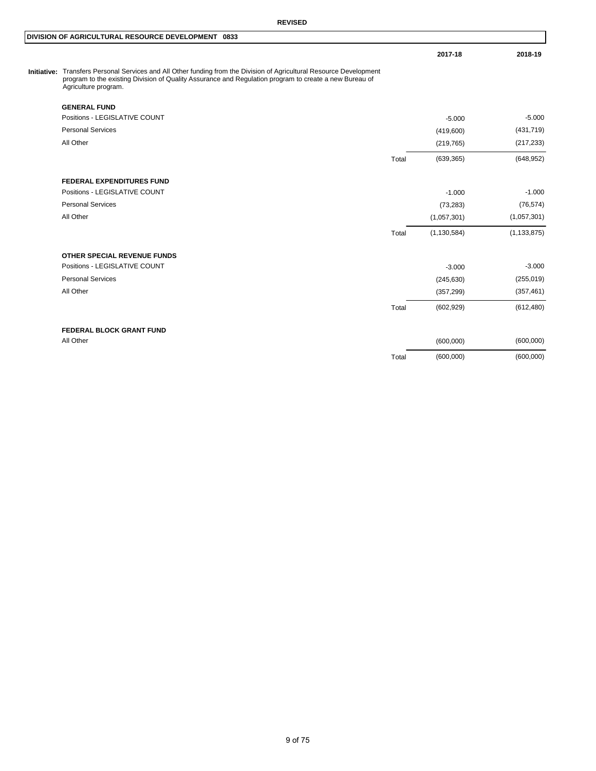**REVISED**

## DIVISION OF AGRICULTURAL RESOURCE DEVELOPMENT 0833

**Initiative:** Transfers Personal Services and All Other funding from the Division of Agricultural Resource Development program to the existing Division of Quality Assurance and Regulation program to create a new Bureau of Agriculture program.

| | | 2017-18 | 2018-19 |
|---|---|---|---|
| **GENERAL FUND** | | | |
| Positions - LEGISLATIVE COUNT | | -5.000 | -5.000 |
| Personal Services | | (419,600) | (431,719) |
| All Other | | (219,765) | (217,233) |
| | Total | (639,365) | (648,952) |
| **FEDERAL EXPENDITURES FUND** | | | |
| Positions - LEGISLATIVE COUNT | | -1.000 | -1.000 |
| Personal Services | | (73,283) | (76,574) |
| All Other | | (1,057,301) | (1,057,301) |
| | Total | (1,130,584) | (1,133,875) |
| **OTHER SPECIAL REVENUE FUNDS** | | | |
| Positions - LEGISLATIVE COUNT | | -3.000 | -3.000 |
| Personal Services | | (245,630) | (255,019) |
| All Other | | (357,299) | (357,461) |
| | Total | (602,929) | (612,480) |
| **FEDERAL BLOCK GRANT FUND** | | | |
| All Other | | (600,000) | (600,000) |
| | Total | (600,000) | (600,000) |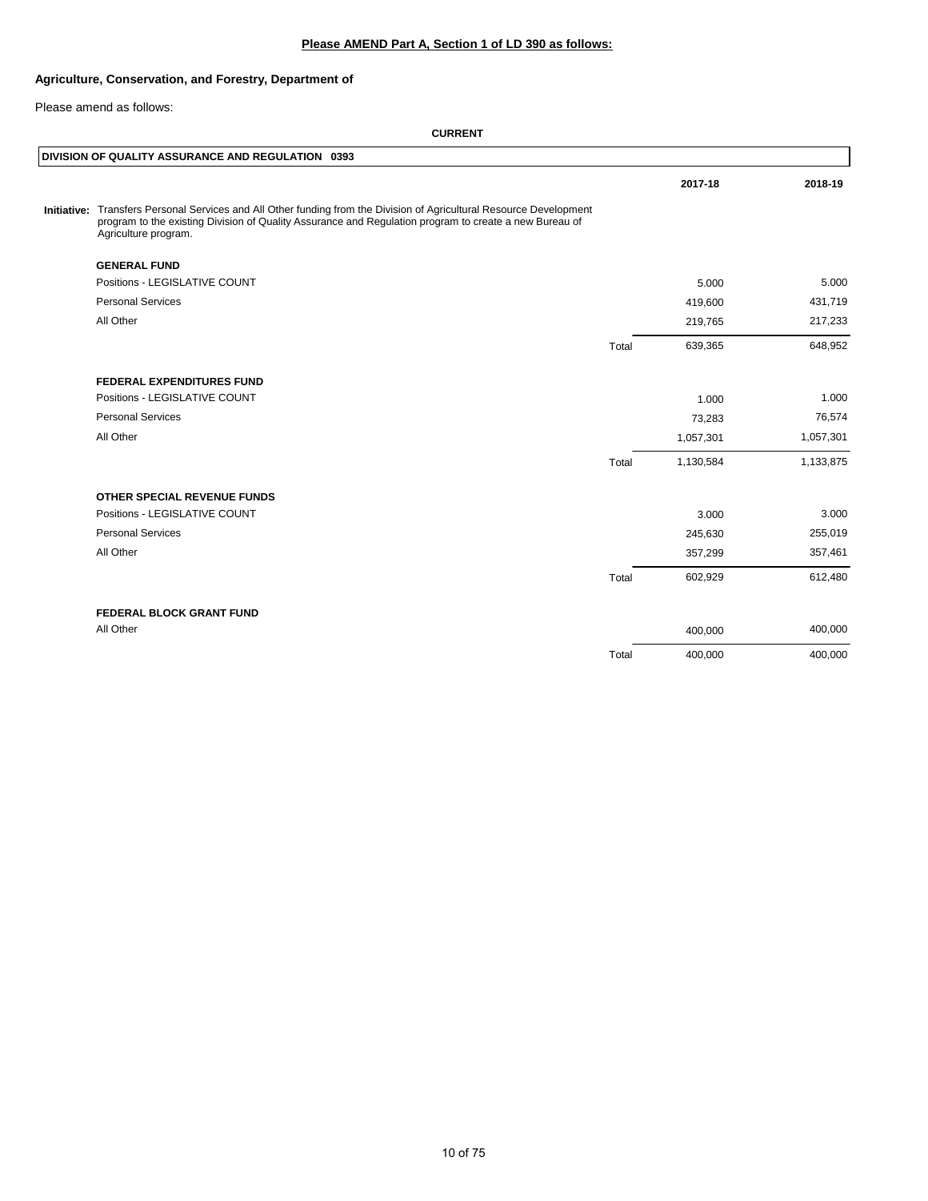**Please AMEND Part A, Section 1 of LD 390 as follows:**

**Agriculture, Conservation, and Forestry, Department of**

Please amend as follows:

**CURRENT**

**DIVISION OF QUALITY ASSURANCE AND REGULATION 0393**

**Initiative:** Transfers Personal Services and All Other funding from the Division of Agricultural Resource Development program to the existing Division of Quality Assurance and Regulation program to create a new Bureau of Agriculture program.

| | | 2017-18 | 2018-19 |
|---|---|---|---|
| **GENERAL FUND** | | | |
| Positions - LEGISLATIVE COUNT | | 5.000 | 5.000 |
| Personal Services | | 419,600 | 431,719 |
| All Other | | 219,765 | 217,233 |
| | Total | 639,365 | 648,952 |
| **FEDERAL EXPENDITURES FUND** | | | |
| Positions - LEGISLATIVE COUNT | | 1.000 | 1.000 |
| Personal Services | | 73,283 | 76,574 |
| All Other | | 1,057,301 | 1,057,301 |
| | Total | 1,130,584 | 1,133,875 |
| **OTHER SPECIAL REVENUE FUNDS** | | | |
| Positions - LEGISLATIVE COUNT | | 3.000 | 3.000 |
| Personal Services | | 245,630 | 255,019 |
| All Other | | 357,299 | 357,461 |
| | Total | 602,929 | 612,480 |
| **FEDERAL BLOCK GRANT FUND** | | | |
| All Other | | 400,000 | 400,000 |
| | Total | 400,000 | 400,000 |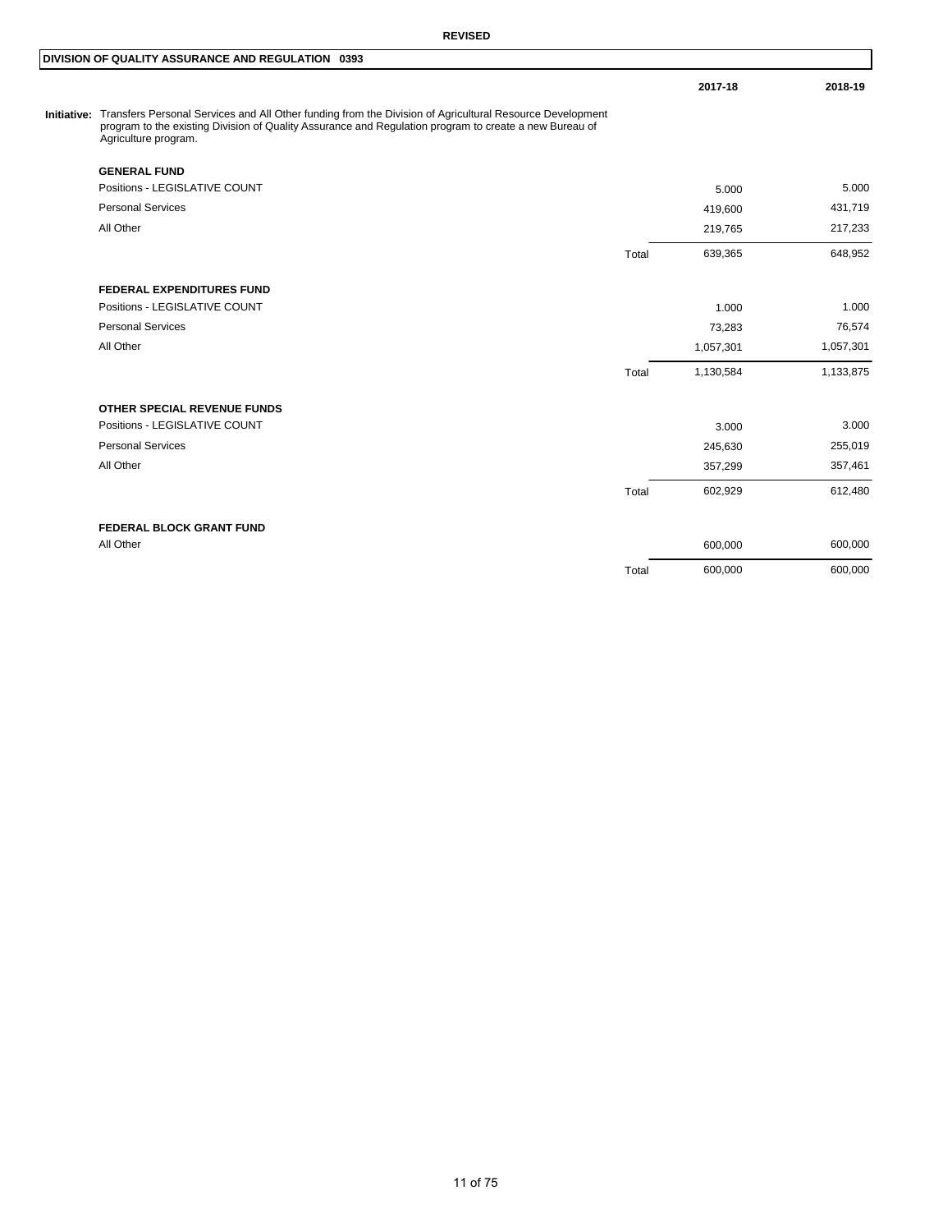**REVISED**

## DIVISION OF QUALITY ASSURANCE AND REGULATION 0393

**Initiative:** Transfers Personal Services and All Other funding from the Division of Agricultural Resource Development program to the existing Division of Quality Assurance and Regulation program to create a new Bureau of Agriculture program.

| | | 2017-18 | 2018-19 |
|---|---|---|---|
| **GENERAL FUND** | | | |
| Positions - LEGISLATIVE COUNT | | 5.000 | 5.000 |
| Personal Services | | 419,600 | 431,719 |
| All Other | | 219,765 | 217,233 |
| | Total | 639,365 | 648,952 |
| **FEDERAL EXPENDITURES FUND** | | | |
| Positions - LEGISLATIVE COUNT | | 1.000 | 1.000 |
| Personal Services | | 73,283 | 76,574 |
| All Other | | 1,057,301 | 1,057,301 |
| | Total | 1,130,584 | 1,133,875 |
| **OTHER SPECIAL REVENUE FUNDS** | | | |
| Positions - LEGISLATIVE COUNT | | 3.000 | 3.000 |
| Personal Services | | 245,630 | 255,019 |
| All Other | | 357,299 | 357,461 |
| | Total | 602,929 | 612,480 |
| **FEDERAL BLOCK GRANT FUND** | | | |
| All Other | | 600,000 | 600,000 |
| | Total | 600,000 | 600,000 |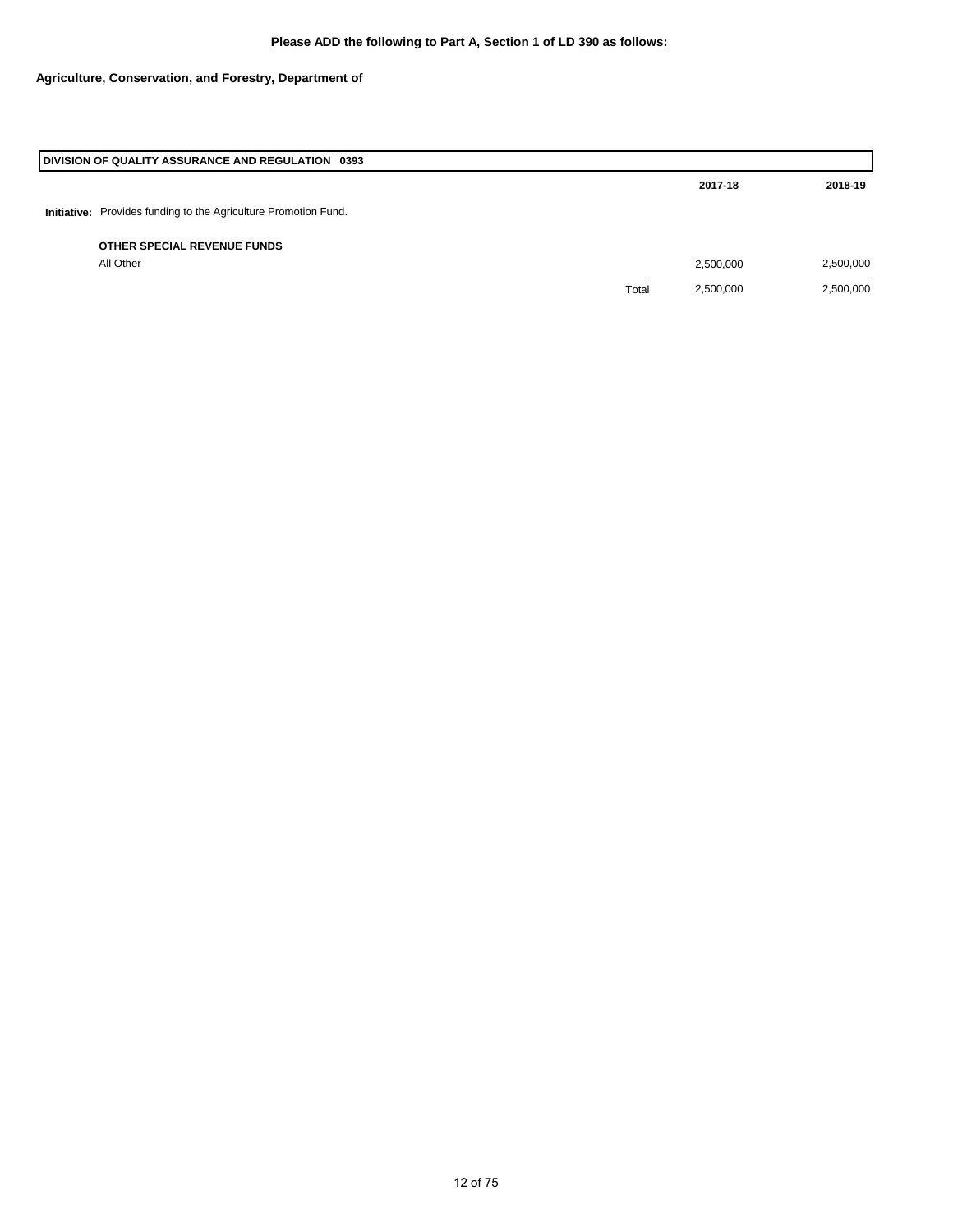**Please ADD the following to Part A, Section 1 of LD 390 as follows:**

**Agriculture, Conservation, and Forestry, Department of**

| DIVISION OF QUALITY ASSURANCE AND REGULATION 0393 | | | |
|---|---|---|---|
| | | **2017-18** | **2018-19** |
| **Initiative:** Provides funding to the Agriculture Promotion Fund. | | | |
| **OTHER SPECIAL REVENUE FUNDS** | | | |
| All Other | | 2,500,000 | 2,500,000 |
| | Total | 2,500,000 | 2,500,000 |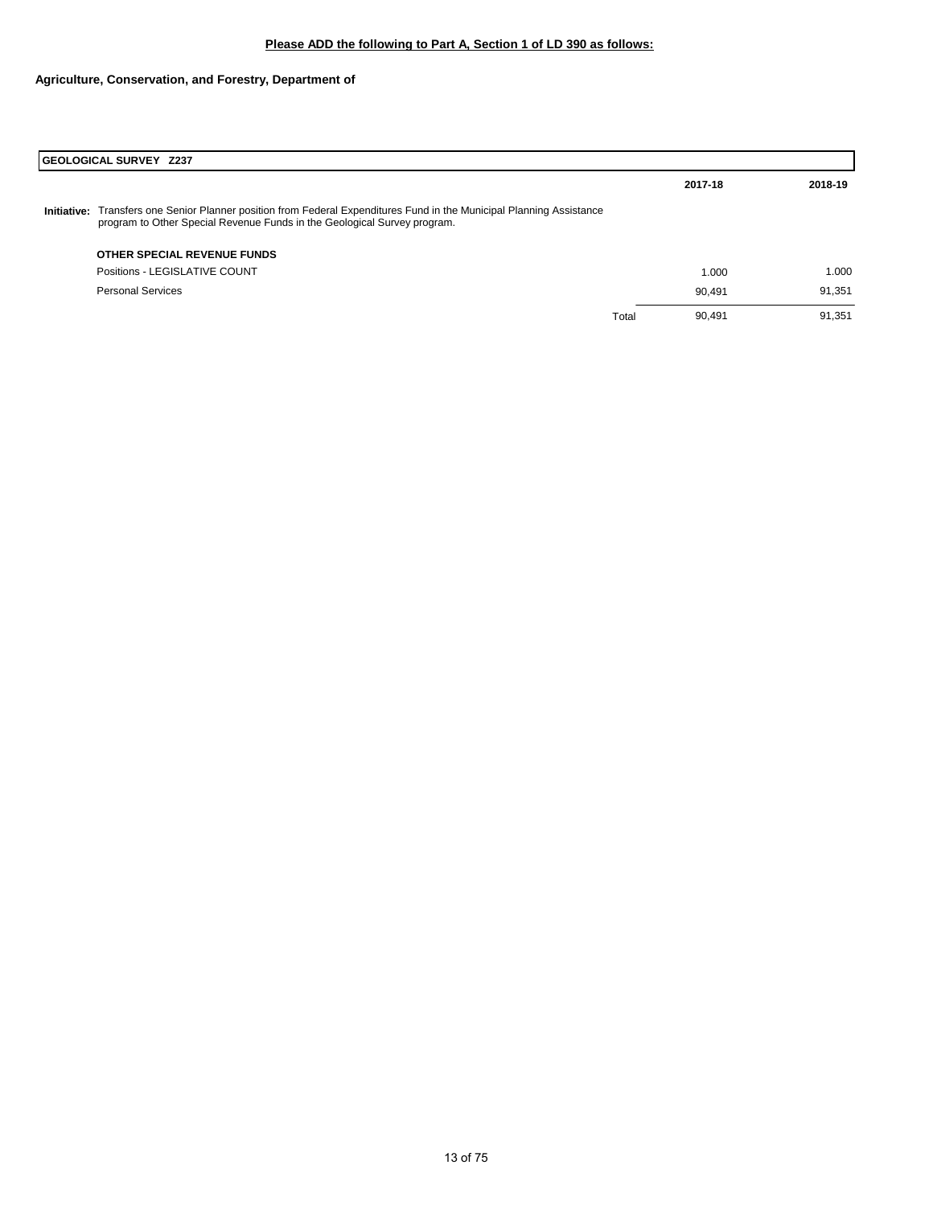**Please ADD the following to Part A, Section 1 of LD 390 as follows:**

**Agriculture, Conservation, and Forestry, Department of**

| **GEOLOGICAL SURVEY Z237** | | **2017-18** | **2018-19** |
|---|---|---|---|
| **Initiative:** Transfers one Senior Planner position from Federal Expenditures Fund in the Municipal Planning Assistance program to Other Special Revenue Funds in the Geological Survey program. | | | |
| **OTHER SPECIAL REVENUE FUNDS** | | | |
| Positions - LEGISLATIVE COUNT | | 1.000 | 1.000 |
| Personal Services | | 90,491 | 91,351 |
| | Total | 90,491 | 91,351 |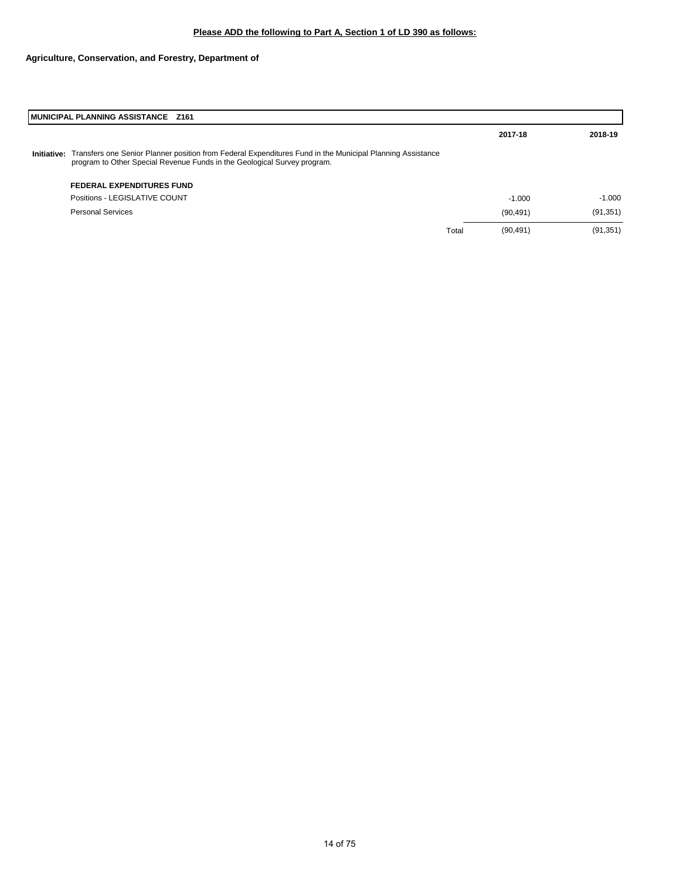**Please ADD the following to Part A, Section 1 of LD 390 as follows:**

**Agriculture, Conservation, and Forestry, Department of**

| **MUNICIPAL PLANNING ASSISTANCE Z161** | | **2017-18** | **2018-19** |
|---|---|---|---|
| **Initiative:** Transfers one Senior Planner position from Federal Expenditures Fund in the Municipal Planning Assistance program to Other Special Revenue Funds in the Geological Survey program. | | | |
| **FEDERAL EXPENDITURES FUND** | | | |
| Positions - LEGISLATIVE COUNT | | -1.000 | -1.000 |
| Personal Services | | (90,491) | (91,351) |
| | Total | (90,491) | (91,351) |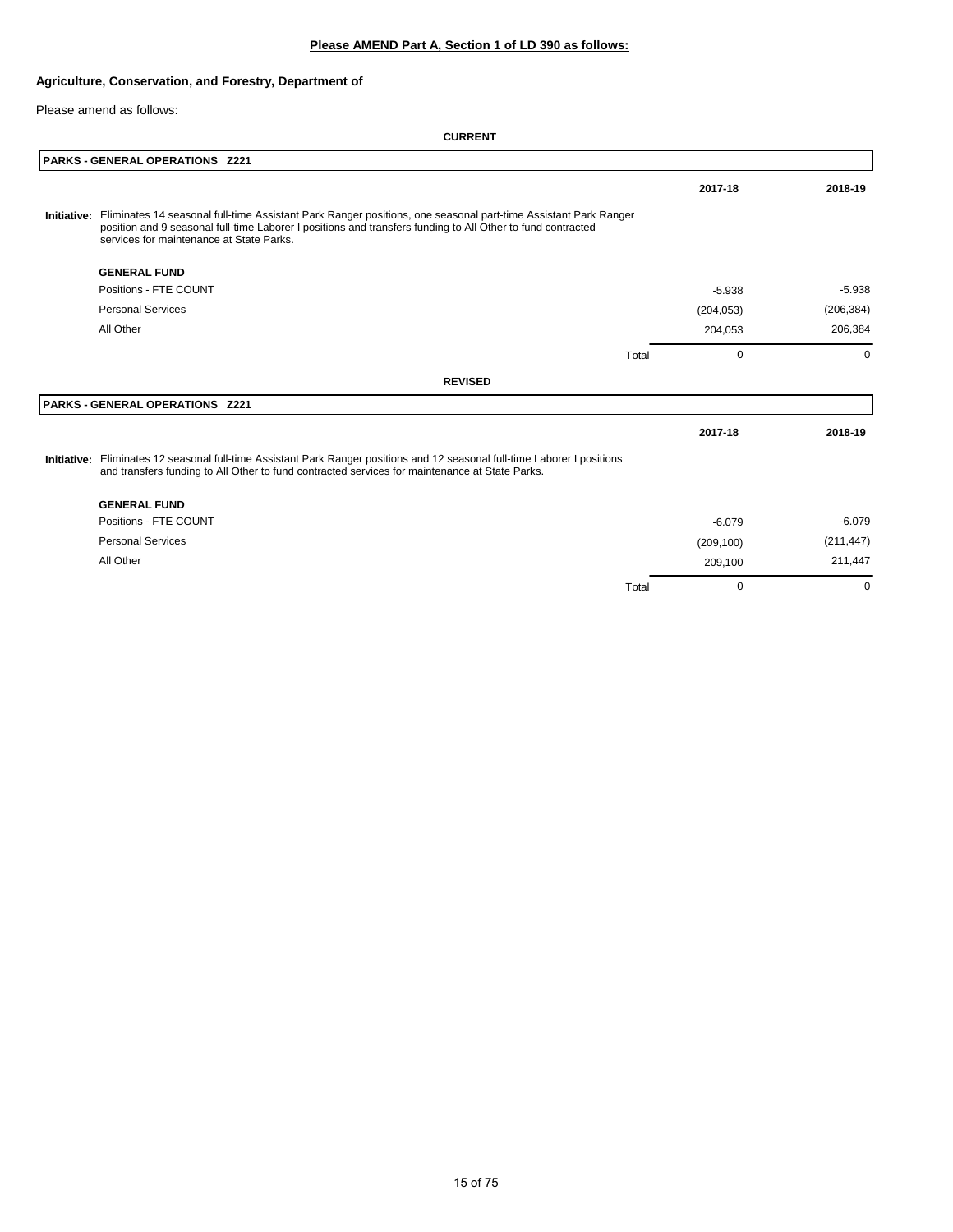**Please AMEND Part A, Section 1 of LD 390 as follows:**

**Agriculture, Conservation, and Forestry, Department of**

Please amend as follows:

**CURRENT**

**PARKS - GENERAL OPERATIONS Z221**

| | | 2017-18 | 2018-19 |
|---|---|---|---|
| **Initiative:** Eliminates 14 seasonal full-time Assistant Park Ranger positions, one seasonal part-time Assistant Park Ranger position and 9 seasonal full-time Laborer I positions and transfers funding to All Other to fund contracted services for maintenance at State Parks. | | | |
| **GENERAL FUND** | | | |
| Positions - FTE COUNT | | -5.938 | -5.938 |
| Personal Services | | (204,053) | (206,384) |
| All Other | | 204,053 | 206,384 |
| | Total | 0 | 0 |

**REVISED**

**PARKS - GENERAL OPERATIONS Z221**

| | | 2017-18 | 2018-19 |
|---|---|---|---|
| **Initiative:** Eliminates 12 seasonal full-time Assistant Park Ranger positions and 12 seasonal full-time Laborer I positions and transfers funding to All Other to fund contracted services for maintenance at State Parks. | | | |
| **GENERAL FUND** | | | |
| Positions - FTE COUNT | | -6.079 | -6.079 |
| Personal Services | | (209,100) | (211,447) |
| All Other | | 209,100 | 211,447 |
| | Total | 0 | 0 |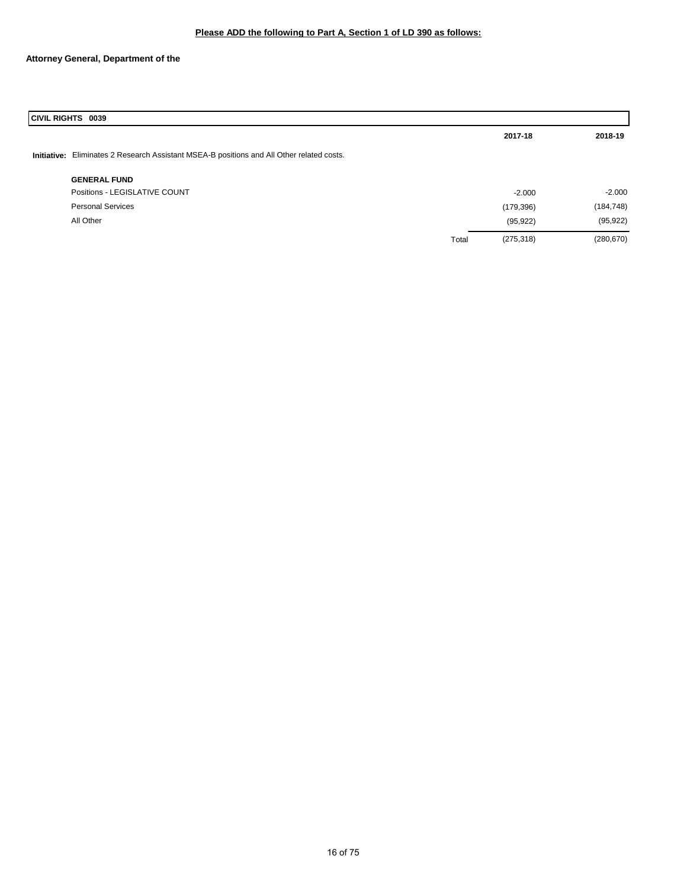**Please ADD the following to Part A, Section 1 of LD 390 as follows:**

**Attorney General, Department of the**

| **CIVIL RIGHTS 0039** | | **2017-18** | **2018-19** |
|---|---|---|---|
| **Initiative:** Eliminates 2 Research Assistant MSEA-B positions and All Other related costs. | | | |
| **GENERAL FUND** | | | |
| Positions - LEGISLATIVE COUNT | | -2.000 | -2.000 |
| Personal Services | | (179,396) | (184,748) |
| All Other | | (95,922) | (95,922) |
| | Total | (275,318) | (280,670) |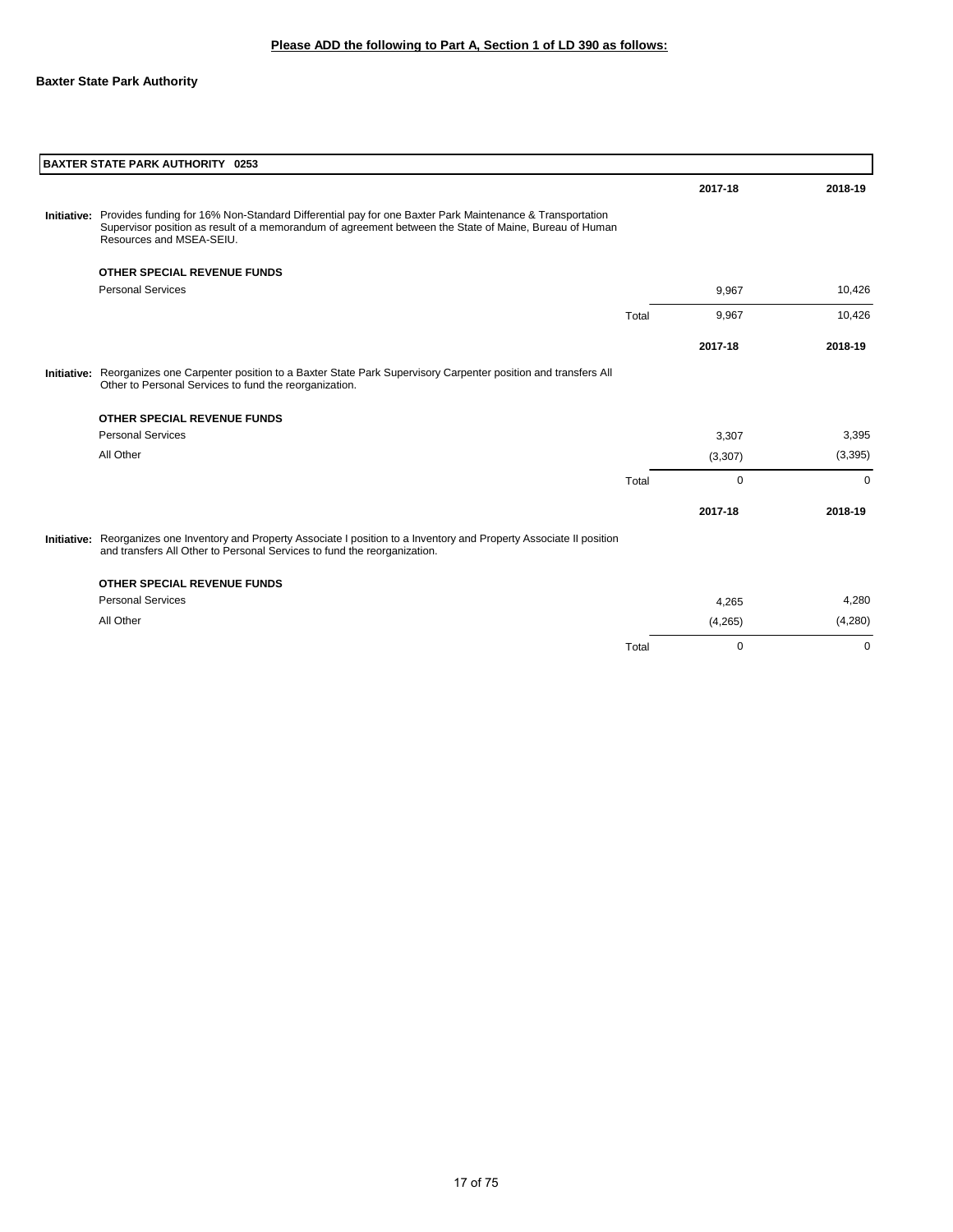**Please ADD the following to Part A, Section 1 of LD 390 as follows:**

**Baxter State Park Authority**

**BAXTER STATE PARK AUTHORITY 0253**

| | | 2017-18 | 2018-19 |
|---|---|---|---|
| **Initiative:** Provides funding for 16% Non-Standard Differential pay for one Baxter Park Maintenance & Transportation Supervisor position as result of a memorandum of agreement between the State of Maine, Bureau of Human Resources and MSEA-SEIU. | | | |
| **OTHER SPECIAL REVENUE FUNDS** | | | |
| Personal Services | | 9,967 | 10,426 |
| | Total | 9,967 | 10,426 |

| | | 2017-18 | 2018-19 |
|---|---|---|---|
| **Initiative:** Reorganizes one Carpenter position to a Baxter State Park Supervisory Carpenter position and transfers All Other to Personal Services to fund the reorganization. | | | |
| **OTHER SPECIAL REVENUE FUNDS** | | | |
| Personal Services | | 3,307 | 3,395 |
| All Other | | (3,307) | (3,395) |
| | Total | 0 | 0 |

| | | 2017-18 | 2018-19 |
|---|---|---|---|
| **Initiative:** Reorganizes one Inventory and Property Associate I position to a Inventory and Property Associate II position and transfers All Other to Personal Services to fund the reorganization. | | | |
| **OTHER SPECIAL REVENUE FUNDS** | | | |
| Personal Services | | 4,265 | 4,280 |
| All Other | | (4,265) | (4,280) |
| | Total | 0 | 0 |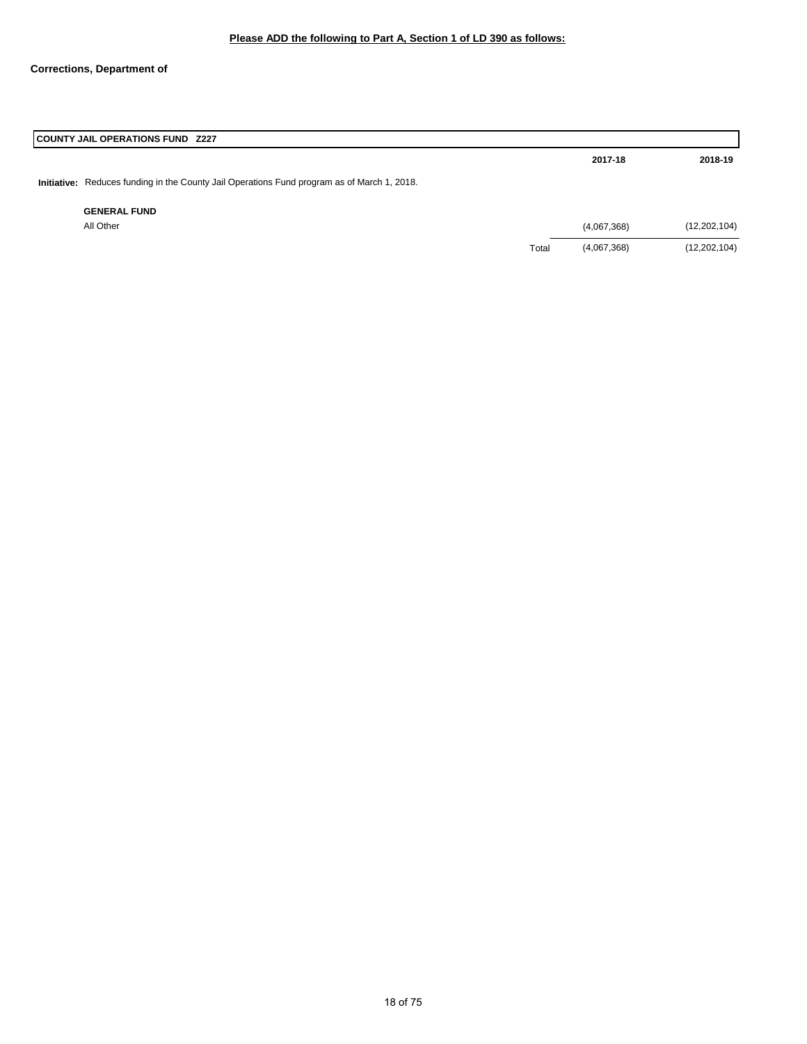**Please ADD the following to Part A, Section 1 of LD 390 as follows:**

**Corrections, Department of**

| COUNTY JAIL OPERATIONS FUND Z227 | | 2017-18 | 2018-19 |
|---|---|---|---|
| **Initiative:** Reduces funding in the County Jail Operations Fund program as of March 1, 2018. | | | |
| **GENERAL FUND** | | | |
| All Other | | (4,067,368) | (12,202,104) |
| | Total | (4,067,368) | (12,202,104) |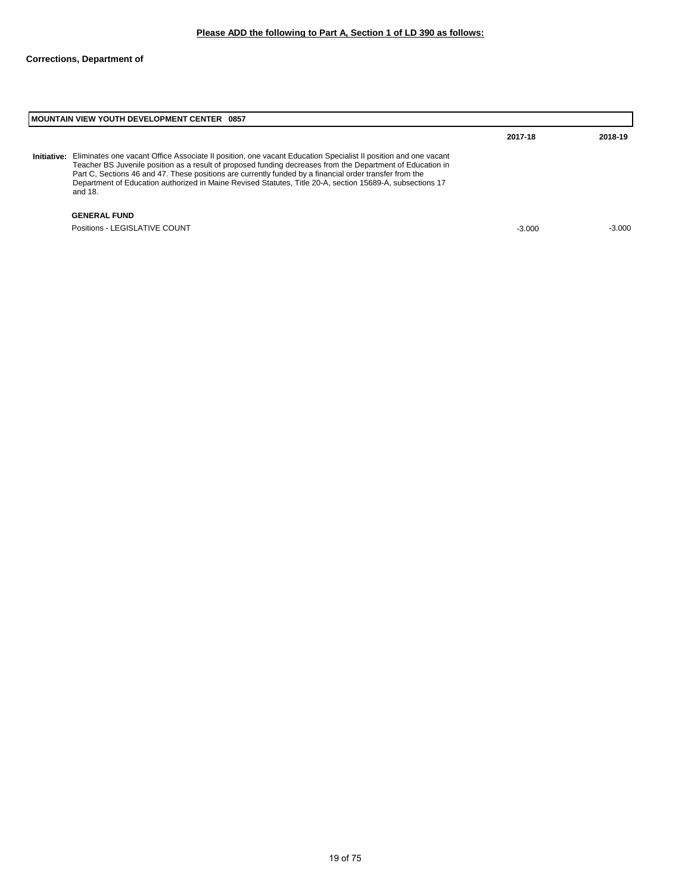**Please ADD the following to Part A, Section 1 of LD 390 as follows:**

**Corrections, Department of**

| **MOUNTAIN VIEW YOUTH DEVELOPMENT CENTER 0857** | | |
|---|---|---|
| | **2017-18** | **2018-19** |
| **Initiative:** Eliminates one vacant Office Associate II position, one vacant Education Specialist II position and one vacant Teacher BS Juvenile position as a result of proposed funding decreases from the Department of Education in Part C, Sections 46 and 47. These positions are currently funded by a financial order transfer from the Department of Education authorized in Maine Revised Statutes, Title 20-A, section 15689-A, subsections 17 and 18. | | |
| **GENERAL FUND** | | |
| Positions - LEGISLATIVE COUNT | -3.000 | -3.000 |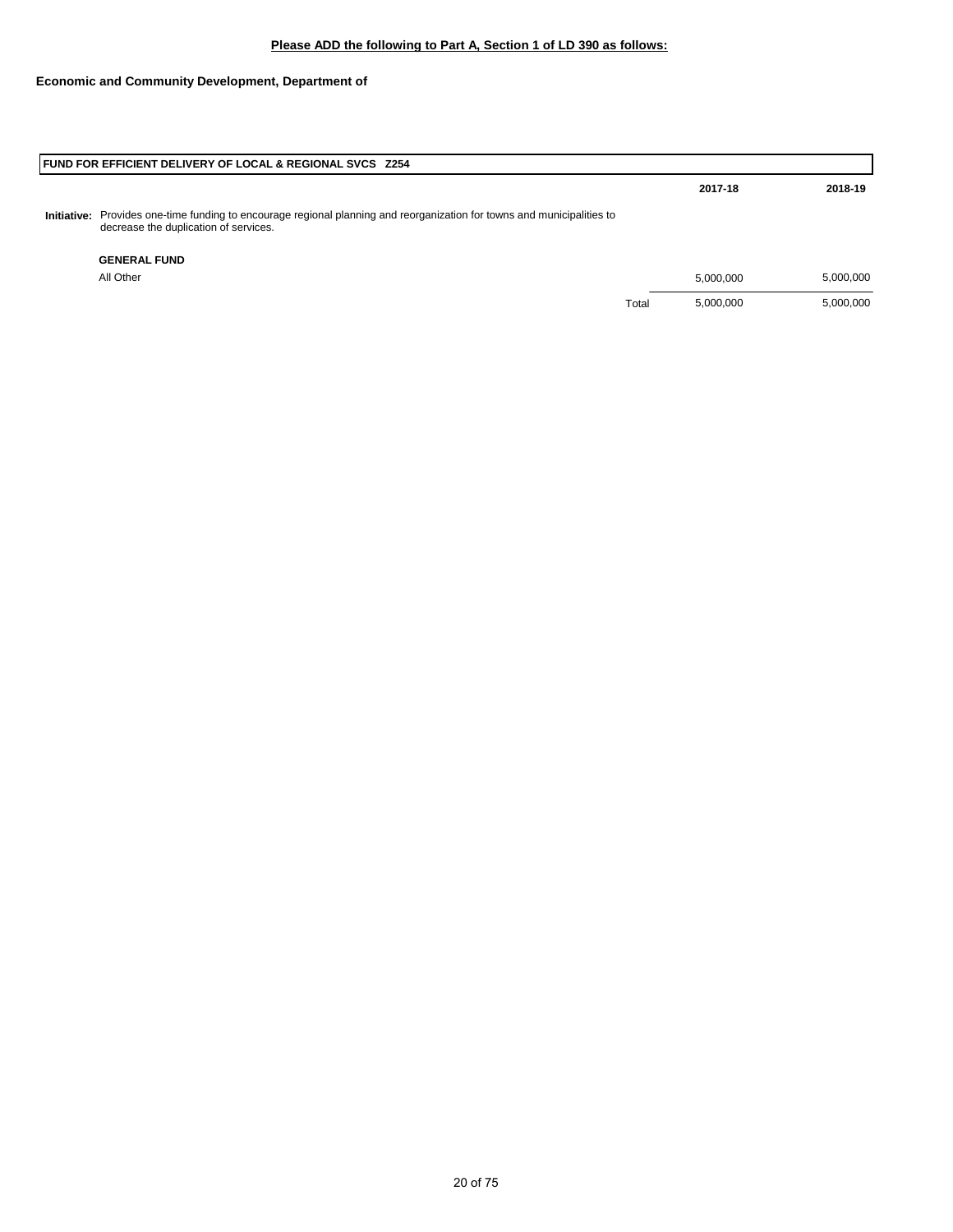**Please ADD the following to Part A, Section 1 of LD 390 as follows:**

**Economic and Community Development, Department of**

| **FUND FOR EFFICIENT DELIVERY OF LOCAL & REGIONAL SVCS Z254** | | **2017-18** | **2018-19** |
|---|---|---|---|
| **Initiative:** Provides one-time funding to encourage regional planning and reorganization for towns and municipalities to decrease the duplication of services. | | | |
| **GENERAL FUND** | | | |
| All Other | | 5,000,000 | 5,000,000 |
| | Total | 5,000,000 | 5,000,000 |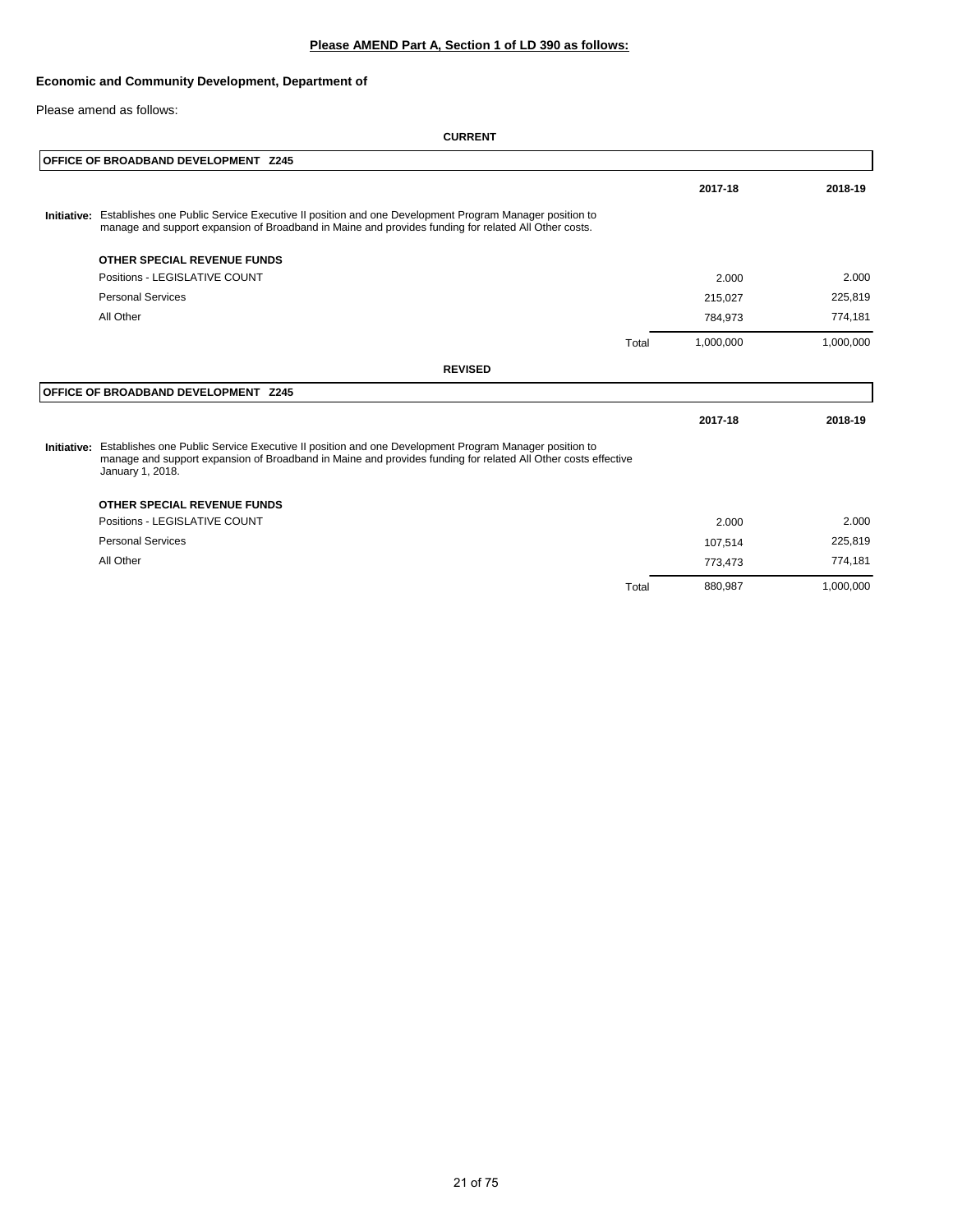**Please AMEND Part A, Section 1 of LD 390 as follows:**

**Economic and Community Development, Department of**

Please amend as follows:

**CURRENT**

| **OFFICE OF BROADBAND DEVELOPMENT Z245** | | | |
|---|---|---|---|
| | | **2017-18** | **2018-19** |
| **Initiative:** Establishes one Public Service Executive II position and one Development Program Manager position to manage and support expansion of Broadband in Maine and provides funding for related All Other costs. | | | |
| **OTHER SPECIAL REVENUE FUNDS** | | | |
| Positions - LEGISLATIVE COUNT | | 2.000 | 2.000 |
| Personal Services | | 215,027 | 225,819 |
| All Other | | 784,973 | 774,181 |
| | Total | 1,000,000 | 1,000,000 |

**REVISED**

| **OFFICE OF BROADBAND DEVELOPMENT Z245** | | | |
|---|---|---|---|
| | | **2017-18** | **2018-19** |
| **Initiative:** Establishes one Public Service Executive II position and one Development Program Manager position to manage and support expansion of Broadband in Maine and provides funding for related All Other costs effective January 1, 2018. | | | |
| **OTHER SPECIAL REVENUE FUNDS** | | | |
| Positions - LEGISLATIVE COUNT | | 2.000 | 2.000 |
| Personal Services | | 107,514 | 225,819 |
| All Other | | 773,473 | 774,181 |
| | Total | 880,987 | 1,000,000 |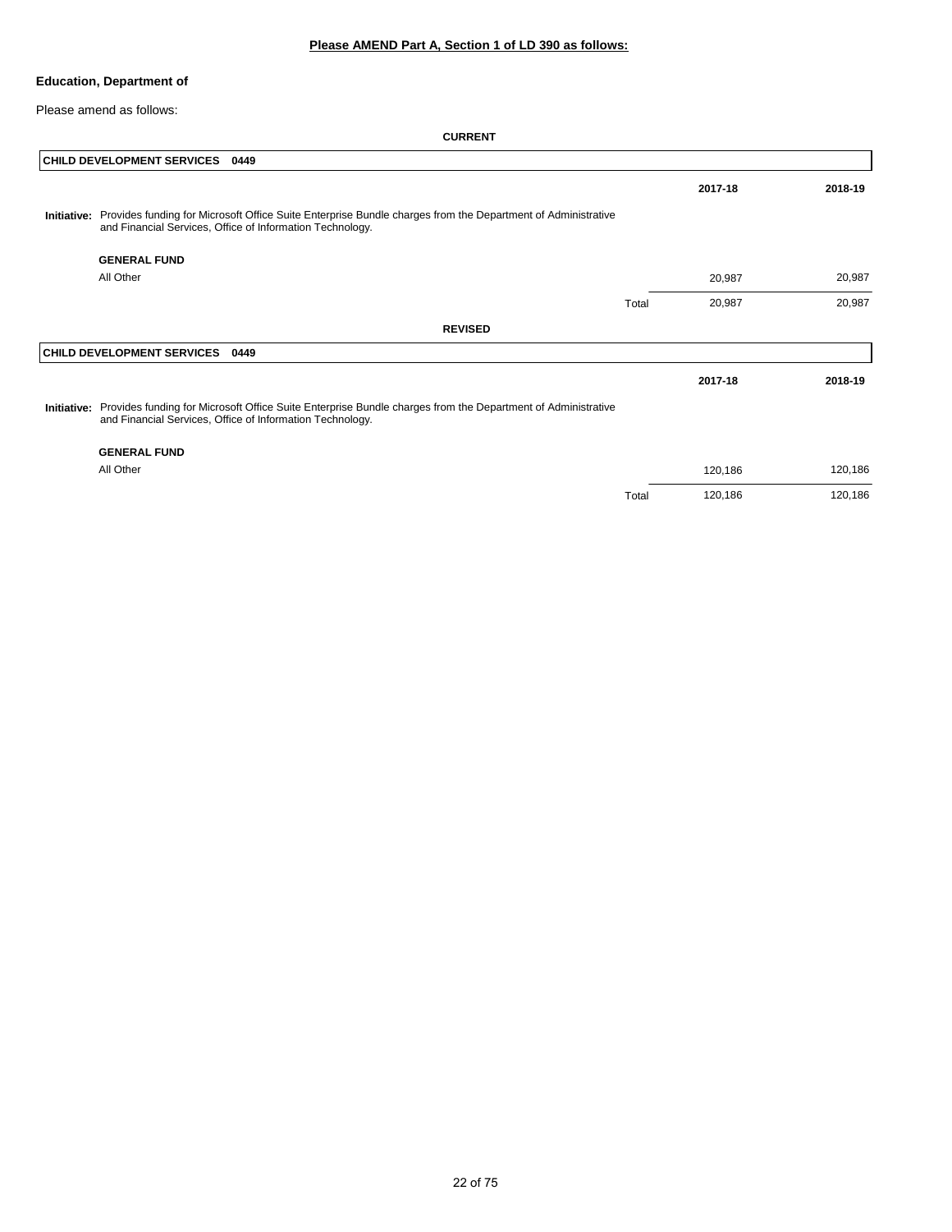**Please AMEND Part A, Section 1 of LD 390 as follows:**

**Education, Department of**

Please amend as follows:

**CURRENT**

| CHILD DEVELOPMENT SERVICES 0449 | | 2017-18 | 2018-19 |
|---|---|---|---|
| **Initiative:** Provides funding for Microsoft Office Suite Enterprise Bundle charges from the Department of Administrative and Financial Services, Office of Information Technology. | | | |
| **GENERAL FUND** | | | |
| All Other | | 20,987 | 20,987 |
| | Total | 20,987 | 20,987 |

**REVISED**

| CHILD DEVELOPMENT SERVICES 0449 | | 2017-18 | 2018-19 |
|---|---|---|---|
| **Initiative:** Provides funding for Microsoft Office Suite Enterprise Bundle charges from the Department of Administrative and Financial Services, Office of Information Technology. | | | |
| **GENERAL FUND** | | | |
| All Other | | 120,186 | 120,186 |
| | Total | 120,186 | 120,186 |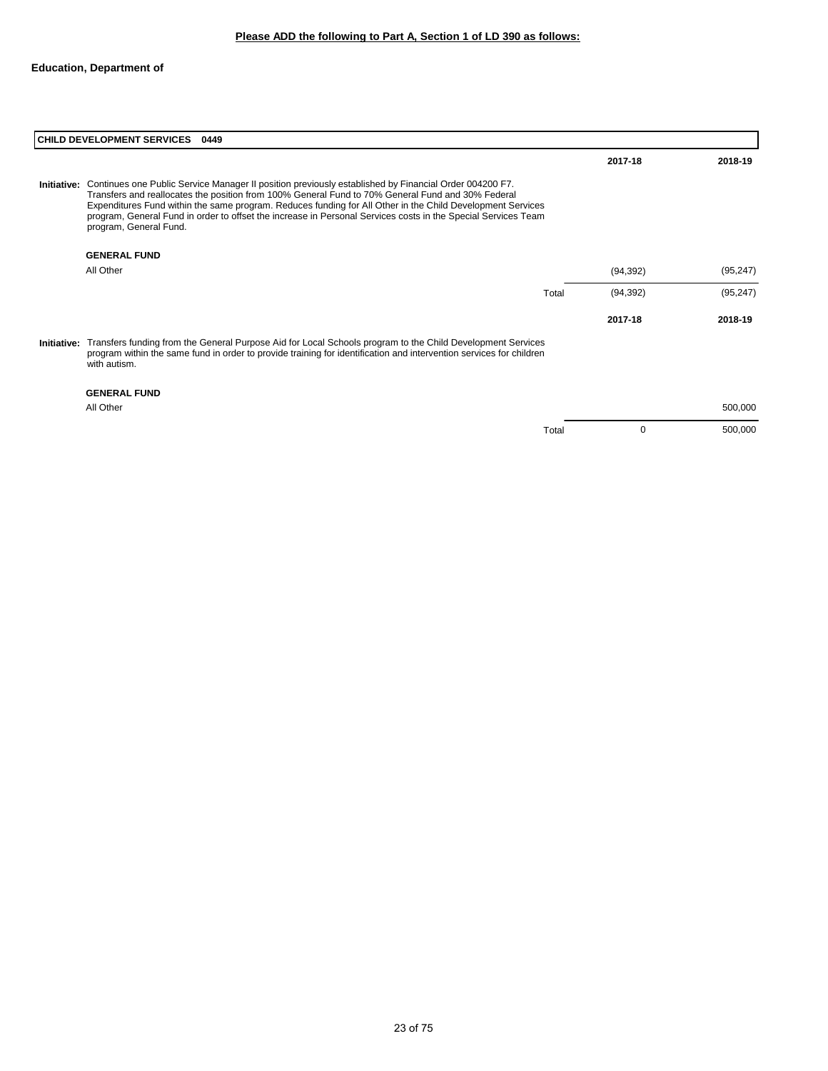**Please ADD the following to Part A, Section 1 of LD 390 as follows:**

**Education, Department of**

**CHILD DEVELOPMENT SERVICES 0449**

| | | 2017-18 | 2018-19 |
|---|---|---|---|
| **Initiative:** Continues one Public Service Manager II position previously established by Financial Order 004200 F7. Transfers and reallocates the position from 100% General Fund to 70% General Fund and 30% Federal Expenditures Fund within the same program. Reduces funding for All Other in the Child Development Services program, General Fund in order to offset the increase in Personal Services costs in the Special Services Team program, General Fund. | | | |
| **GENERAL FUND** | | | |
| All Other | | (94,392) | (95,247) |
| | Total | (94,392) | (95,247) |

| | | 2017-18 | 2018-19 |
|---|---|---|---|
| **Initiative:** Transfers funding from the General Purpose Aid for Local Schools program to the Child Development Services program within the same fund in order to provide training for identification and intervention services for children with autism. | | | |
| **GENERAL FUND** | | | |
| All Other | | | 500,000 |
| | Total | 0 | 500,000 |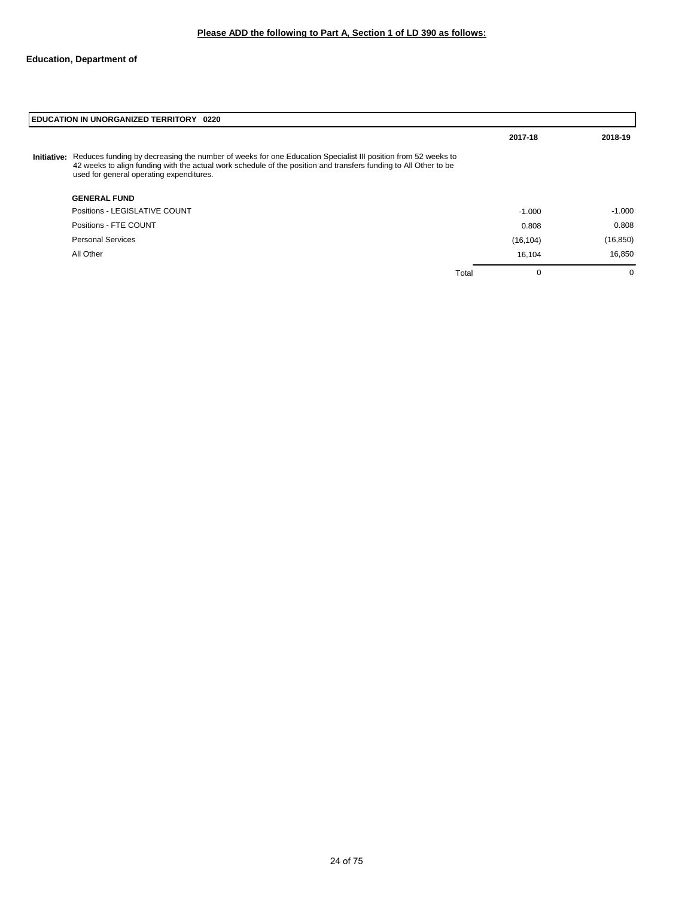**Please ADD the following to Part A, Section 1 of LD 390 as follows:**

**Education, Department of**

| **EDUCATION IN UNORGANIZED TERRITORY 0220** | | |
|---|---|---|
| | **2017-18** | **2018-19** |
| **Initiative:** Reduces funding by decreasing the number of weeks for one Education Specialist III position from 52 weeks to 42 weeks to align funding with the actual work schedule of the position and transfers funding to All Other to be used for general operating expenditures. | | |
| **GENERAL FUND** | | |
| Positions - LEGISLATIVE COUNT | -1.000 | -1.000 |
| Positions - FTE COUNT | 0.808 | 0.808 |
| Personal Services | (16,104) | (16,850) |
| All Other | 16,104 | 16,850 |
| Total | 0 | 0 |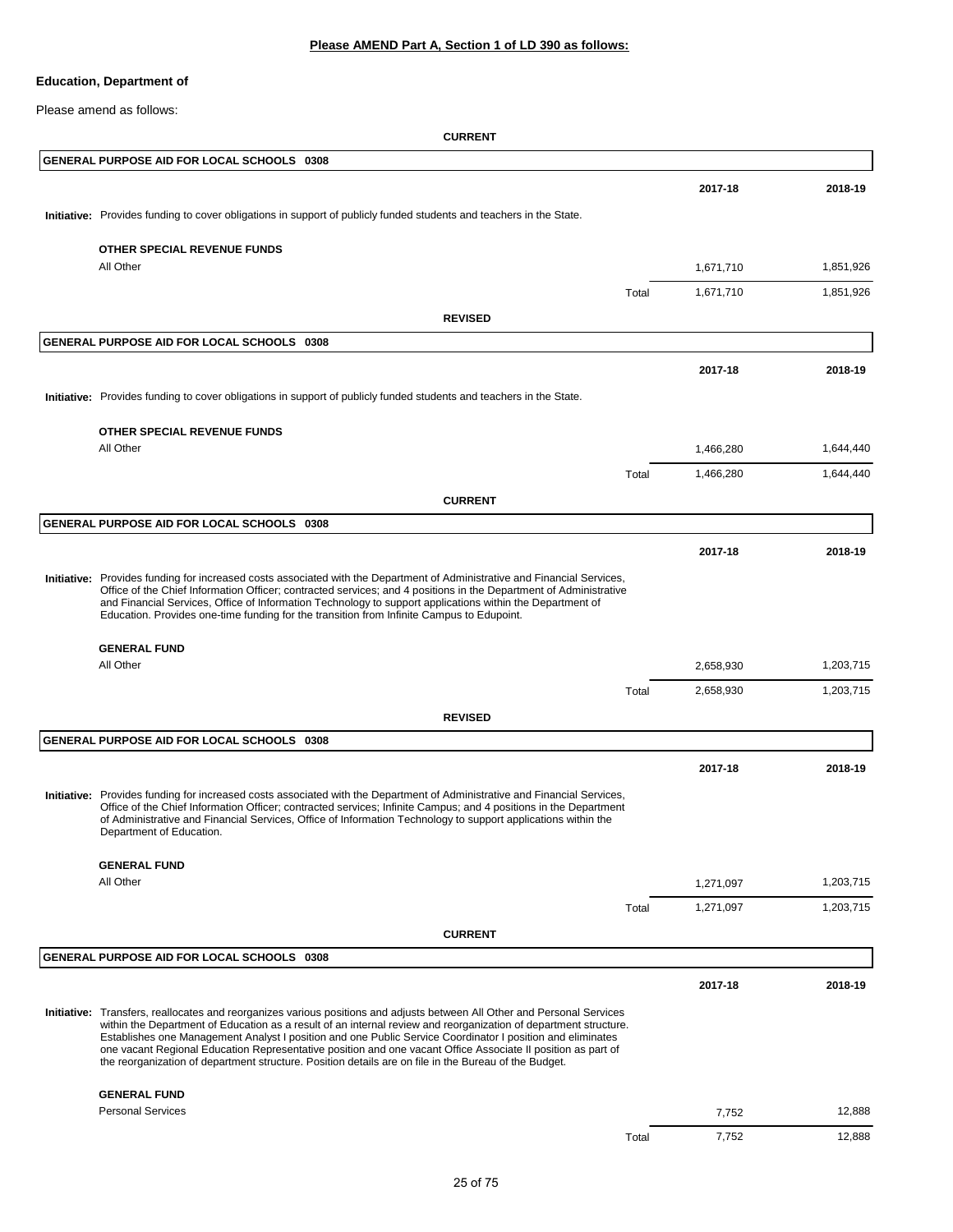**Please AMEND Part A, Section 1 of LD 390 as follows:**

**Education, Department of**

Please amend as follows:

**CURRENT**

**GENERAL PURPOSE AID FOR LOCAL SCHOOLS 0308**

| | | 2017-18 | 2018-19 |
|---|---|---|---|
| **Initiative:** Provides funding to cover obligations in support of publicly funded students and teachers in the State. | | | |
| **OTHER SPECIAL REVENUE FUNDS** | | | |
| All Other | | 1,671,710 | 1,851,926 |
| | Total | 1,671,710 | 1,851,926 |

**REVISED**

**GENERAL PURPOSE AID FOR LOCAL SCHOOLS 0308**

| | | 2017-18 | 2018-19 |
|---|---|---|---|
| **Initiative:** Provides funding to cover obligations in support of publicly funded students and teachers in the State. | | | |
| **OTHER SPECIAL REVENUE FUNDS** | | | |
| All Other | | 1,466,280 | 1,644,440 |
| | Total | 1,466,280 | 1,644,440 |

**CURRENT**

**GENERAL PURPOSE AID FOR LOCAL SCHOOLS 0308**

| | | 2017-18 | 2018-19 |
|---|---|---|---|
| **Initiative:** Provides funding for increased costs associated with the Department of Administrative and Financial Services, Office of the Chief Information Officer; contracted services; and 4 positions in the Department of Administrative and Financial Services, Office of Information Technology to support applications within the Department of Education. Provides one-time funding for the transition from Infinite Campus to Edupoint. | | | |
| **GENERAL FUND** | | | |
| All Other | | 2,658,930 | 1,203,715 |
| | Total | 2,658,930 | 1,203,715 |

**REVISED**

**GENERAL PURPOSE AID FOR LOCAL SCHOOLS 0308**

| | | 2017-18 | 2018-19 |
|---|---|---|---|
| **Initiative:** Provides funding for increased costs associated with the Department of Administrative and Financial Services, Office of the Chief Information Officer; contracted services; Infinite Campus; and 4 positions in the Department of Administrative and Financial Services, Office of Information Technology to support applications within the Department of Education. | | | |
| **GENERAL FUND** | | | |
| All Other | | 1,271,097 | 1,203,715 |
| | Total | 1,271,097 | 1,203,715 |

**CURRENT**

**GENERAL PURPOSE AID FOR LOCAL SCHOOLS 0308**

| | | 2017-18 | 2018-19 |
|---|---|---|---|
| **Initiative:** Transfers, reallocates and reorganizes various positions and adjusts between All Other and Personal Services within the Department of Education as a result of an internal review and reorganization of department structure. Establishes one Management Analyst I position and one Public Service Coordinator I position and eliminates one vacant Regional Education Representative position and one vacant Office Associate II position as part of the reorganization of department structure. Position details are on file in the Bureau of the Budget. | | | |
| **GENERAL FUND** | | | |
| Personal Services | | 7,752 | 12,888 |
| | Total | 7,752 | 12,888 |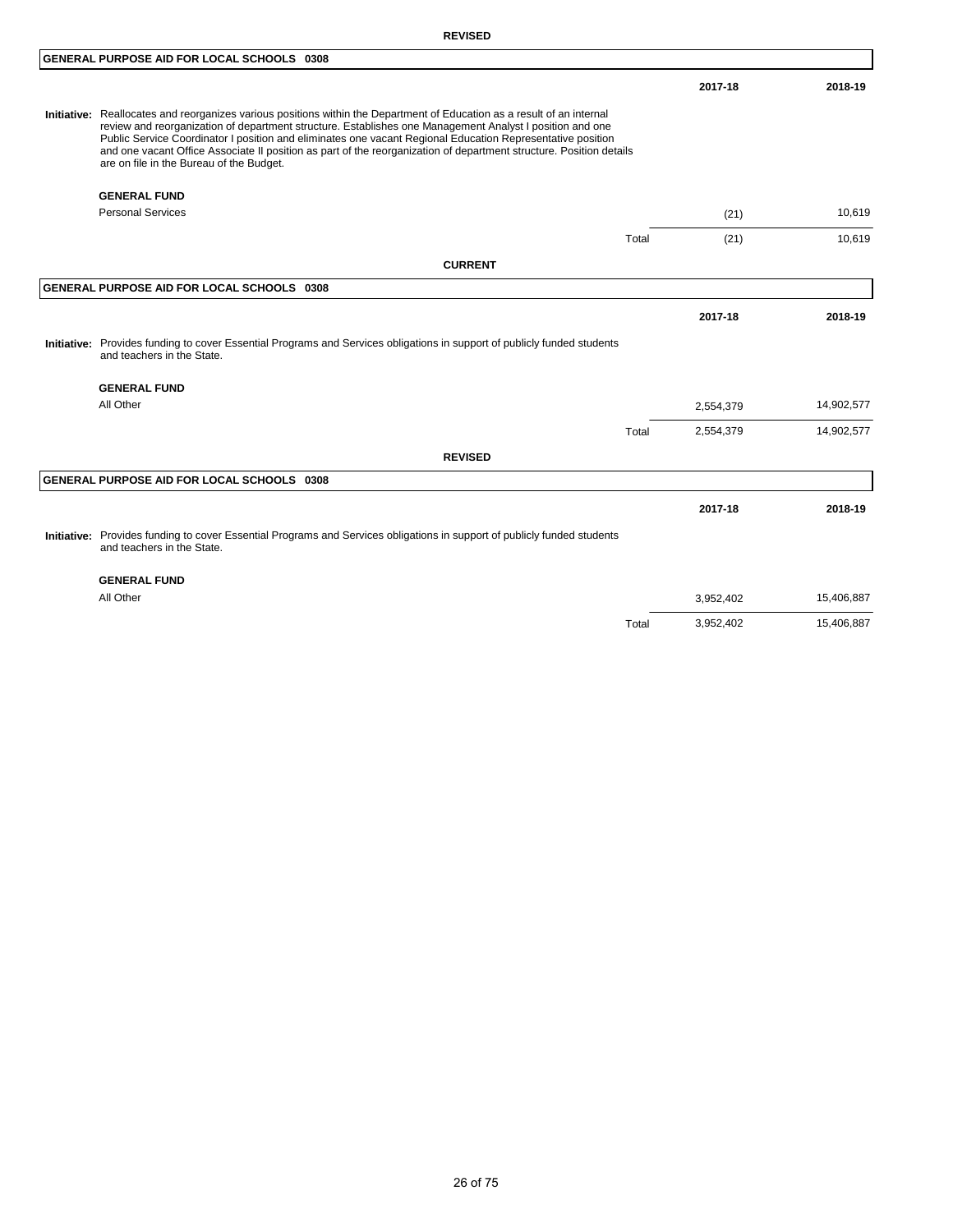**REVISED**

**GENERAL PURPOSE AID FOR LOCAL SCHOOLS 0308**

**Initiative:** Reallocates and reorganizes various positions within the Department of Education as a result of an internal review and reorganization of department structure. Establishes one Management Analyst I position and one Public Service Coordinator I position and eliminates one vacant Regional Education Representative position and one vacant Office Associate II position as part of the reorganization of department structure. Position details are on file in the Bureau of the Budget.

| | | 2017-18 | 2018-19 |
|---|---|---|---|
| **GENERAL FUND** | | | |
| Personal Services | | (21) | 10,619 |
| | Total | (21) | 10,619 |

**CURRENT**

**GENERAL PURPOSE AID FOR LOCAL SCHOOLS 0308**

**Initiative:** Provides funding to cover Essential Programs and Services obligations in support of publicly funded students and teachers in the State.

| | | 2017-18 | 2018-19 |
|---|---|---|---|
| **GENERAL FUND** | | | |
| All Other | | 2,554,379 | 14,902,577 |
| | Total | 2,554,379 | 14,902,577 |

**REVISED**

**GENERAL PURPOSE AID FOR LOCAL SCHOOLS 0308**

**Initiative:** Provides funding to cover Essential Programs and Services obligations in support of publicly funded students and teachers in the State.

| | | 2017-18 | 2018-19 |
|---|---|---|---|
| **GENERAL FUND** | | | |
| All Other | | 3,952,402 | 15,406,887 |
| | Total | 3,952,402 | 15,406,887 |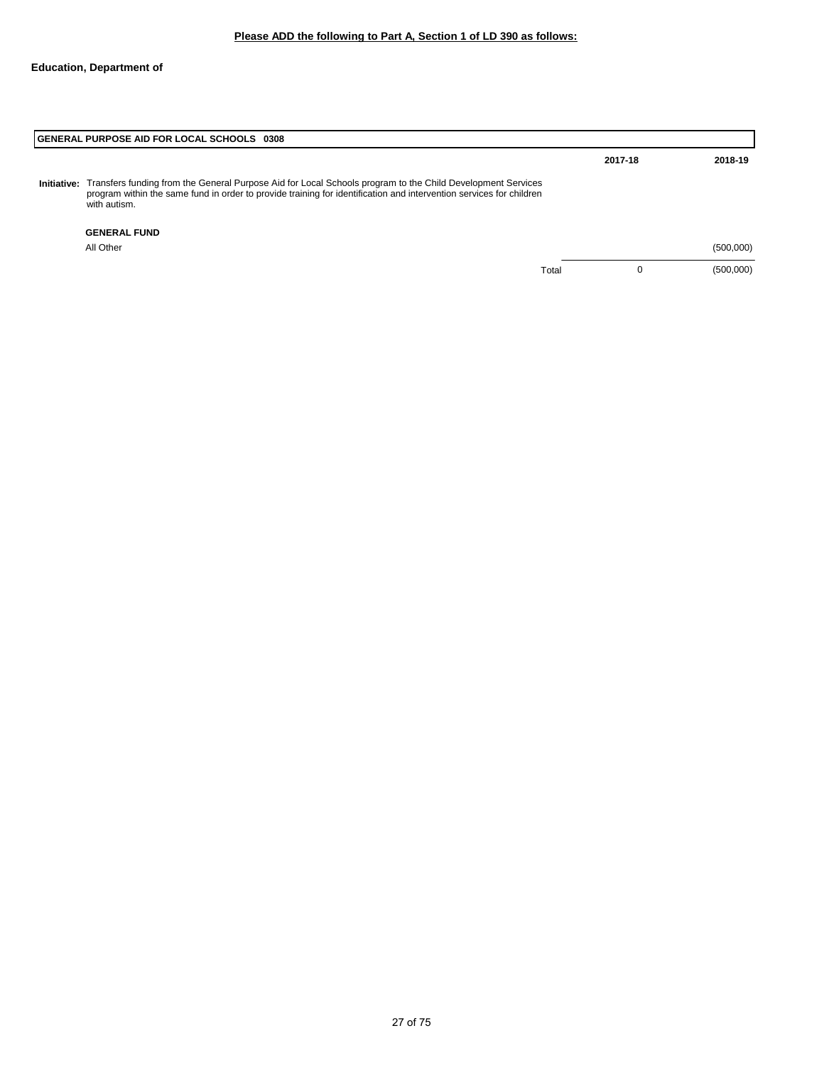**Please ADD the following to Part A, Section 1 of LD 390 as follows:**

**Education, Department of**

| GENERAL PURPOSE AID FOR LOCAL SCHOOLS 0308 | | 2017-18 | 2018-19 |
|---|---|---|---|
| **Initiative:** Transfers funding from the General Purpose Aid for Local Schools program to the Child Development Services program within the same fund in order to provide training for identification and intervention services for children with autism. | | | |
| **GENERAL FUND** | | | |
| All Other | | | (500,000) |
| | Total | 0 | (500,000) |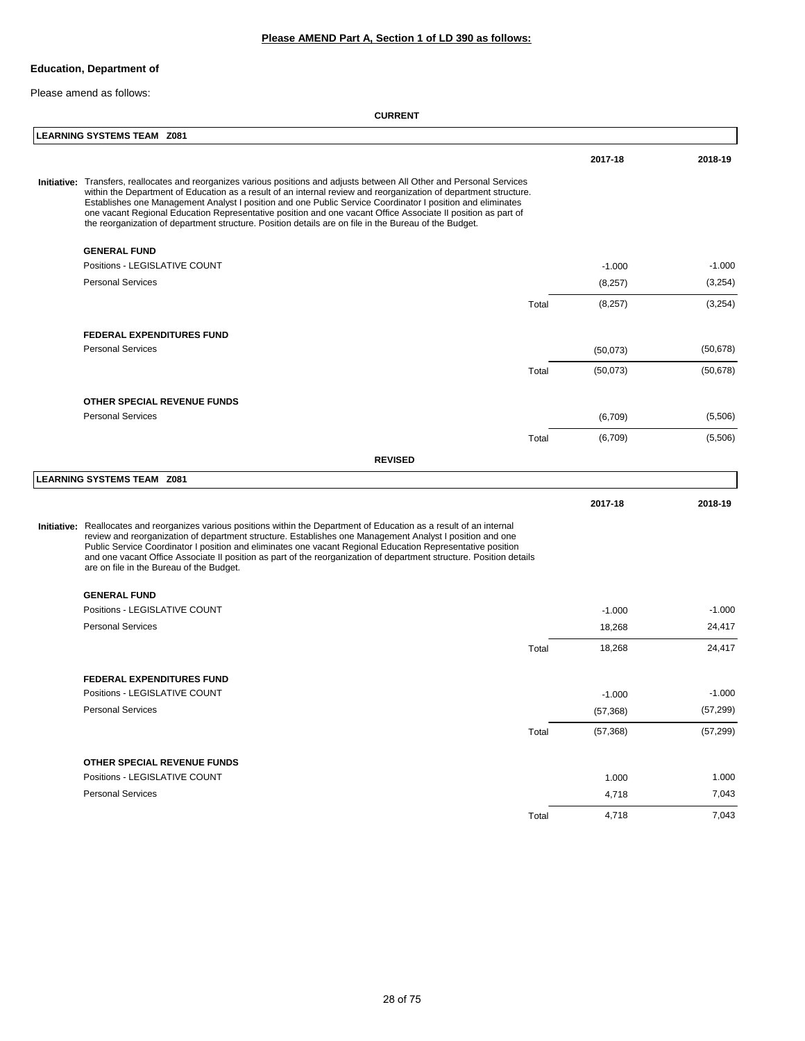**Please AMEND Part A, Section 1 of LD 390 as follows:**

**Education, Department of**

Please amend as follows:

**CURRENT**

**LEARNING SYSTEMS TEAM Z081**

**Initiative:** Transfers, reallocates and reorganizes various positions and adjusts between All Other and Personal Services within the Department of Education as a result of an internal review and reorganization of department structure. Establishes one Management Analyst I position and one Public Service Coordinator I position and eliminates one vacant Regional Education Representative position and one vacant Office Associate II position as part of the reorganization of department structure. Position details are on file in the Bureau of the Budget.

| | | 2017-18 | 2018-19 |
|---|---|---|---|
| **GENERAL FUND** | | | |
| Positions - LEGISLATIVE COUNT | | -1.000 | -1.000 |
| Personal Services | | (8,257) | (3,254) |
| | Total | (8,257) | (3,254) |
| **FEDERAL EXPENDITURES FUND** | | | |
| Personal Services | | (50,073) | (50,678) |
| | Total | (50,073) | (50,678) |
| **OTHER SPECIAL REVENUE FUNDS** | | | |
| Personal Services | | (6,709) | (5,506) |
| | Total | (6,709) | (5,506) |

**REVISED**

**LEARNING SYSTEMS TEAM Z081**

**Initiative:** Reallocates and reorganizes various positions within the Department of Education as a result of an internal review and reorganization of department structure. Establishes one Management Analyst I position and one Public Service Coordinator I position and eliminates one vacant Regional Education Representative position and one vacant Office Associate II position as part of the reorganization of department structure. Position details are on file in the Bureau of the Budget.

| | | 2017-18 | 2018-19 |
|---|---|---|---|
| **GENERAL FUND** | | | |
| Positions - LEGISLATIVE COUNT | | -1.000 | -1.000 |
| Personal Services | | 18,268 | 24,417 |
| | Total | 18,268 | 24,417 |
| **FEDERAL EXPENDITURES FUND** | | | |
| Positions - LEGISLATIVE COUNT | | -1.000 | -1.000 |
| Personal Services | | (57,368) | (57,299) |
| | Total | (57,368) | (57,299) |
| **OTHER SPECIAL REVENUE FUNDS** | | | |
| Positions - LEGISLATIVE COUNT | | 1.000 | 1.000 |
| Personal Services | | 4,718 | 7,043 |
| | Total | 4,718 | 7,043 |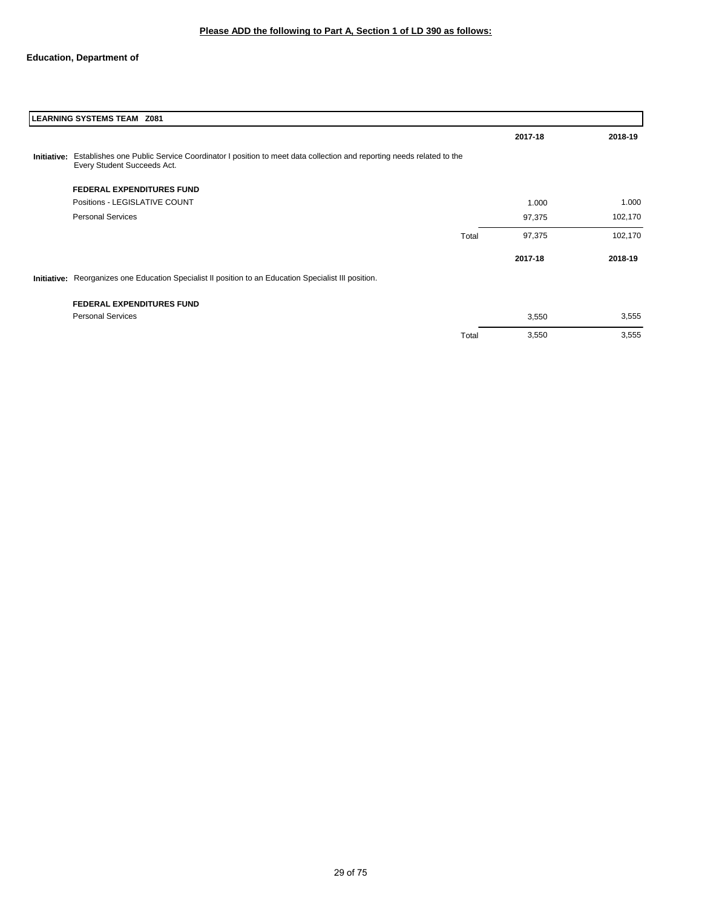**Please ADD the following to Part A, Section 1 of LD 390 as follows:**

**Education, Department of**

| LEARNING SYSTEMS TEAM Z081 | | | |
|---|---|---|---|
| | | **2017-18** | **2018-19** |
| **Initiative:** Establishes one Public Service Coordinator I position to meet data collection and reporting needs related to the Every Student Succeeds Act. | | | |
| **FEDERAL EXPENDITURES FUND** | | | |
| Positions - LEGISLATIVE COUNT | | 1.000 | 1.000 |
| Personal Services | | 97,375 | 102,170 |
| | Total | 97,375 | 102,170 |
| | | **2017-18** | **2018-19** |
| **Initiative:** Reorganizes one Education Specialist II position to an Education Specialist III position. | | | |
| **FEDERAL EXPENDITURES FUND** | | | |
| Personal Services | | 3,550 | 3,555 |
| | Total | 3,550 | 3,555 |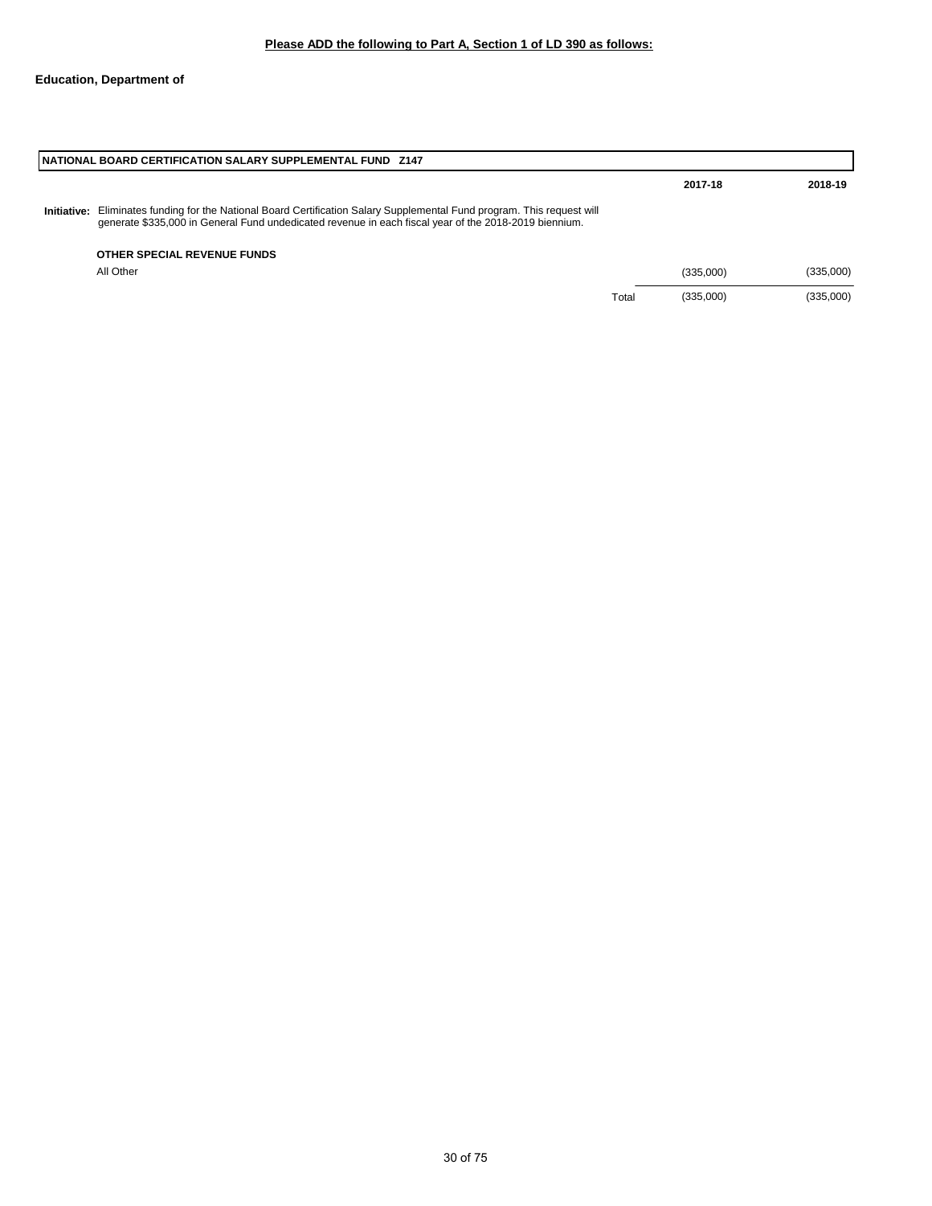**Please ADD the following to Part A, Section 1 of LD 390 as follows:**

**Education, Department of**

| NATIONAL BOARD CERTIFICATION SALARY SUPPLEMENTAL FUND Z147 | | 2017-18 | 2018-19 |
|---|---|---|---|
| **Initiative:** Eliminates funding for the National Board Certification Salary Supplemental Fund program. This request will generate $335,000 in General Fund undedicated revenue in each fiscal year of the 2018-2019 biennium. | | | |
| **OTHER SPECIAL REVENUE FUNDS** | | | |
| All Other | | (335,000) | (335,000) |
| | Total | (335,000) | (335,000) |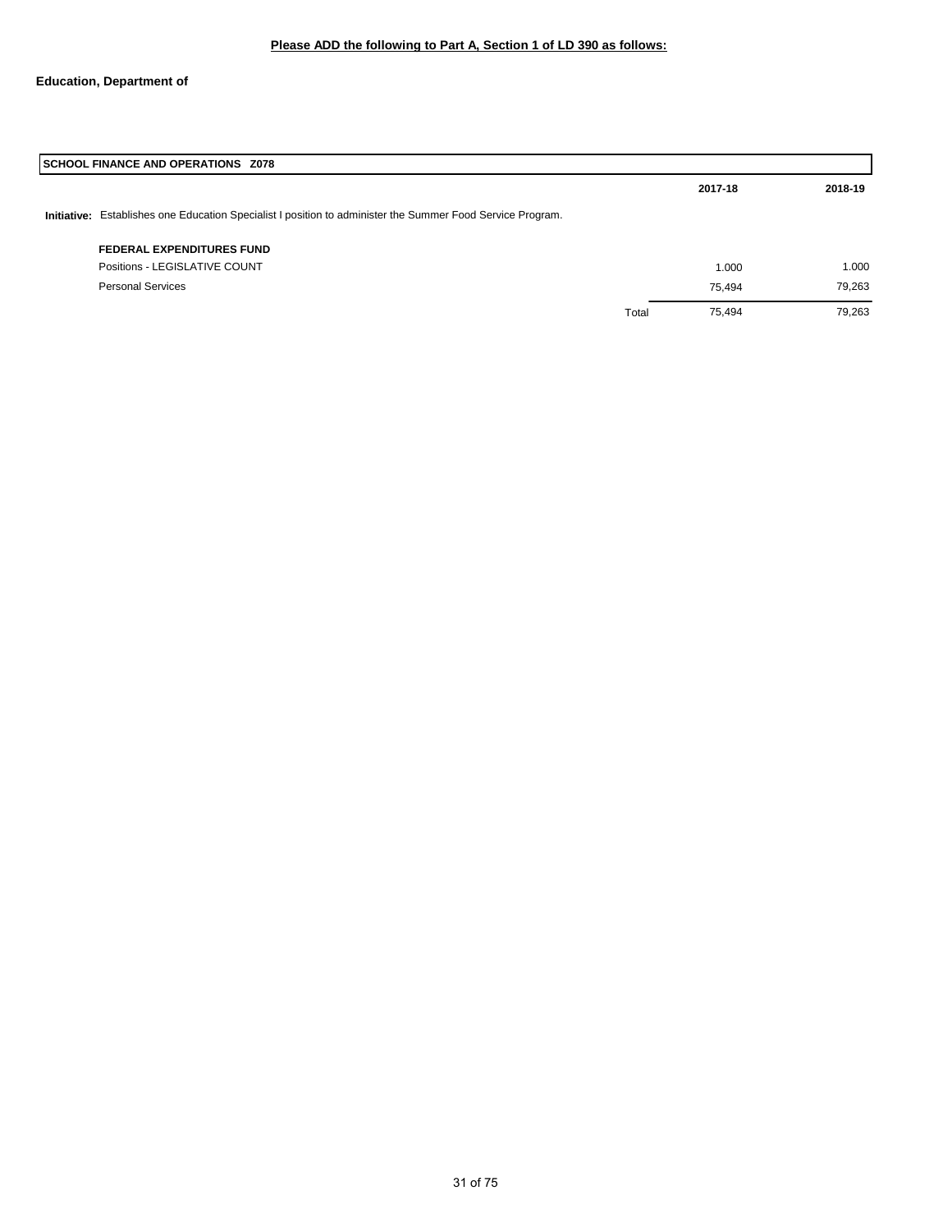**Please ADD the following to Part A, Section 1 of LD 390 as follows:**

**Education, Department of**

| SCHOOL FINANCE AND OPERATIONS Z078 | | | |
|---|---|---|---|
| | | **2017-18** | **2018-19** |
| **Initiative:** Establishes one Education Specialist I position to administer the Summer Food Service Program. | | | |
| **FEDERAL EXPENDITURES FUND** | | | |
| Positions - LEGISLATIVE COUNT | | 1.000 | 1.000 |
| Personal Services | | 75,494 | 79,263 |
| | Total | 75,494 | 79,263 |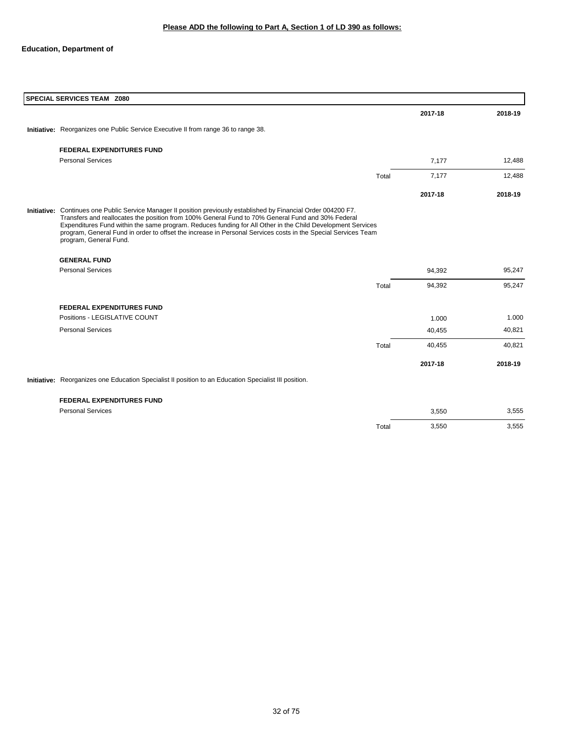**Please ADD the following to Part A, Section 1 of LD 390 as follows:**

**Education, Department of**

| SPECIAL SERVICES TEAM Z080 | | | |
|---|---|---|---|
| | | 2017-18 | 2018-19 |
| **Initiative:** Reorganizes one Public Service Executive II from range 36 to range 38. | | | |
| **FEDERAL EXPENDITURES FUND** | | | |
| Personal Services | | 7,177 | 12,488 |
| | Total | 7,177 | 12,488 |
| | | 2017-18 | 2018-19 |
| **Initiative:** Continues one Public Service Manager II position previously established by Financial Order 004200 F7. Transfers and reallocates the position from 100% General Fund to 70% General Fund and 30% Federal Expenditures Fund within the same program. Reduces funding for All Other in the Child Development Services program, General Fund in order to offset the increase in Personal Services costs in the Special Services Team program, General Fund. | | | |
| **GENERAL FUND** | | | |
| Personal Services | | 94,392 | 95,247 |
| | Total | 94,392 | 95,247 |
| **FEDERAL EXPENDITURES FUND** | | | |
| Positions - LEGISLATIVE COUNT | | 1.000 | 1.000 |
| Personal Services | | 40,455 | 40,821 |
| | Total | 40,455 | 40,821 |
| | | 2017-18 | 2018-19 |
| **Initiative:** Reorganizes one Education Specialist II position to an Education Specialist III position. | | | |
| **FEDERAL EXPENDITURES FUND** | | | |
| Personal Services | | 3,550 | 3,555 |
| | Total | 3,550 | 3,555 |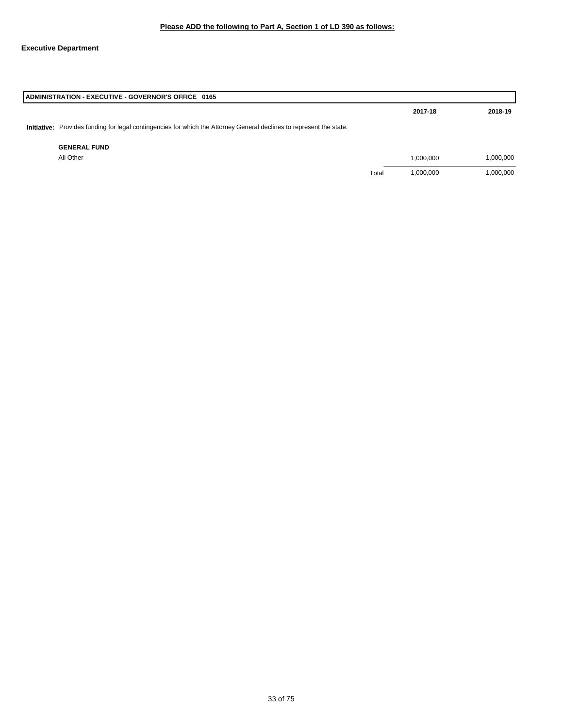**Please ADD the following to Part A, Section 1 of LD 390 as follows:**

**Executive Department**

| ADMINISTRATION - EXECUTIVE - GOVERNOR'S OFFICE 0165 | | | |
|---|---|---|---|
| | | **2017-18** | **2018-19** |
| **Initiative:** Provides funding for legal contingencies for which the Attorney General declines to represent the state. | | | |
| **GENERAL FUND** | | | |
| All Other | | 1,000,000 | 1,000,000 |
| | Total | 1,000,000 | 1,000,000 |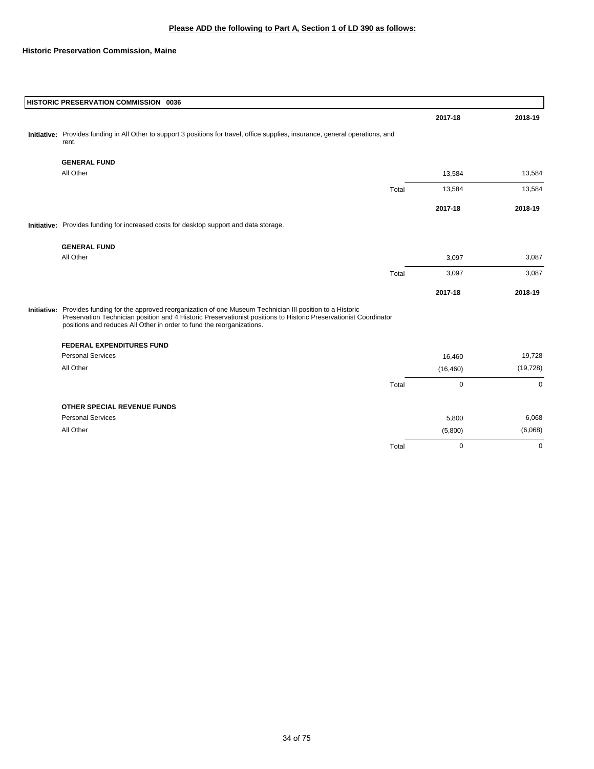**Please ADD the following to Part A, Section 1 of LD 390 as follows:**

**Historic Preservation Commission, Maine**

**HISTORIC PRESERVATION COMMISSION 0036**

| | | 2017-18 | 2018-19 |
|---|---|---|---|
| **Initiative:** Provides funding in All Other to support 3 positions for travel, office supplies, insurance, general operations, and rent. | | | |
| **GENERAL FUND** | | | |
| All Other | | 13,584 | 13,584 |
| | Total | 13,584 | 13,584 |

| | | 2017-18 | 2018-19 |
|---|---|---|---|
| **Initiative:** Provides funding for increased costs for desktop support and data storage. | | | |
| **GENERAL FUND** | | | |
| All Other | | 3,097 | 3,087 |
| | Total | 3,097 | 3,087 |

| | | 2017-18 | 2018-19 |
|---|---|---|---|
| **Initiative:** Provides funding for the approved reorganization of one Museum Technician III position to a Historic Preservation Technician position and 4 Historic Preservationist positions to Historic Preservationist Coordinator positions and reduces All Other in order to fund the reorganizations. | | | |
| **FEDERAL EXPENDITURES FUND** | | | |
| Personal Services | | 16,460 | 19,728 |
| All Other | | (16,460) | (19,728) |
| | Total | 0 | 0 |
| **OTHER SPECIAL REVENUE FUNDS** | | | |
| Personal Services | | 5,800 | 6,068 |
| All Other | | (5,800) | (6,068) |
| | Total | 0 | 0 |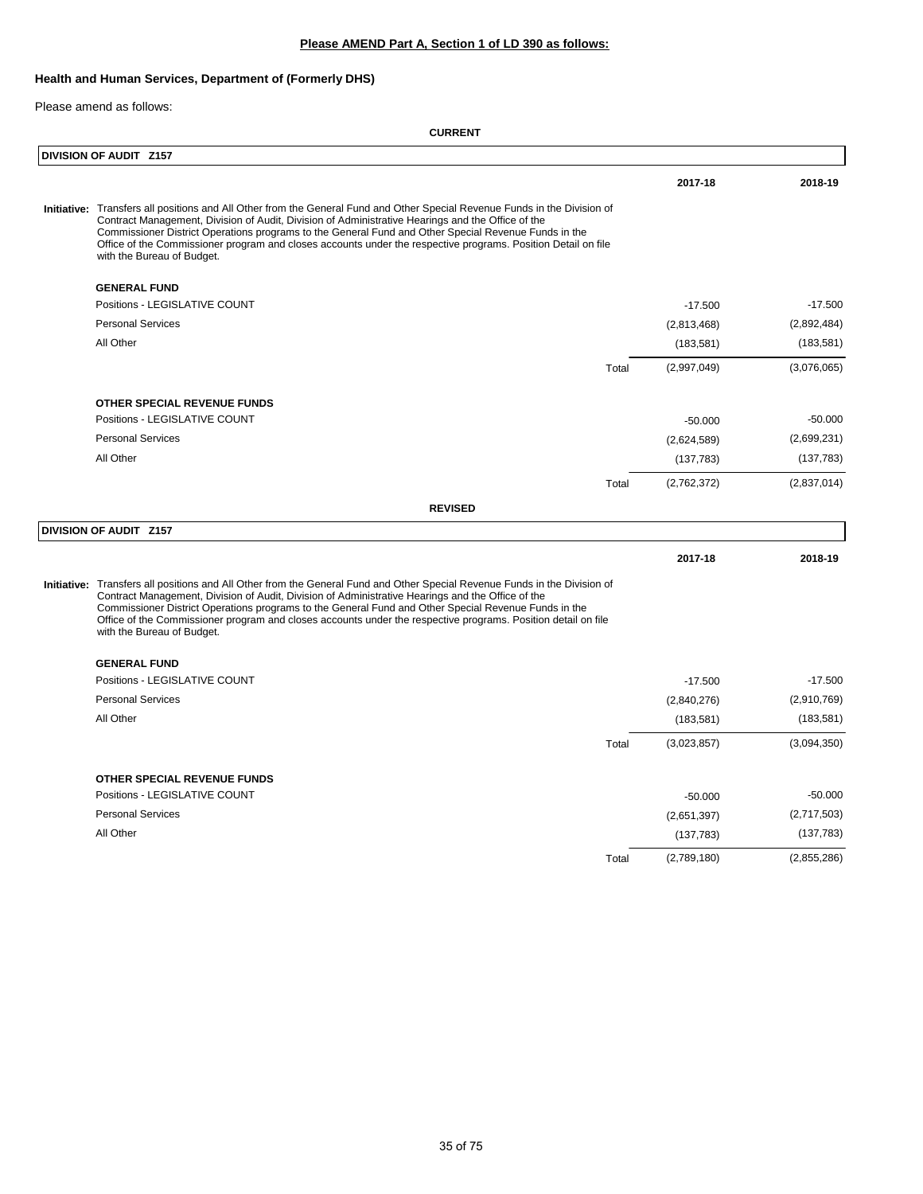**Please AMEND Part A, Section 1 of LD 390 as follows:**

**Health and Human Services, Department of (Formerly DHS)**

Please amend as follows:

**CURRENT**

**DIVISION OF AUDIT Z157**

| | | 2017-18 | 2018-19 |
|---|---|---|---|
| **Initiative:** Transfers all positions and All Other from the General Fund and Other Special Revenue Funds in the Division of Contract Management, Division of Audit, Division of Administrative Hearings and the Office of the Commissioner District Operations programs to the General Fund and Other Special Revenue Funds in the Office of the Commissioner program and closes accounts under the respective programs. Position Detail on file with the Bureau of Budget. | | | |
| **GENERAL FUND** | | | |
| Positions - LEGISLATIVE COUNT | | -17.500 | -17.500 |
| Personal Services | | (2,813,468) | (2,892,484) |
| All Other | | (183,581) | (183,581) |
| | Total | (2,997,049) | (3,076,065) |
| **OTHER SPECIAL REVENUE FUNDS** | | | |
| Positions - LEGISLATIVE COUNT | | -50.000 | -50.000 |
| Personal Services | | (2,624,589) | (2,699,231) |
| All Other | | (137,783) | (137,783) |
| | Total | (2,762,372) | (2,837,014) |

**REVISED**

**DIVISION OF AUDIT Z157**

| | | 2017-18 | 2018-19 |
|---|---|---|---|
| **Initiative:** Transfers all positions and All Other from the General Fund and Other Special Revenue Funds in the Division of Contract Management, Division of Audit, Division of Administrative Hearings and the Office of the Commissioner District Operations programs to the General Fund and Other Special Revenue Funds in the Office of the Commissioner program and closes accounts under the respective programs. Position detail on file with the Bureau of Budget. | | | |
| **GENERAL FUND** | | | |
| Positions - LEGISLATIVE COUNT | | -17.500 | -17.500 |
| Personal Services | | (2,840,276) | (2,910,769) |
| All Other | | (183,581) | (183,581) |
| | Total | (3,023,857) | (3,094,350) |
| **OTHER SPECIAL REVENUE FUNDS** | | | |
| Positions - LEGISLATIVE COUNT | | -50.000 | -50.000 |
| Personal Services | | (2,651,397) | (2,717,503) |
| All Other | | (137,783) | (137,783) |
| | Total | (2,789,180) | (2,855,286) |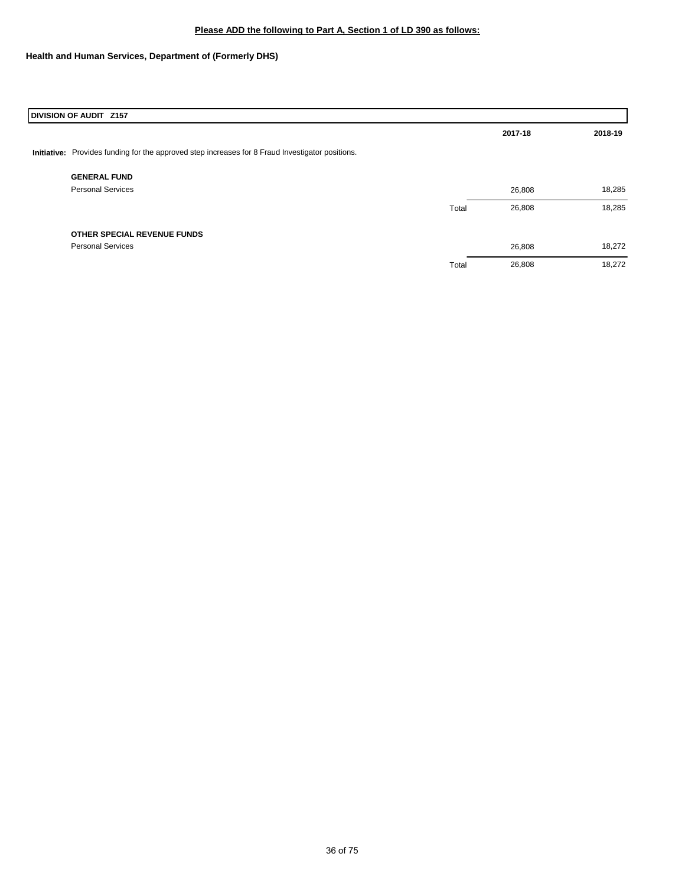**Please ADD the following to Part A, Section 1 of LD 390 as follows:**

**Health and Human Services, Department of (Formerly DHS)**

| DIVISION OF AUDIT Z157 | | | |
|---|---|---|---|
| | | 2017-18 | 2018-19 |
| **Initiative:** Provides funding for the approved step increases for 8 Fraud Investigator positions. | | | |
| **GENERAL FUND** | | | |
| Personal Services | | 26,808 | 18,285 |
| | Total | 26,808 | 18,285 |
| **OTHER SPECIAL REVENUE FUNDS** | | | |
| Personal Services | | 26,808 | 18,272 |
| | Total | 26,808 | 18,272 |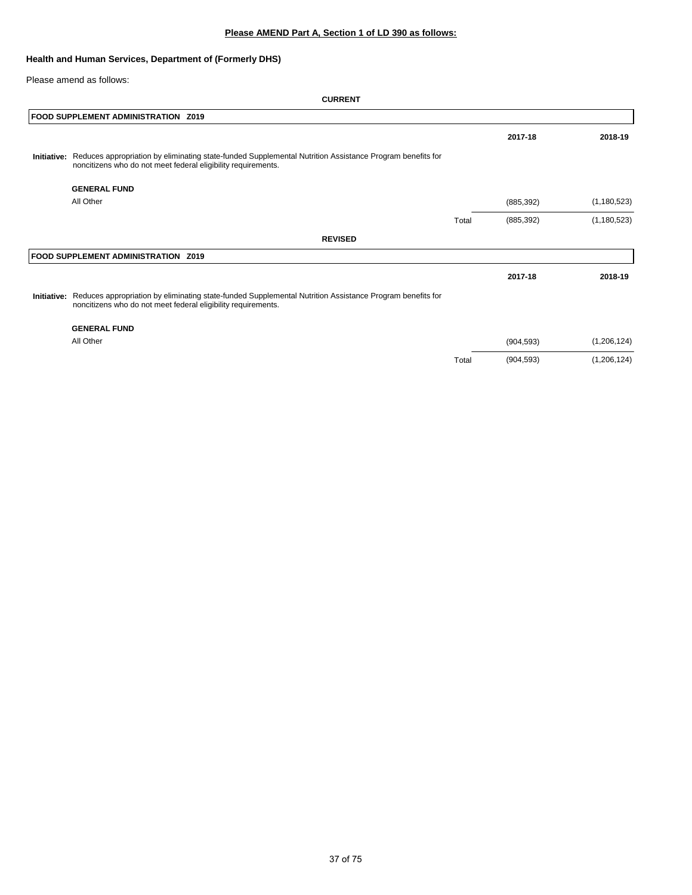**Please AMEND Part A, Section 1 of LD 390 as follows:**

**Health and Human Services, Department of (Formerly DHS)**

Please amend as follows:

**CURRENT**

| FOOD SUPPLEMENT ADMINISTRATION Z019 | | 2017-18 | 2018-19 |
|---|---|---|---|
| **Initiative:** Reduces appropriation by eliminating state-funded Supplemental Nutrition Assistance Program benefits for noncitizens who do not meet federal eligibility requirements. | | | |
| **GENERAL FUND** | | | |
| All Other | | (885,392) | (1,180,523) |
| | Total | (885,392) | (1,180,523) |

**REVISED**

| FOOD SUPPLEMENT ADMINISTRATION Z019 | | 2017-18 | 2018-19 |
|---|---|---|---|
| **Initiative:** Reduces appropriation by eliminating state-funded Supplemental Nutrition Assistance Program benefits for noncitizens who do not meet federal eligibility requirements. | | | |
| **GENERAL FUND** | | | |
| All Other | | (904,593) | (1,206,124) |
| | Total | (904,593) | (1,206,124) |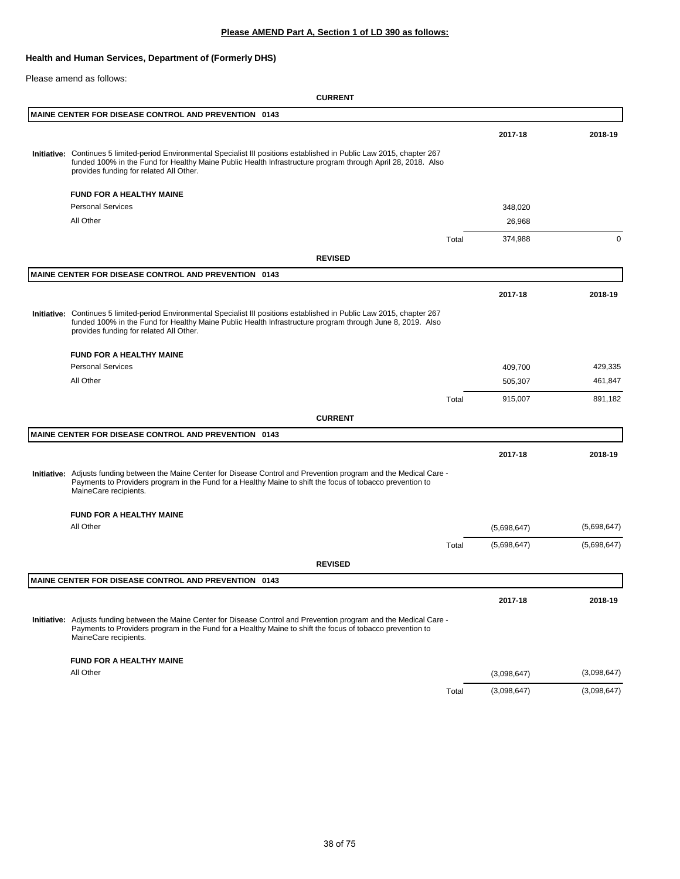**Please AMEND Part A, Section 1 of LD 390 as follows:**

**Health and Human Services, Department of (Formerly DHS)**

Please amend as follows:

**CURRENT**

**MAINE CENTER FOR DISEASE CONTROL AND PREVENTION 0143**

**Initiative:** Continues 5 limited-period Environmental Specialist III positions established in Public Law 2015, chapter 267 funded 100% in the Fund for Healthy Maine Public Health Infrastructure program through April 28, 2018. Also provides funding for related All Other.

| FUND FOR A HEALTHY MAINE | | 2017-18 | 2018-19 |
|---|---|---|---|
| Personal Services | | 348,020 | |
| All Other | | 26,968 | |
| | Total | 374,988 | 0 |

**REVISED**

**MAINE CENTER FOR DISEASE CONTROL AND PREVENTION 0143**

**Initiative:** Continues 5 limited-period Environmental Specialist III positions established in Public Law 2015, chapter 267 funded 100% in the Fund for Healthy Maine Public Health Infrastructure program through June 8, 2019. Also provides funding for related All Other.

| FUND FOR A HEALTHY MAINE | | 2017-18 | 2018-19 |
|---|---|---|---|
| Personal Services | | 409,700 | 429,335 |
| All Other | | 505,307 | 461,847 |
| | Total | 915,007 | 891,182 |

**CURRENT**

**MAINE CENTER FOR DISEASE CONTROL AND PREVENTION 0143**

**Initiative:** Adjusts funding between the Maine Center for Disease Control and Prevention program and the Medical Care - Payments to Providers program in the Fund for a Healthy Maine to shift the focus of tobacco prevention to MaineCare recipients.

| FUND FOR A HEALTHY MAINE | | 2017-18 | 2018-19 |
|---|---|---|---|
| All Other | | (5,698,647) | (5,698,647) |
| | Total | (5,698,647) | (5,698,647) |

**REVISED**

**MAINE CENTER FOR DISEASE CONTROL AND PREVENTION 0143**

**Initiative:** Adjusts funding between the Maine Center for Disease Control and Prevention program and the Medical Care - Payments to Providers program in the Fund for a Healthy Maine to shift the focus of tobacco prevention to MaineCare recipients.

| FUND FOR A HEALTHY MAINE | | 2017-18 | 2018-19 |
|---|---|---|---|
| All Other | | (3,098,647) | (3,098,647) |
| | Total | (3,098,647) | (3,098,647) |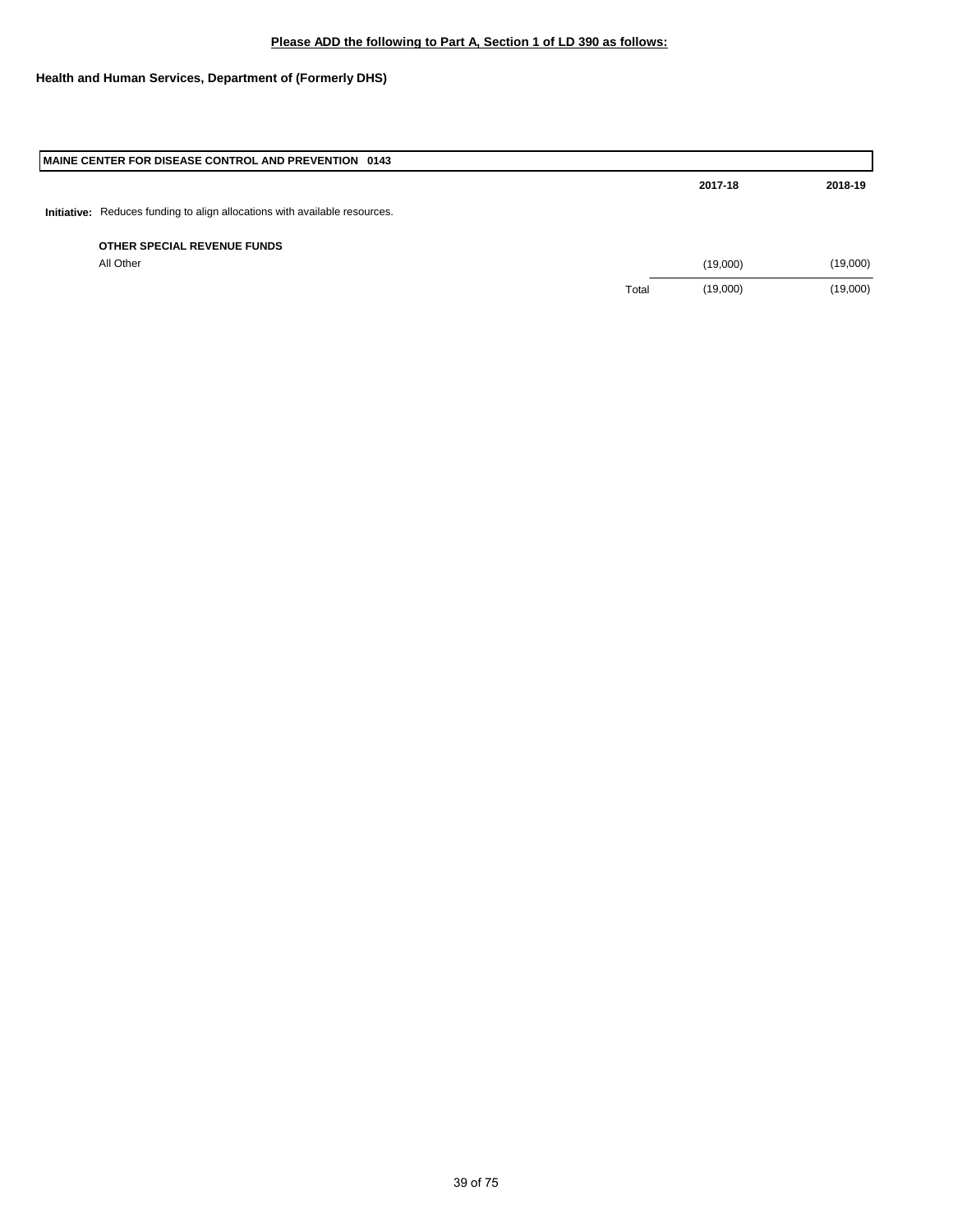**Please ADD the following to Part A, Section 1 of LD 390 as follows:**

**Health and Human Services, Department of (Formerly DHS)**

| MAINE CENTER FOR DISEASE CONTROL AND PREVENTION 0143 | | | |
|---|---|---|---|
| | | **2017-18** | **2018-19** |
| **Initiative:** Reduces funding to align allocations with available resources. | | | |
| **OTHER SPECIAL REVENUE FUNDS** | | | |
| All Other | | (19,000) | (19,000) |
| | Total | (19,000) | (19,000) |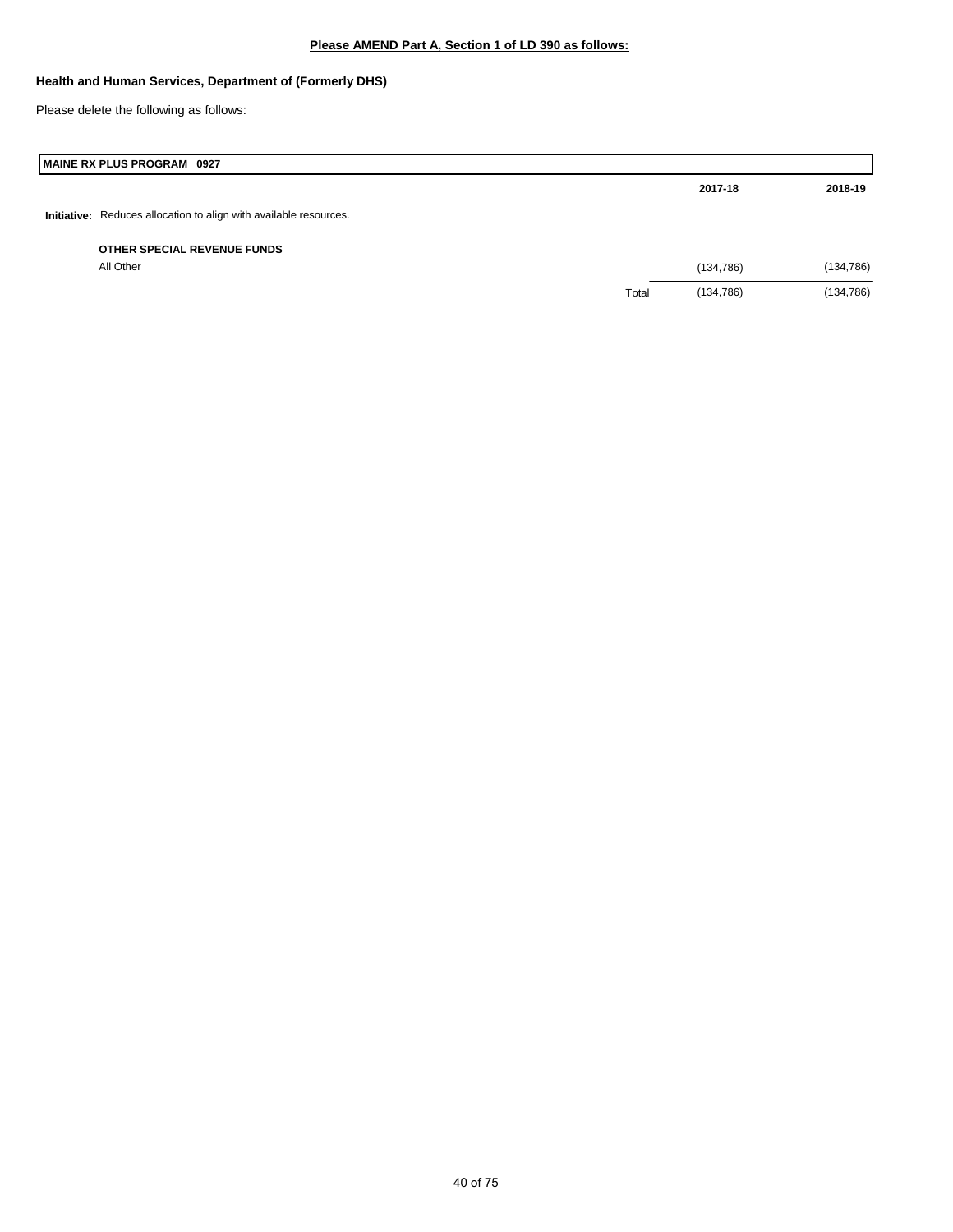**Please AMEND Part A, Section 1 of LD 390 as follows:**

**Health and Human Services, Department of (Formerly DHS)**

Please delete the following as follows:

| MAINE RX PLUS PROGRAM 0927 | | | |
|---|---|---|---|
| | | **2017-18** | **2018-19** |
| **Initiative:** Reduces allocation to align with available resources. | | | |
| **OTHER SPECIAL REVENUE FUNDS** | | | |
| All Other | | (134,786) | (134,786) |
| | Total | (134,786) | (134,786) |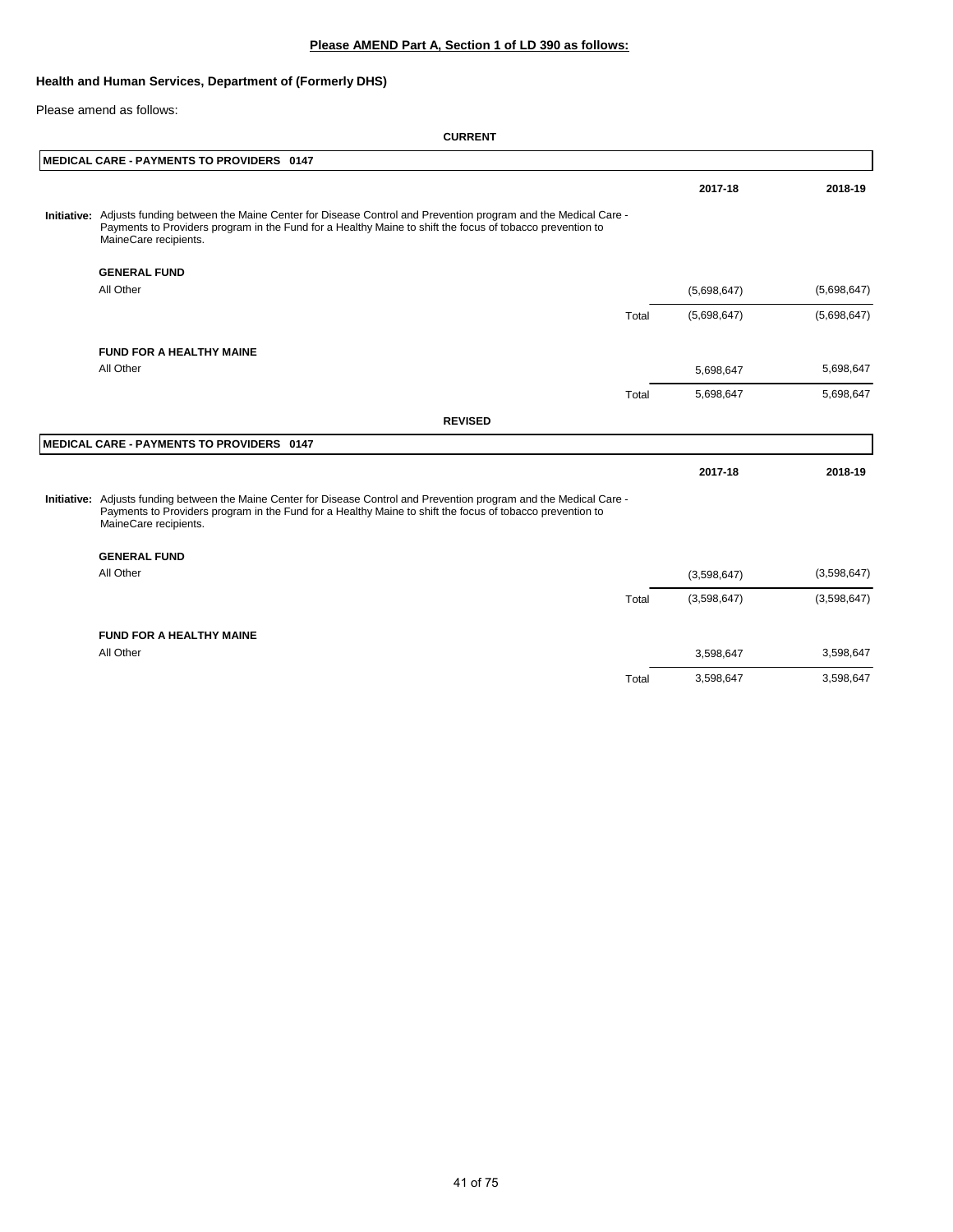**Please AMEND Part A, Section 1 of LD 390 as follows:**

**Health and Human Services, Department of (Formerly DHS)**

Please amend as follows:

**CURRENT**

**MEDICAL CARE - PAYMENTS TO PROVIDERS 0147**

| | | 2017-18 | 2018-19 |
|---|---|---|---|
| **Initiative:** Adjusts funding between the Maine Center for Disease Control and Prevention program and the Medical Care - Payments to Providers program in the Fund for a Healthy Maine to shift the focus of tobacco prevention to MaineCare recipients. | | | |
| **GENERAL FUND** | | | |
| All Other | | (5,698,647) | (5,698,647) |
| | Total | (5,698,647) | (5,698,647) |
| **FUND FOR A HEALTHY MAINE** | | | |
| All Other | | 5,698,647 | 5,698,647 |
| | Total | 5,698,647 | 5,698,647 |

**REVISED**

**MEDICAL CARE - PAYMENTS TO PROVIDERS 0147**

| | | 2017-18 | 2018-19 |
|---|---|---|---|
| **Initiative:** Adjusts funding between the Maine Center for Disease Control and Prevention program and the Medical Care - Payments to Providers program in the Fund for a Healthy Maine to shift the focus of tobacco prevention to MaineCare recipients. | | | |
| **GENERAL FUND** | | | |
| All Other | | (3,598,647) | (3,598,647) |
| | Total | (3,598,647) | (3,598,647) |
| **FUND FOR A HEALTHY MAINE** | | | |
| All Other | | 3,598,647 | 3,598,647 |
| | Total | 3,598,647 | 3,598,647 |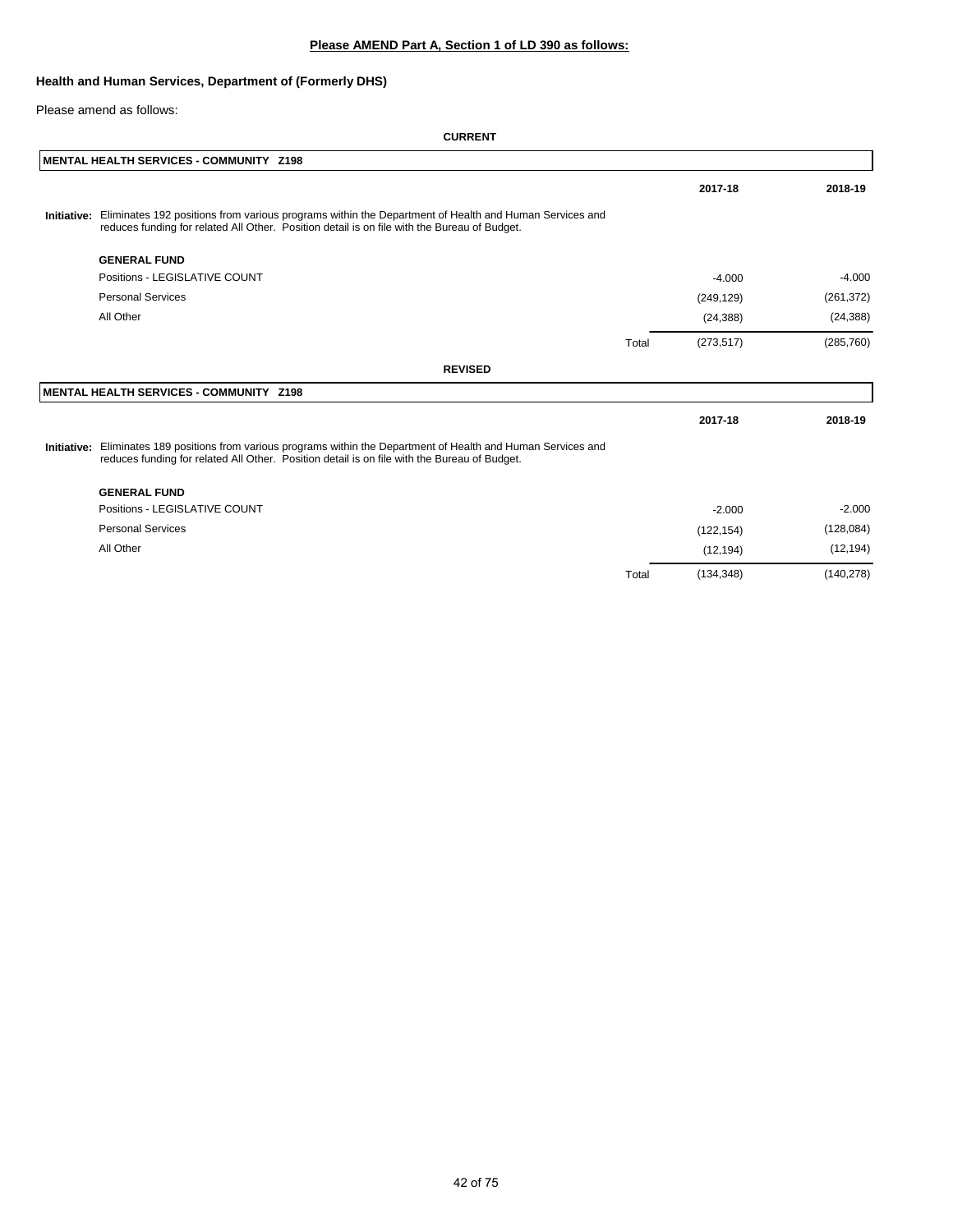**Please AMEND Part A, Section 1 of LD 390 as follows:**

**Health and Human Services, Department of (Formerly DHS)**

Please amend as follows:

**CURRENT**

**MENTAL HEALTH SERVICES - COMMUNITY Z198**

| | | 2017-18 | 2018-19 |
|---|---|---|---|
| **Initiative:** Eliminates 192 positions from various programs within the Department of Health and Human Services and reduces funding for related All Other. Position detail is on file with the Bureau of Budget. | | | |
| **GENERAL FUND** | | | |
| Positions - LEGISLATIVE COUNT | | -4.000 | -4.000 |
| Personal Services | | (249,129) | (261,372) |
| All Other | | (24,388) | (24,388) |
| | Total | (273,517) | (285,760) |

**REVISED**

**MENTAL HEALTH SERVICES - COMMUNITY Z198**

| | | 2017-18 | 2018-19 |
|---|---|---|---|
| **Initiative:** Eliminates 189 positions from various programs within the Department of Health and Human Services and reduces funding for related All Other. Position detail is on file with the Bureau of Budget. | | | |
| **GENERAL FUND** | | | |
| Positions - LEGISLATIVE COUNT | | -2.000 | -2.000 |
| Personal Services | | (122,154) | (128,084) |
| All Other | | (12,194) | (12,194) |
| | Total | (134,348) | (140,278) |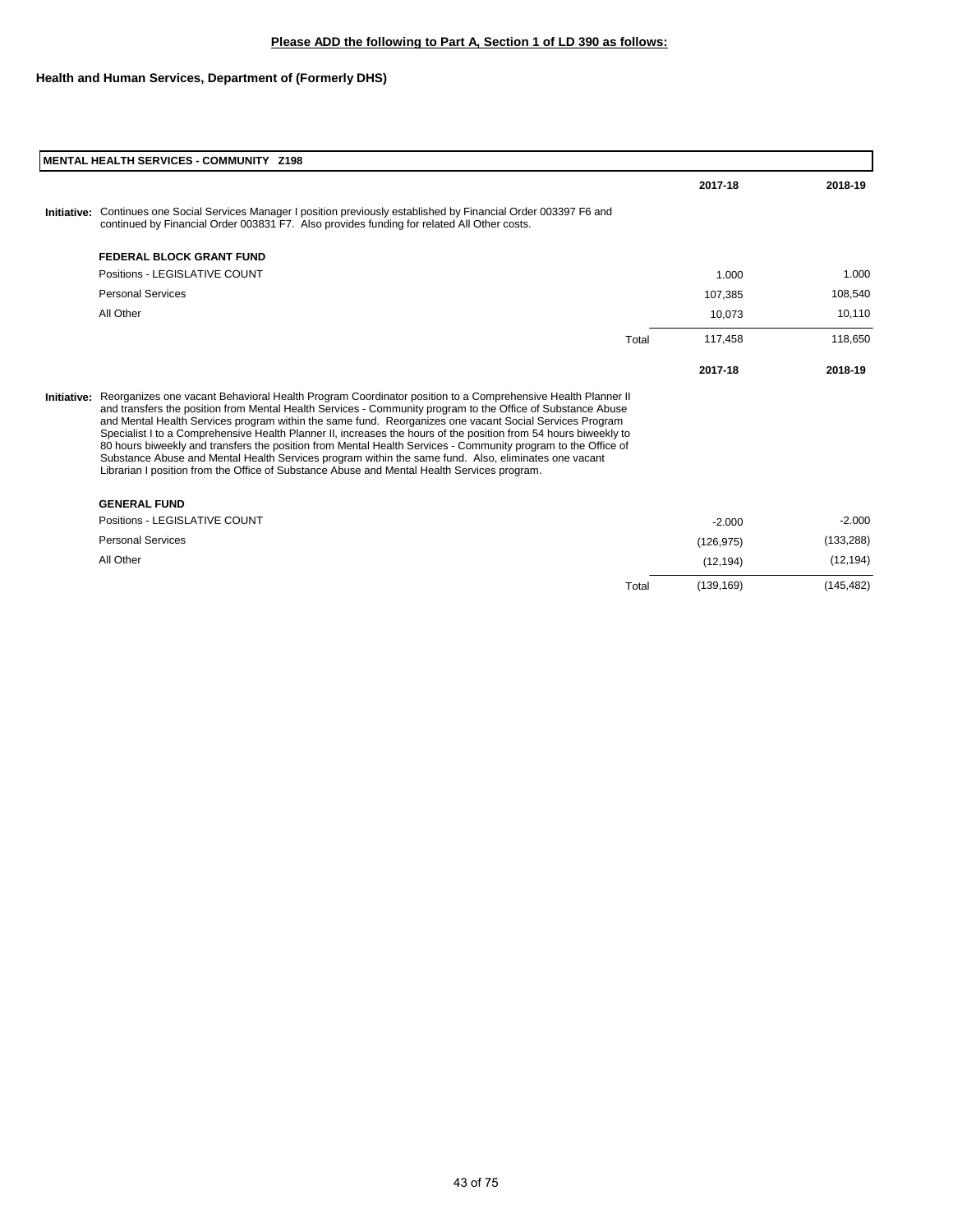**Please ADD the following to Part A, Section 1 of LD 390 as follows:**

**Health and Human Services, Department of (Formerly DHS)**

**MENTAL HEALTH SERVICES - COMMUNITY Z198**

| | | 2017-18 | 2018-19 |
|---|---|---|---|
| **Initiative:** Continues one Social Services Manager I position previously established by Financial Order 003397 F6 and continued by Financial Order 003831 F7. Also provides funding for related All Other costs. | | | |
| **FEDERAL BLOCK GRANT FUND** | | | |
| Positions - LEGISLATIVE COUNT | | 1.000 | 1.000 |
| Personal Services | | 107,385 | 108,540 |
| All Other | | 10,073 | 10,110 |
| | Total | 117,458 | 118,650 |

| | | 2017-18 | 2018-19 |
|---|---|---|---|
| **Initiative:** Reorganizes one vacant Behavioral Health Program Coordinator position to a Comprehensive Health Planner II and transfers the position from Mental Health Services - Community program to the Office of Substance Abuse and Mental Health Services program within the same fund. Reorganizes one vacant Social Services Program Specialist I to a Comprehensive Health Planner II, increases the hours of the position from 54 hours biweekly to 80 hours biweekly and transfers the position from Mental Health Services - Community program to the Office of Substance Abuse and Mental Health Services program within the same fund. Also, eliminates one vacant Librarian I position from the Office of Substance Abuse and Mental Health Services program. | | | |
| **GENERAL FUND** | | | |
| Positions - LEGISLATIVE COUNT | | -2.000 | -2.000 |
| Personal Services | | (126,975) | (133,288) |
| All Other | | (12,194) | (12,194) |
| | Total | (139,169) | (145,482) |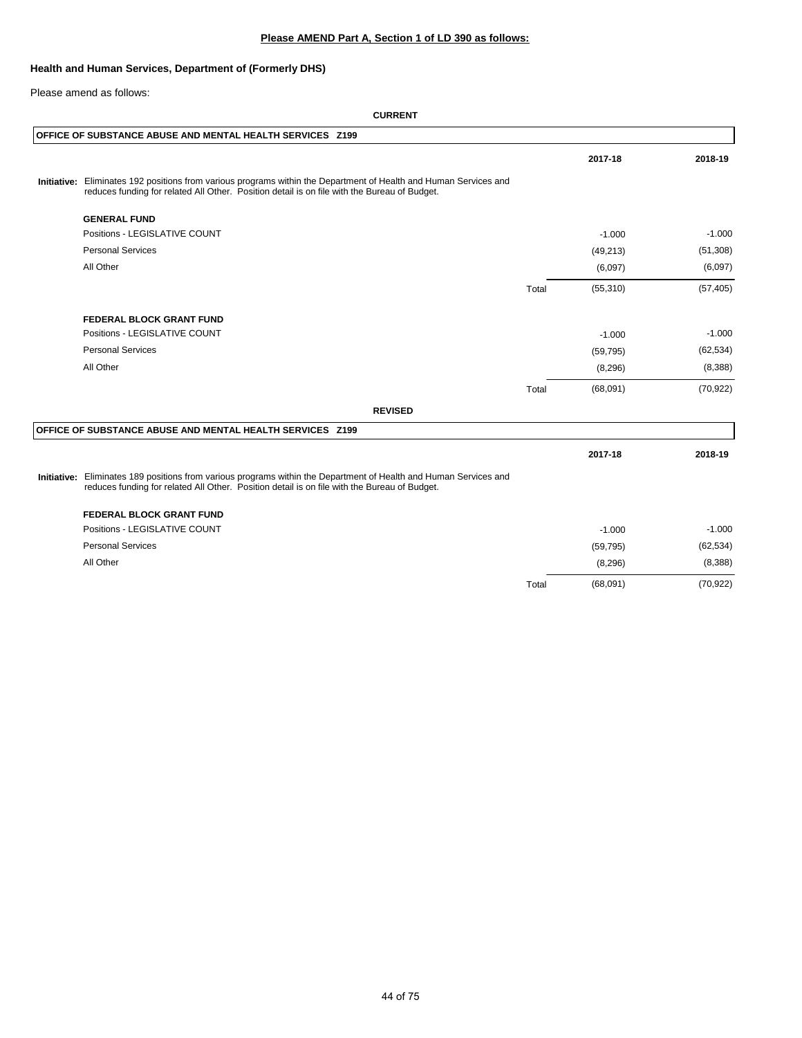**Please AMEND Part A, Section 1 of LD 390 as follows:**

**Health and Human Services, Department of (Formerly DHS)**

Please amend as follows:

**CURRENT**

**OFFICE OF SUBSTANCE ABUSE AND MENTAL HEALTH SERVICES Z199**

**Initiative:** Eliminates 192 positions from various programs within the Department of Health and Human Services and reduces funding for related All Other. Position detail is on file with the Bureau of Budget.

| | | 2017-18 | 2018-19 |
|---|---|---|---|
| **GENERAL FUND** | | | |
| Positions - LEGISLATIVE COUNT | | -1.000 | -1.000 |
| Personal Services | | (49,213) | (51,308) |
| All Other | | (6,097) | (6,097) |
| | Total | (55,310) | (57,405) |
| **FEDERAL BLOCK GRANT FUND** | | | |
| Positions - LEGISLATIVE COUNT | | -1.000 | -1.000 |
| Personal Services | | (59,795) | (62,534) |
| All Other | | (8,296) | (8,388) |
| | Total | (68,091) | (70,922) |

**REVISED**

**OFFICE OF SUBSTANCE ABUSE AND MENTAL HEALTH SERVICES Z199**

**Initiative:** Eliminates 189 positions from various programs within the Department of Health and Human Services and reduces funding for related All Other. Position detail is on file with the Bureau of Budget.

| | | 2017-18 | 2018-19 |
|---|---|---|---|
| **FEDERAL BLOCK GRANT FUND** | | | |
| Positions - LEGISLATIVE COUNT | | -1.000 | -1.000 |
| Personal Services | | (59,795) | (62,534) |
| All Other | | (8,296) | (8,388) |
| | Total | (68,091) | (70,922) |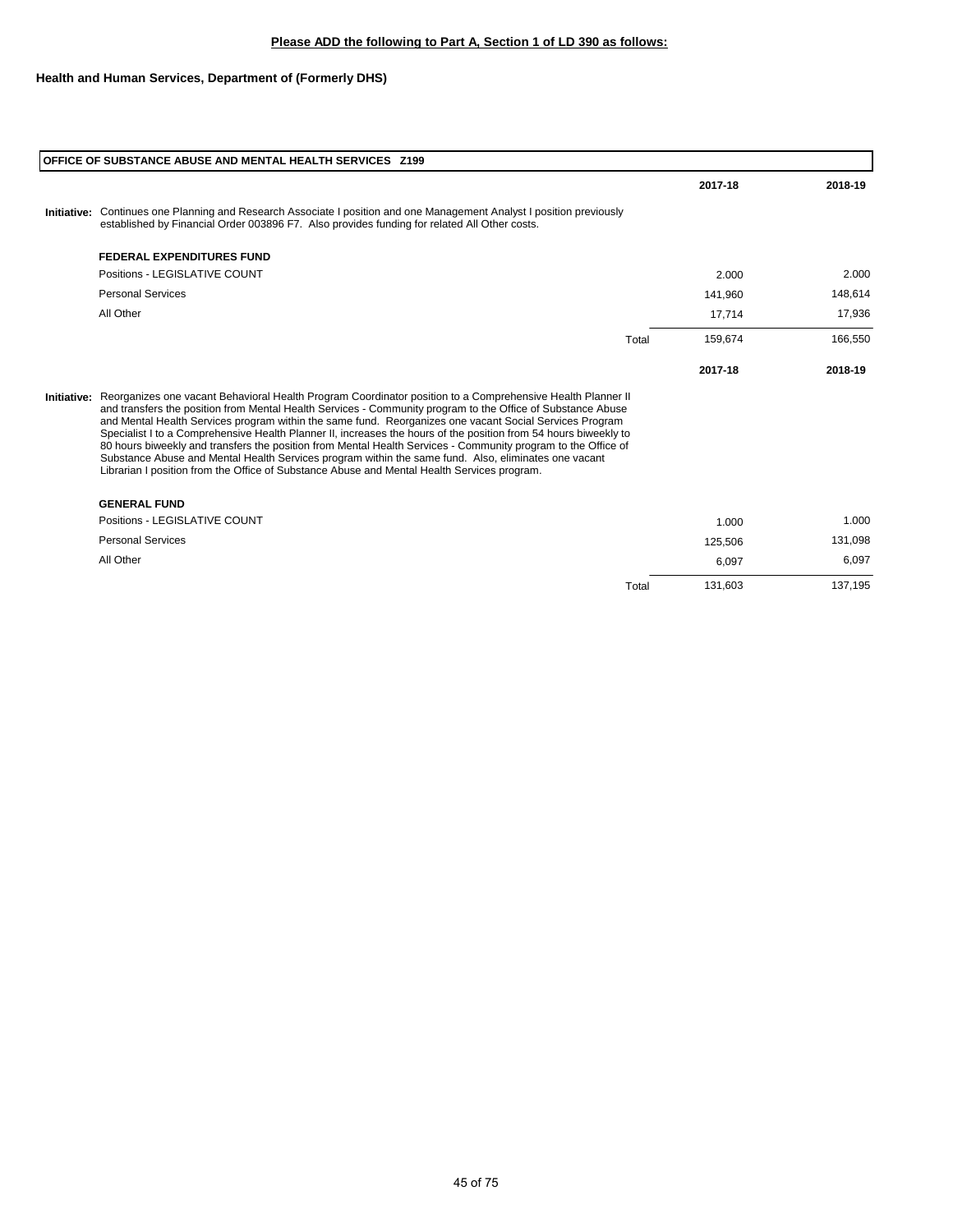**Please ADD the following to Part A, Section 1 of LD 390 as follows:**

**Health and Human Services, Department of (Formerly DHS)**

**OFFICE OF SUBSTANCE ABUSE AND MENTAL HEALTH SERVICES Z199**

| | | 2017-18 | 2018-19 |
|---|---|---|---|
| **Initiative:** Continues one Planning and Research Associate I position and one Management Analyst I position previously established by Financial Order 003896 F7. Also provides funding for related All Other costs. | | | |
| **FEDERAL EXPENDITURES FUND** | | | |
| Positions - LEGISLATIVE COUNT | | 2.000 | 2.000 |
| Personal Services | | 141,960 | 148,614 |
| All Other | | 17,714 | 17,936 |
| | Total | 159,674 | 166,550 |

| | | 2017-18 | 2018-19 |
|---|---|---|---|
| **Initiative:** Reorganizes one vacant Behavioral Health Program Coordinator position to a Comprehensive Health Planner II and transfers the position from Mental Health Services - Community program to the Office of Substance Abuse and Mental Health Services program within the same fund. Reorganizes one vacant Social Services Program Specialist I to a Comprehensive Health Planner II, increases the hours of the position from 54 hours biweekly to 80 hours biweekly and transfers the position from Mental Health Services - Community program to the Office of Substance Abuse and Mental Health Services program within the same fund. Also, eliminates one vacant Librarian I position from the Office of Substance Abuse and Mental Health Services program. | | | |
| **GENERAL FUND** | | | |
| Positions - LEGISLATIVE COUNT | | 1.000 | 1.000 |
| Personal Services | | 125,506 | 131,098 |
| All Other | | 6,097 | 6,097 |
| | Total | 131,603 | 137,195 |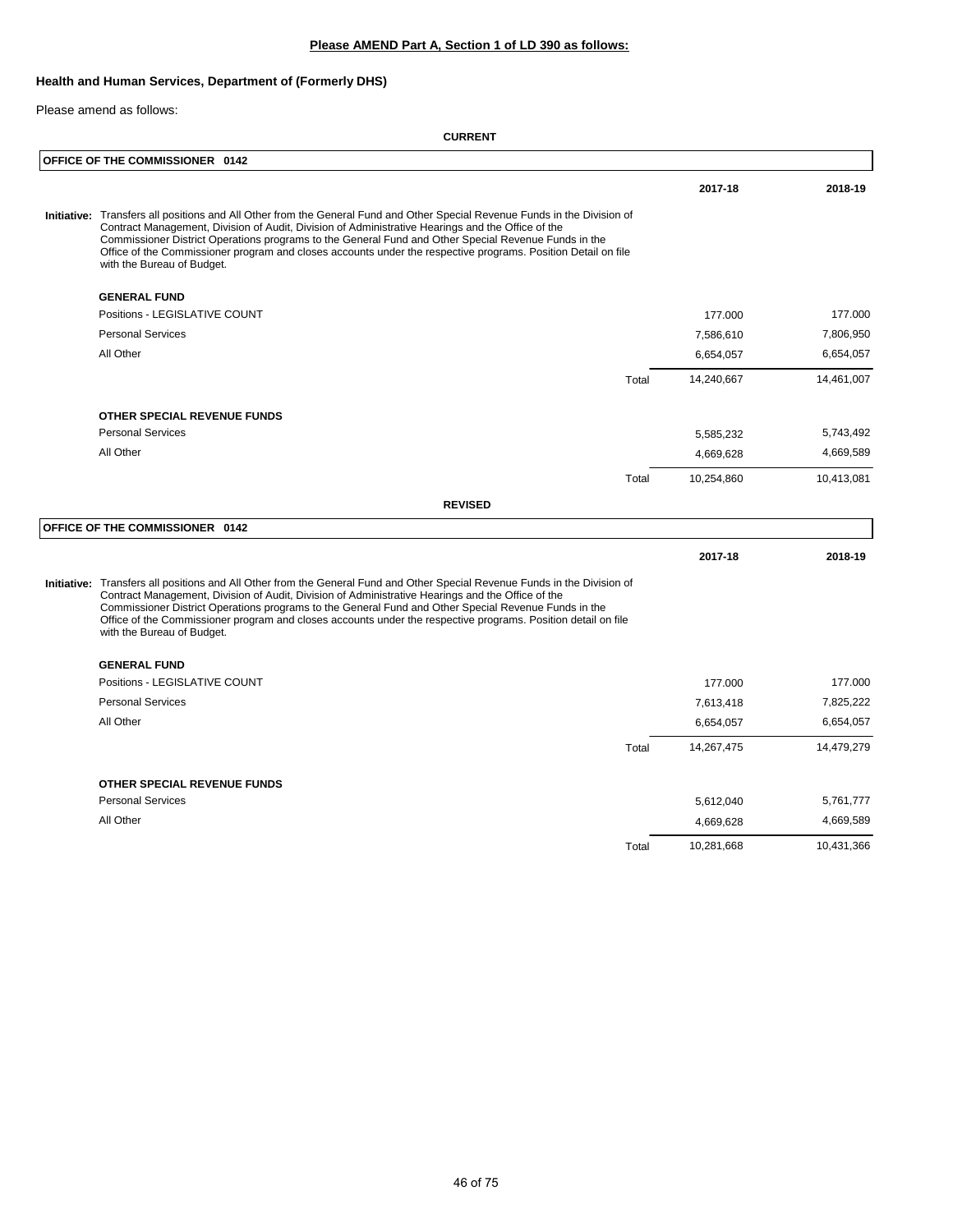**Please AMEND Part A, Section 1 of LD 390 as follows:**

**Health and Human Services, Department of (Formerly DHS)**

Please amend as follows:

**CURRENT**

**OFFICE OF THE COMMISSIONER 0142**

| | | 2017-18 | 2018-19 |
|---|---|---|---|
| **Initiative:** Transfers all positions and All Other from the General Fund and Other Special Revenue Funds in the Division of Contract Management, Division of Audit, Division of Administrative Hearings and the Office of the Commissioner District Operations programs to the General Fund and Other Special Revenue Funds in the Office of the Commissioner program and closes accounts under the respective programs. Position Detail on file with the Bureau of Budget. | | | |
| **GENERAL FUND** | | | |
| Positions - LEGISLATIVE COUNT | | 177.000 | 177.000 |
| Personal Services | | 7,586,610 | 7,806,950 |
| All Other | | 6,654,057 | 6,654,057 |
| | Total | 14,240,667 | 14,461,007 |
| **OTHER SPECIAL REVENUE FUNDS** | | | |
| Personal Services | | 5,585,232 | 5,743,492 |
| All Other | | 4,669,628 | 4,669,589 |
| | Total | 10,254,860 | 10,413,081 |

**REVISED**

**OFFICE OF THE COMMISSIONER 0142**

| | | 2017-18 | 2018-19 |
|---|---|---|---|
| **Initiative:** Transfers all positions and All Other from the General Fund and Other Special Revenue Funds in the Division of Contract Management, Division of Audit, Division of Administrative Hearings and the Office of the Commissioner District Operations programs to the General Fund and Other Special Revenue Funds in the Office of the Commissioner program and closes accounts under the respective programs. Position detail on file with the Bureau of Budget. | | | |
| **GENERAL FUND** | | | |
| Positions - LEGISLATIVE COUNT | | 177.000 | 177.000 |
| Personal Services | | 7,613,418 | 7,825,222 |
| All Other | | 6,654,057 | 6,654,057 |
| | Total | 14,267,475 | 14,479,279 |
| **OTHER SPECIAL REVENUE FUNDS** | | | |
| Personal Services | | 5,612,040 | 5,761,777 |
| All Other | | 4,669,628 | 4,669,589 |
| | Total | 10,281,668 | 10,431,366 |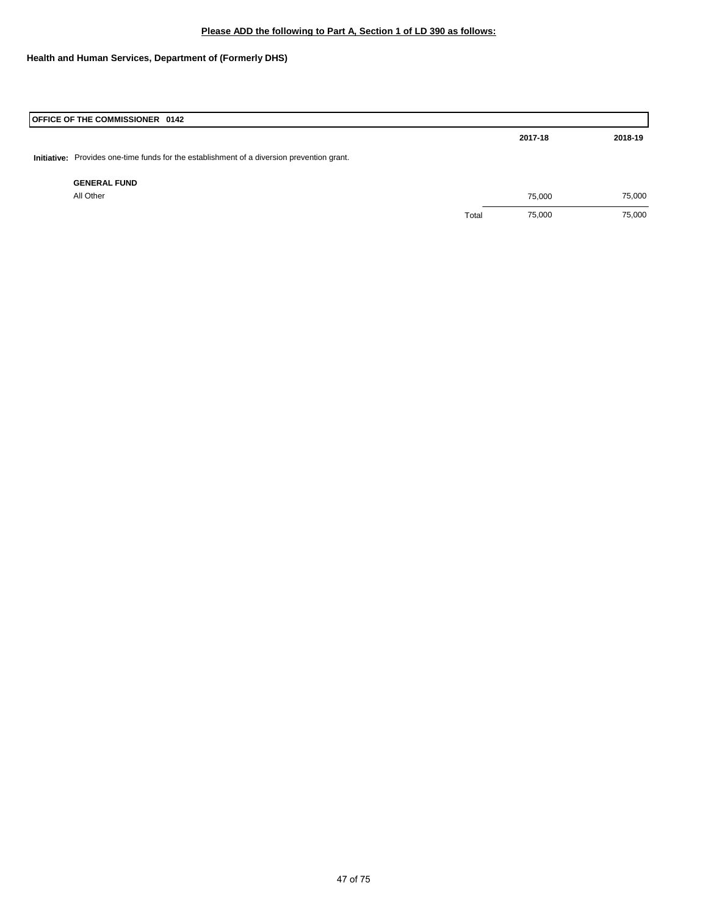**Please ADD the following to Part A, Section 1 of LD 390 as follows:**

**Health and Human Services, Department of (Formerly DHS)**

| OFFICE OF THE COMMISSIONER 0142 | | 2017-18 | 2018-19 |
|---|---|---|---|
| **Initiative:** Provides one-time funds for the establishment of a diversion prevention grant. | | | |
| **GENERAL FUND** | | | |
| All Other | | 75,000 | 75,000 |
| | Total | 75,000 | 75,000 |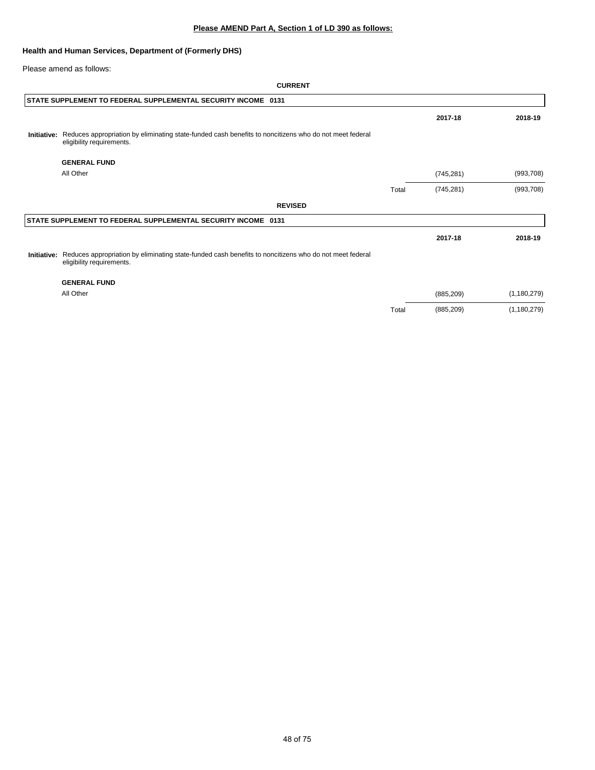**Please AMEND Part A, Section 1 of LD 390 as follows:**

**Health and Human Services, Department of (Formerly DHS)**

Please amend as follows:

**CURRENT**

| **STATE SUPPLEMENT TO FEDERAL SUPPLEMENTAL SECURITY INCOME 0131** | | | |
|---|---|---|---|
| | | **2017-18** | **2018-19** |
| **Initiative:** Reduces appropriation by eliminating state-funded cash benefits to noncitizens who do not meet federal eligibility requirements. | | | |
| **GENERAL FUND** | | | |
| All Other | | (745,281) | (993,708) |
| | Total | (745,281) | (993,708) |

**REVISED**

| **STATE SUPPLEMENT TO FEDERAL SUPPLEMENTAL SECURITY INCOME 0131** | | | |
|---|---|---|---|
| | | **2017-18** | **2018-19** |
| **Initiative:** Reduces appropriation by eliminating state-funded cash benefits to noncitizens who do not meet federal eligibility requirements. | | | |
| **GENERAL FUND** | | | |
| All Other | | (885,209) | (1,180,279) |
| | Total | (885,209) | (1,180,279) |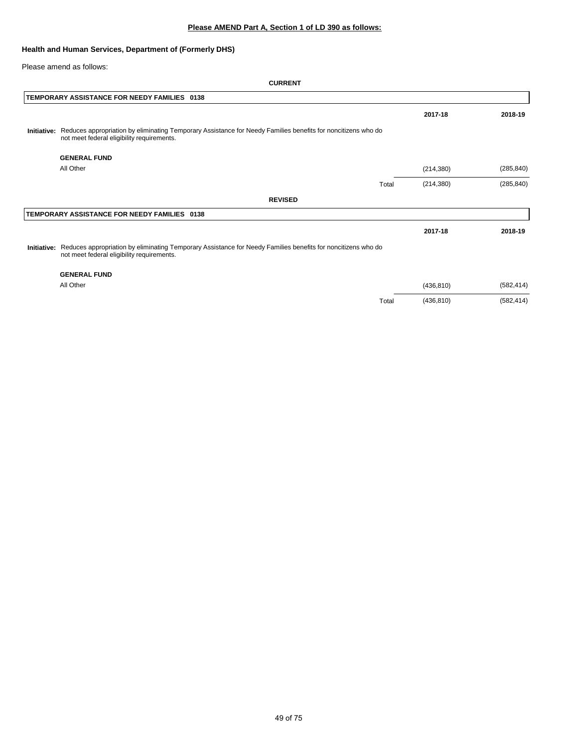**Please AMEND Part A, Section 1 of LD 390 as follows:**

**Health and Human Services, Department of (Formerly DHS)**

Please amend as follows:

**CURRENT**

| **TEMPORARY ASSISTANCE FOR NEEDY FAMILIES 0138** | | **2017-18** | **2018-19** |
|---|---|---|---|
| **Initiative:** Reduces appropriation by eliminating Temporary Assistance for Needy Families benefits for noncitizens who do not meet federal eligibility requirements. | | | |
| **GENERAL FUND** | | | |
| All Other | | (214,380) | (285,840) |
| | Total | (214,380) | (285,840) |

**REVISED**

| **TEMPORARY ASSISTANCE FOR NEEDY FAMILIES 0138** | | **2017-18** | **2018-19** |
|---|---|---|---|
| **Initiative:** Reduces appropriation by eliminating Temporary Assistance for Needy Families benefits for noncitizens who do not meet federal eligibility requirements. | | | |
| **GENERAL FUND** | | | |
| All Other | | (436,810) | (582,414) |
| | Total | (436,810) | (582,414) |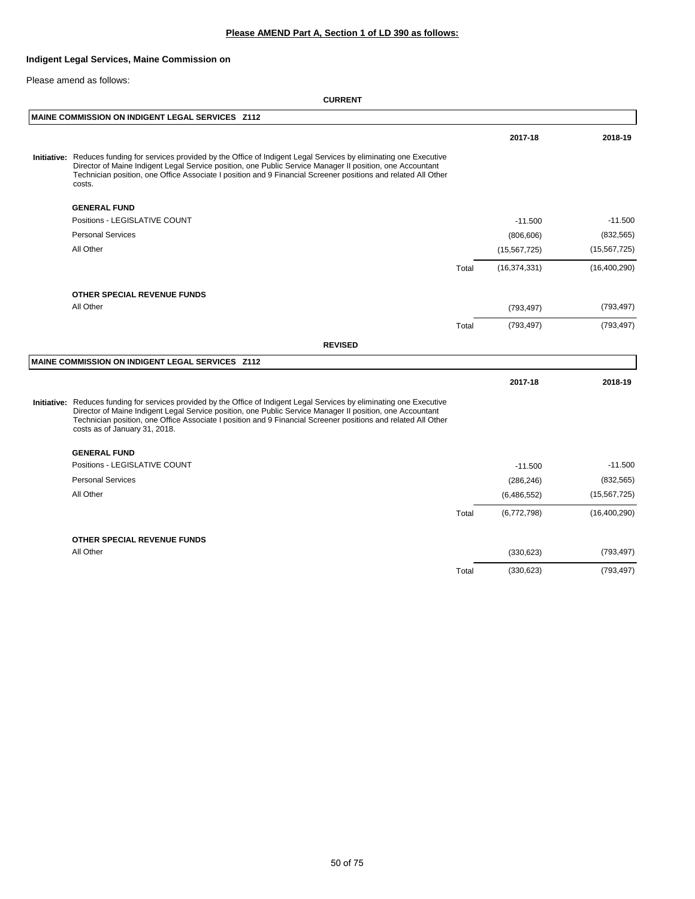**Please AMEND Part A, Section 1 of LD 390 as follows:**

**Indigent Legal Services, Maine Commission on**

Please amend as follows:

**CURRENT**

**MAINE COMMISSION ON INDIGENT LEGAL SERVICES Z112**

| | | 2017-18 | 2018-19 |
|---|---|---|---|
| **Initiative:** Reduces funding for services provided by the Office of Indigent Legal Services by eliminating one Executive Director of Maine Indigent Legal Service position, one Public Service Manager II position, one Accountant Technician position, one Office Associate I position and 9 Financial Screener positions and related All Other costs. | | | |
| **GENERAL FUND** | | | |
| Positions - LEGISLATIVE COUNT | | -11.500 | -11.500 |
| Personal Services | | (806,606) | (832,565) |
| All Other | | (15,567,725) | (15,567,725) |
| | Total | (16,374,331) | (16,400,290) |
| **OTHER SPECIAL REVENUE FUNDS** | | | |
| All Other | | (793,497) | (793,497) |
| | Total | (793,497) | (793,497) |

**REVISED**

**MAINE COMMISSION ON INDIGENT LEGAL SERVICES Z112**

| | | 2017-18 | 2018-19 |
|---|---|---|---|
| **Initiative:** Reduces funding for services provided by the Office of Indigent Legal Services by eliminating one Executive Director of Maine Indigent Legal Service position, one Public Service Manager II position, one Accountant Technician position, one Office Associate I position and 9 Financial Screener positions and related All Other costs as of January 31, 2018. | | | |
| **GENERAL FUND** | | | |
| Positions - LEGISLATIVE COUNT | | -11.500 | -11.500 |
| Personal Services | | (286,246) | (832,565) |
| All Other | | (6,486,552) | (15,567,725) |
| | Total | (6,772,798) | (16,400,290) |
| **OTHER SPECIAL REVENUE FUNDS** | | | |
| All Other | | (330,623) | (793,497) |
| | Total | (330,623) | (793,497) |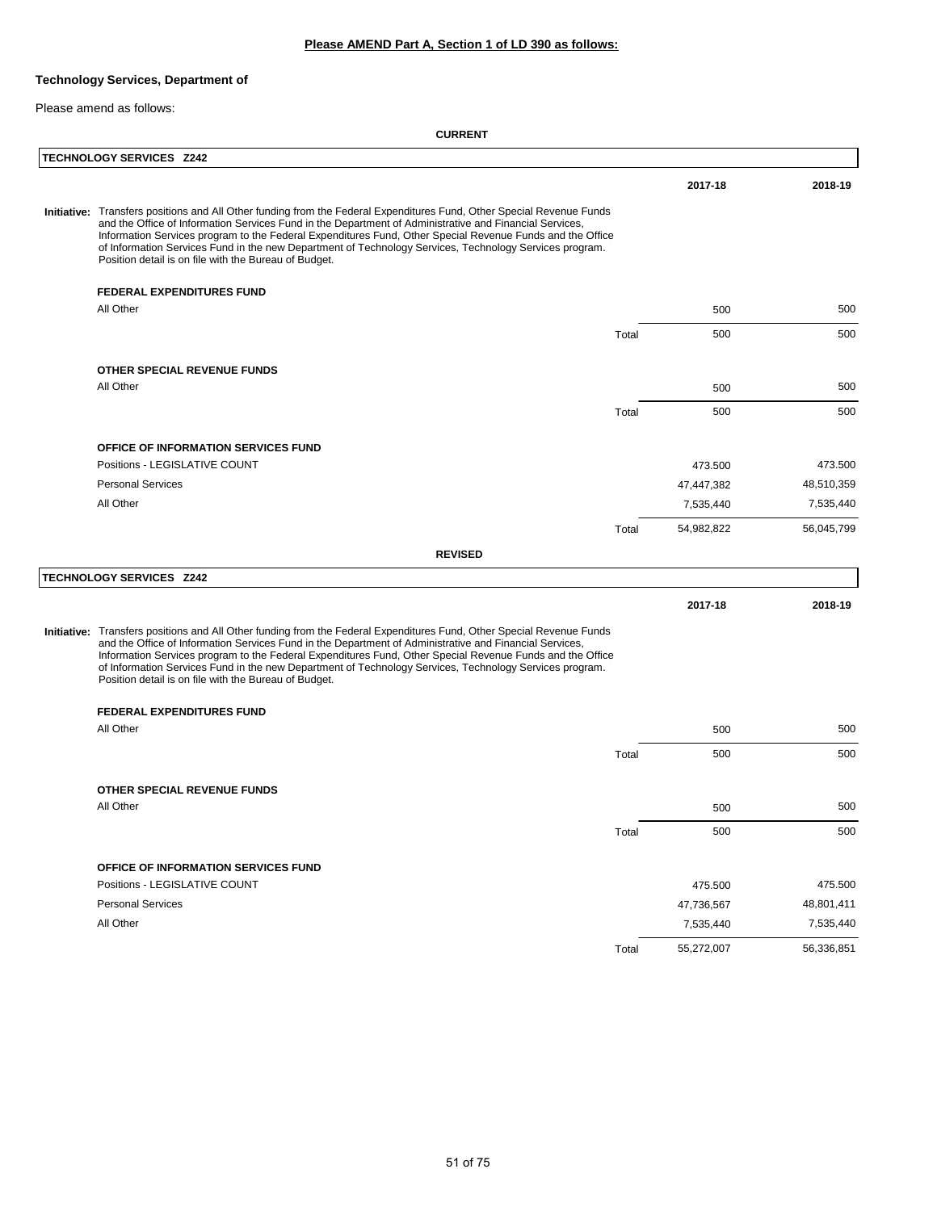**Please AMEND Part A, Section 1 of LD 390 as follows:**

**Technology Services, Department of**

Please amend as follows:

**CURRENT**

**TECHNOLOGY SERVICES Z242**

| | | 2017-18 | 2018-19 |
|---|---|---|---|
| **Initiative:** Transfers positions and All Other funding from the Federal Expenditures Fund, Other Special Revenue Funds and the Office of Information Services Fund in the Department of Administrative and Financial Services, Information Services program to the Federal Expenditures Fund, Other Special Revenue Funds and the Office of Information Services Fund in the new Department of Technology Services, Technology Services program. Position detail is on file with the Bureau of Budget. | | | |
| **FEDERAL EXPENDITURES FUND** | | | |
| All Other | | 500 | 500 |
| | Total | 500 | 500 |
| **OTHER SPECIAL REVENUE FUNDS** | | | |
| All Other | | 500 | 500 |
| | Total | 500 | 500 |
| **OFFICE OF INFORMATION SERVICES FUND** | | | |
| Positions - LEGISLATIVE COUNT | | 473.500 | 473.500 |
| Personal Services | | 47,447,382 | 48,510,359 |
| All Other | | 7,535,440 | 7,535,440 |
| | Total | 54,982,822 | 56,045,799 |

**REVISED**

**TECHNOLOGY SERVICES Z242**

| | | 2017-18 | 2018-19 |
|---|---|---|---|
| **Initiative:** Transfers positions and All Other funding from the Federal Expenditures Fund, Other Special Revenue Funds and the Office of Information Services Fund in the Department of Administrative and Financial Services, Information Services program to the Federal Expenditures Fund, Other Special Revenue Funds and the Office of Information Services Fund in the new Department of Technology Services, Technology Services program. Position detail is on file with the Bureau of Budget. | | | |
| **FEDERAL EXPENDITURES FUND** | | | |
| All Other | | 500 | 500 |
| | Total | 500 | 500 |
| **OTHER SPECIAL REVENUE FUNDS** | | | |
| All Other | | 500 | 500 |
| | Total | 500 | 500 |
| **OFFICE OF INFORMATION SERVICES FUND** | | | |
| Positions - LEGISLATIVE COUNT | | 475.500 | 475.500 |
| Personal Services | | 47,736,567 | 48,801,411 |
| All Other | | 7,535,440 | 7,535,440 |
| | Total | 55,272,007 | 56,336,851 |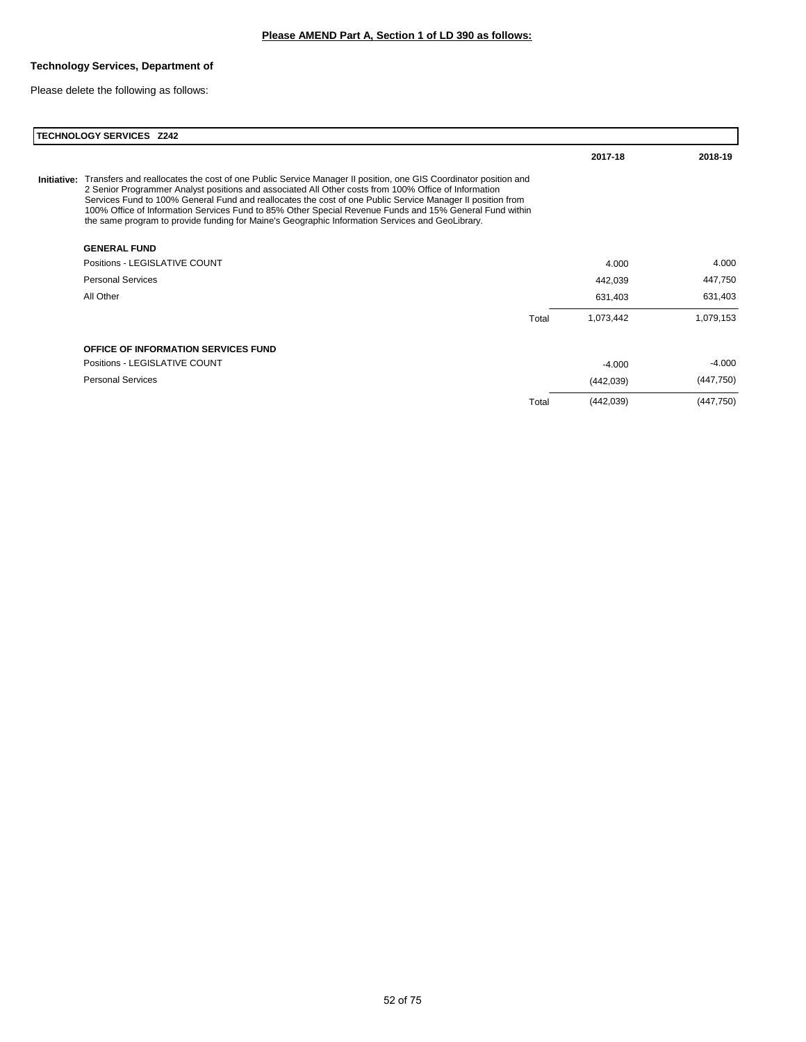**Please AMEND Part A, Section 1 of LD 390 as follows:**

**Technology Services, Department of**

Please delete the following as follows:

**TECHNOLOGY SERVICES Z242**

| | | 2017-18 | 2018-19 |
|---|---|---|---|
| **Initiative:** Transfers and reallocates the cost of one Public Service Manager II position, one GIS Coordinator position and 2 Senior Programmer Analyst positions and associated All Other costs from 100% Office of Information Services Fund to 100% General Fund and reallocates the cost of one Public Service Manager II position from 100% Office of Information Services Fund to 85% Other Special Revenue Funds and 15% General Fund within the same program to provide funding for Maine's Geographic Information Services and GeoLibrary. | | | |
| **GENERAL FUND** | | | |
| Positions - LEGISLATIVE COUNT | | 4.000 | 4.000 |
| Personal Services | | 442,039 | 447,750 |
| All Other | | 631,403 | 631,403 |
| | Total | 1,073,442 | 1,079,153 |
| **OFFICE OF INFORMATION SERVICES FUND** | | | |
| Positions - LEGISLATIVE COUNT | | -4.000 | -4.000 |
| Personal Services | | (442,039) | (447,750) |
| | Total | (442,039) | (447,750) |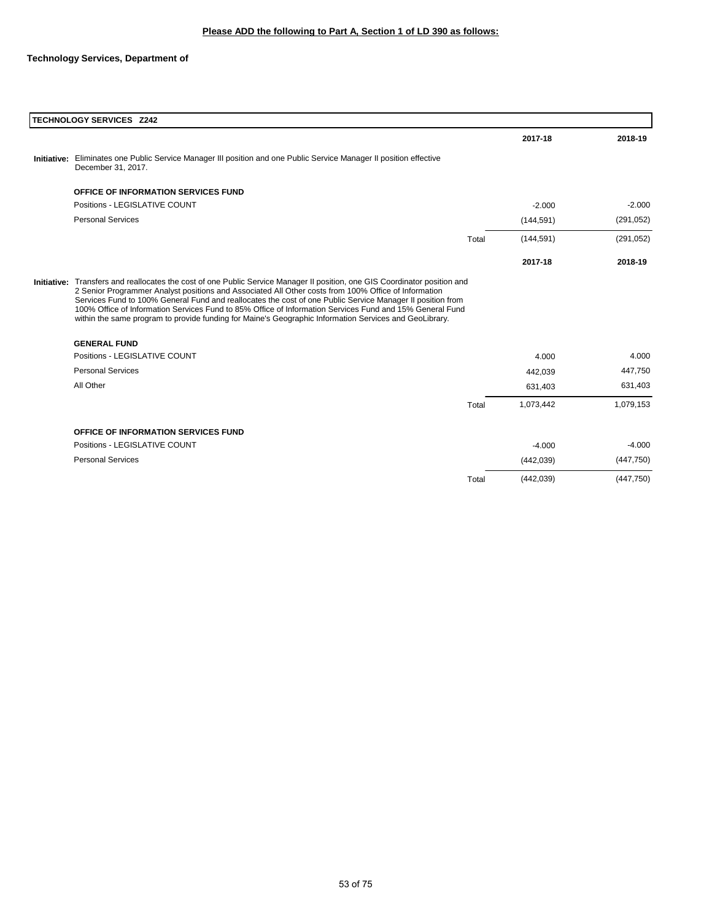**Please ADD the following to Part A, Section 1 of LD 390 as follows:**

**Technology Services, Department of**

| **TECHNOLOGY SERVICES Z242** | | | |
|---|---|---|---|
| | | **2017-18** | **2018-19** |
| **Initiative:** Eliminates one Public Service Manager III position and one Public Service Manager II position effective December 31, 2017. | | | |
| **OFFICE OF INFORMATION SERVICES FUND** | | | |
| Positions - LEGISLATIVE COUNT | | -2.000 | -2.000 |
| Personal Services | | (144,591) | (291,052) |
| | Total | (144,591) | (291,052) |
| | | **2017-18** | **2018-19** |
| **Initiative:** Transfers and reallocates the cost of one Public Service Manager II position, one GIS Coordinator position and 2 Senior Programmer Analyst positions and Associated All Other costs from 100% Office of Information Services Fund to 100% General Fund and reallocates the cost of one Public Service Manager II position from 100% Office of Information Services Fund to 85% Office of Information Services Fund and 15% General Fund within the same program to provide funding for Maine's Geographic Information Services and GeoLibrary. | | | |
| **GENERAL FUND** | | | |
| Positions - LEGISLATIVE COUNT | | 4.000 | 4.000 |
| Personal Services | | 442,039 | 447,750 |
| All Other | | 631,403 | 631,403 |
| | Total | 1,073,442 | 1,079,153 |
| **OFFICE OF INFORMATION SERVICES FUND** | | | |
| Positions - LEGISLATIVE COUNT | | -4.000 | -4.000 |
| Personal Services | | (442,039) | (447,750) |
| | Total | (442,039) | (447,750) |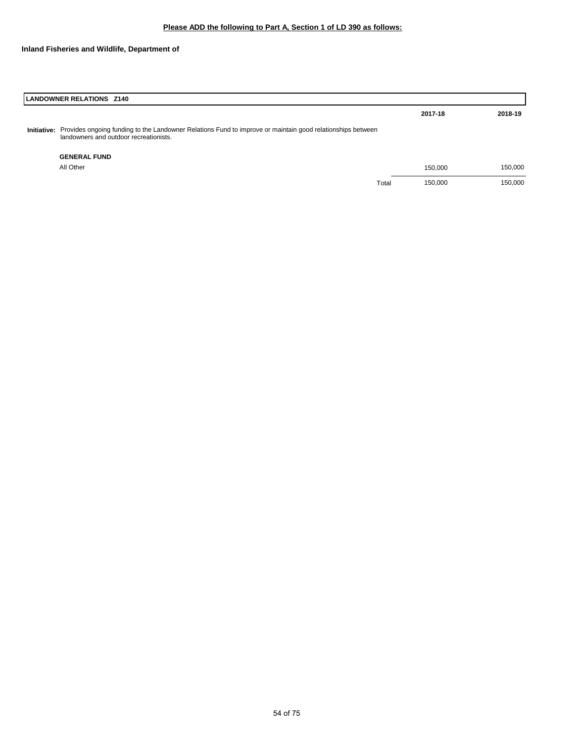**Please ADD the following to Part A, Section 1 of LD 390 as follows:**

**Inland Fisheries and Wildlife, Department of**

| **LANDOWNER RELATIONS Z140** | | | |
|---|---|---|---|
| | | **2017-18** | **2018-19** |
| **Initiative:** Provides ongoing funding to the Landowner Relations Fund to improve or maintain good relationships between landowners and outdoor recreationists. | | | |
| **GENERAL FUND** | | | |
| All Other | | 150,000 | 150,000 |
| | Total | 150,000 | 150,000 |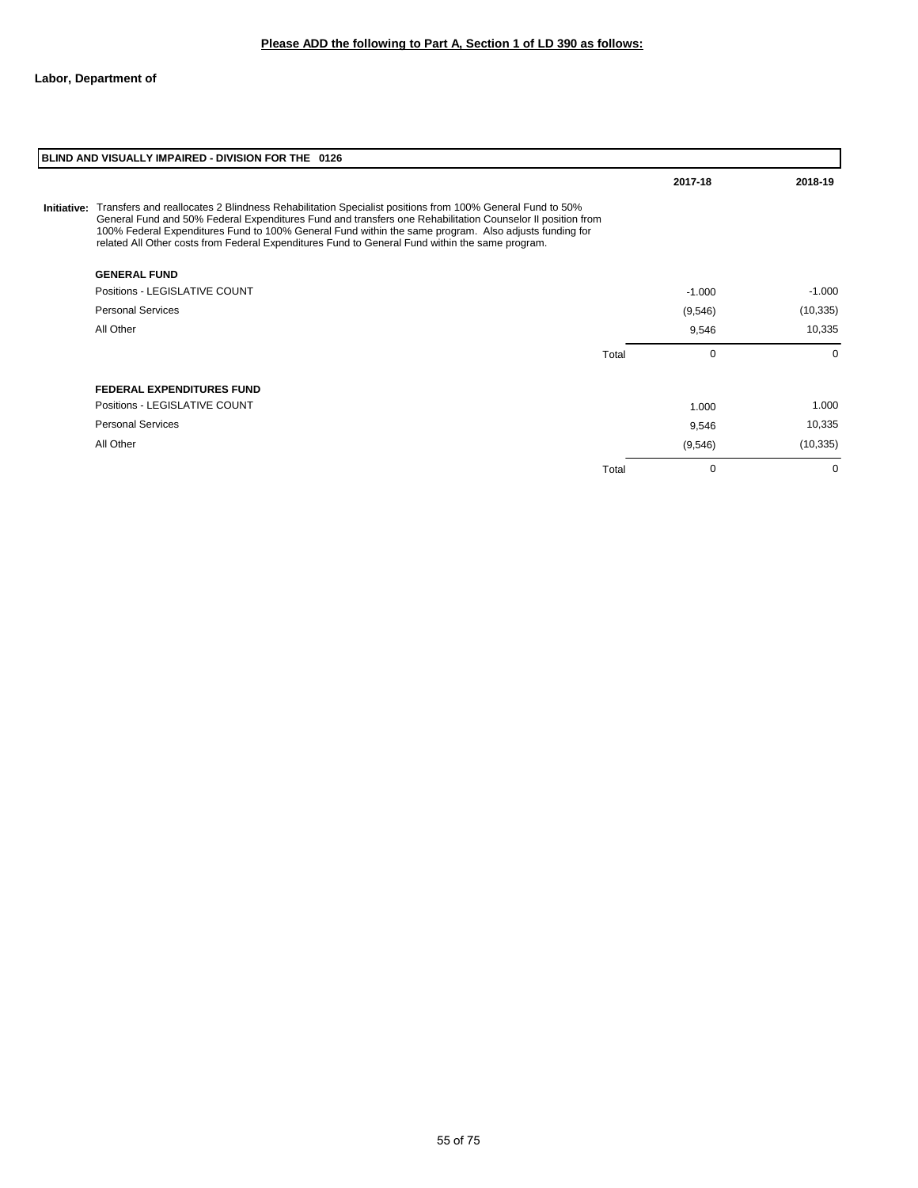**Please ADD the following to Part A, Section 1 of LD 390 as follows:**

**Labor, Department of**

| **BLIND AND VISUALLY IMPAIRED - DIVISION FOR THE 0126** | | **2017-18** | **2018-19** |
|---|---|---|---|
| **Initiative:** Transfers and reallocates 2 Blindness Rehabilitation Specialist positions from 100% General Fund to 50% General Fund and 50% Federal Expenditures Fund and transfers one Rehabilitation Counselor II position from 100% Federal Expenditures Fund to 100% General Fund within the same program. Also adjusts funding for related All Other costs from Federal Expenditures Fund to General Fund within the same program. | | | |
| **GENERAL FUND** | | | |
| Positions - LEGISLATIVE COUNT | | -1.000 | -1.000 |
| Personal Services | | (9,546) | (10,335) |
| All Other | | 9,546 | 10,335 |
| | Total | 0 | 0 |
| **FEDERAL EXPENDITURES FUND** | | | |
| Positions - LEGISLATIVE COUNT | | 1.000 | 1.000 |
| Personal Services | | 9,546 | 10,335 |
| All Other | | (9,546) | (10,335) |
| | Total | 0 | 0 |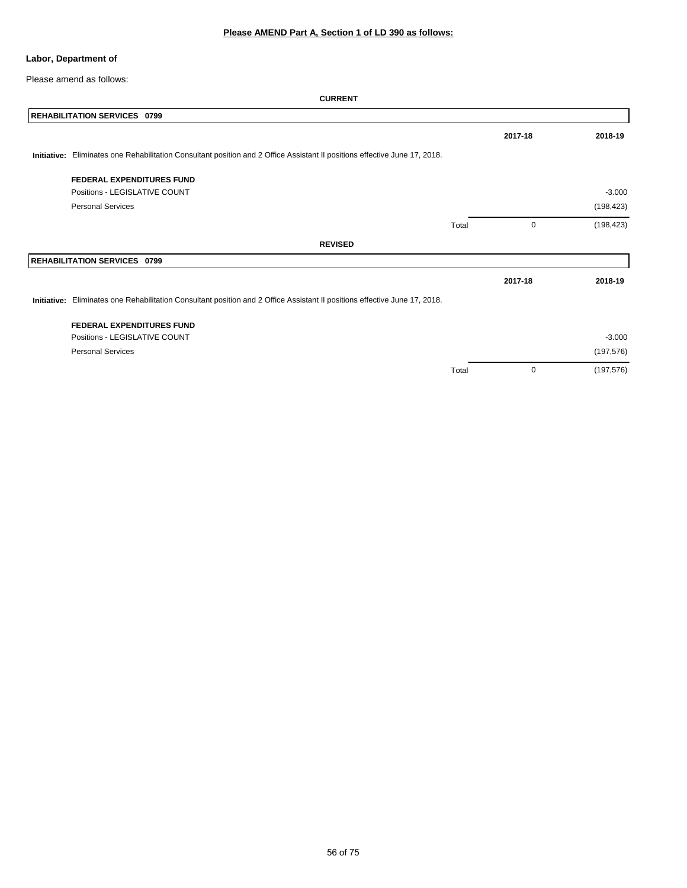**Please AMEND Part A, Section 1 of LD 390 as follows:**

**Labor, Department of**

Please amend as follows:

**CURRENT**

| **REHABILITATION SERVICES 0799** | | | |
|---|---|---|---|
| | | **2017-18** | **2018-19** |
| **Initiative:** Eliminates one Rehabilitation Consultant position and 2 Office Assistant II positions effective June 17, 2018. | | | |
| **FEDERAL EXPENDITURES FUND** | | | |
| Positions - LEGISLATIVE COUNT | | | -3.000 |
| Personal Services | | | (198,423) |
| | Total | 0 | (198,423) |

**REVISED**

| **REHABILITATION SERVICES 0799** | | | |
|---|---|---|---|
| | | **2017-18** | **2018-19** |
| **Initiative:** Eliminates one Rehabilitation Consultant position and 2 Office Assistant II positions effective June 17, 2018. | | | |
| **FEDERAL EXPENDITURES FUND** | | | |
| Positions - LEGISLATIVE COUNT | | | -3.000 |
| Personal Services | | | (197,576) |
| | Total | 0 | (197,576) |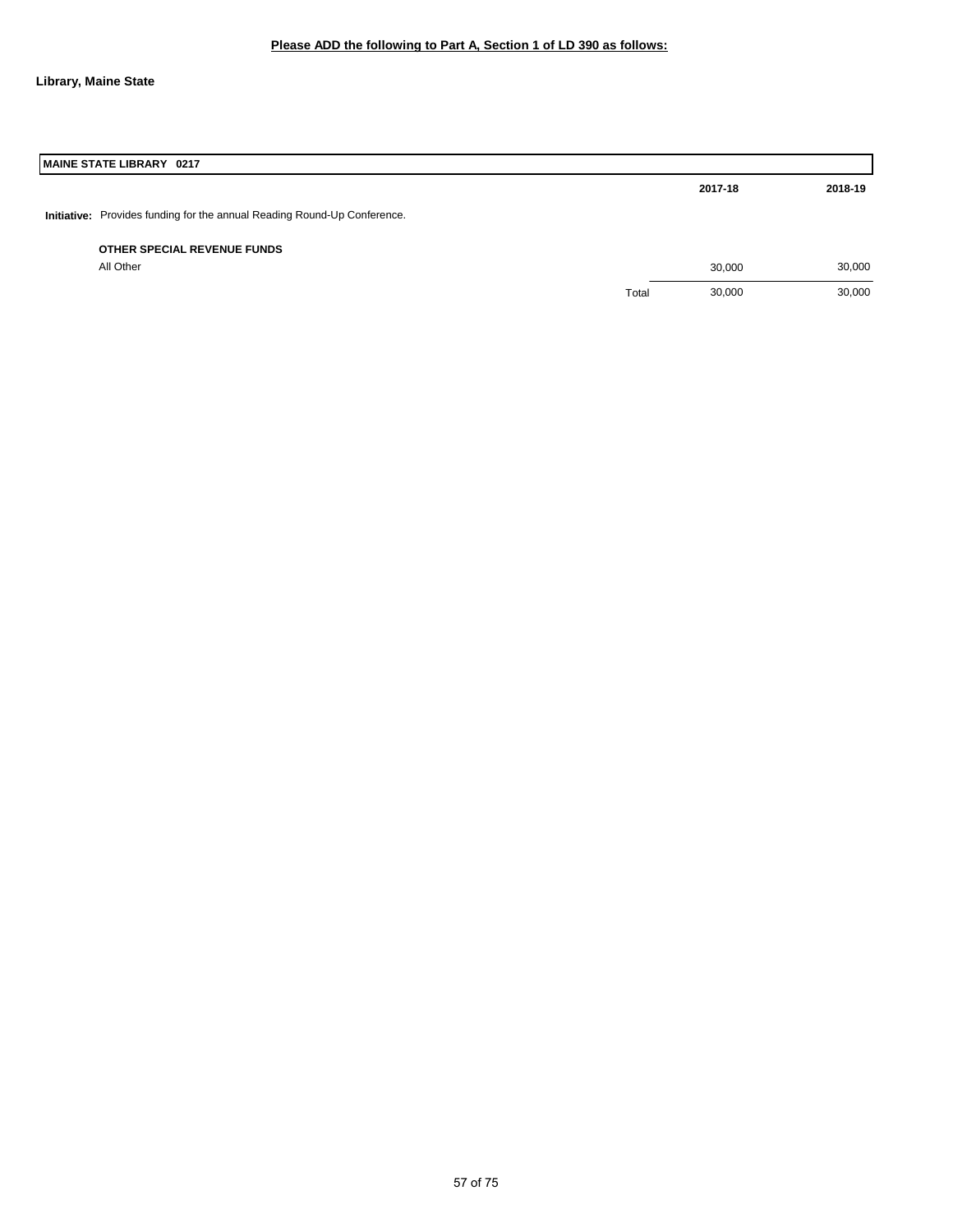**Please ADD the following to Part A, Section 1 of LD 390 as follows:**

**Library, Maine State**

| **MAINE STATE LIBRARY 0217** | | | |
|---|---|---|---|
| | | **2017-18** | **2018-19** |
| **Initiative:** Provides funding for the annual Reading Round-Up Conference. | | | |
| **OTHER SPECIAL REVENUE FUNDS** | | | |
| All Other | | 30,000 | 30,000 |
| | Total | 30,000 | 30,000 |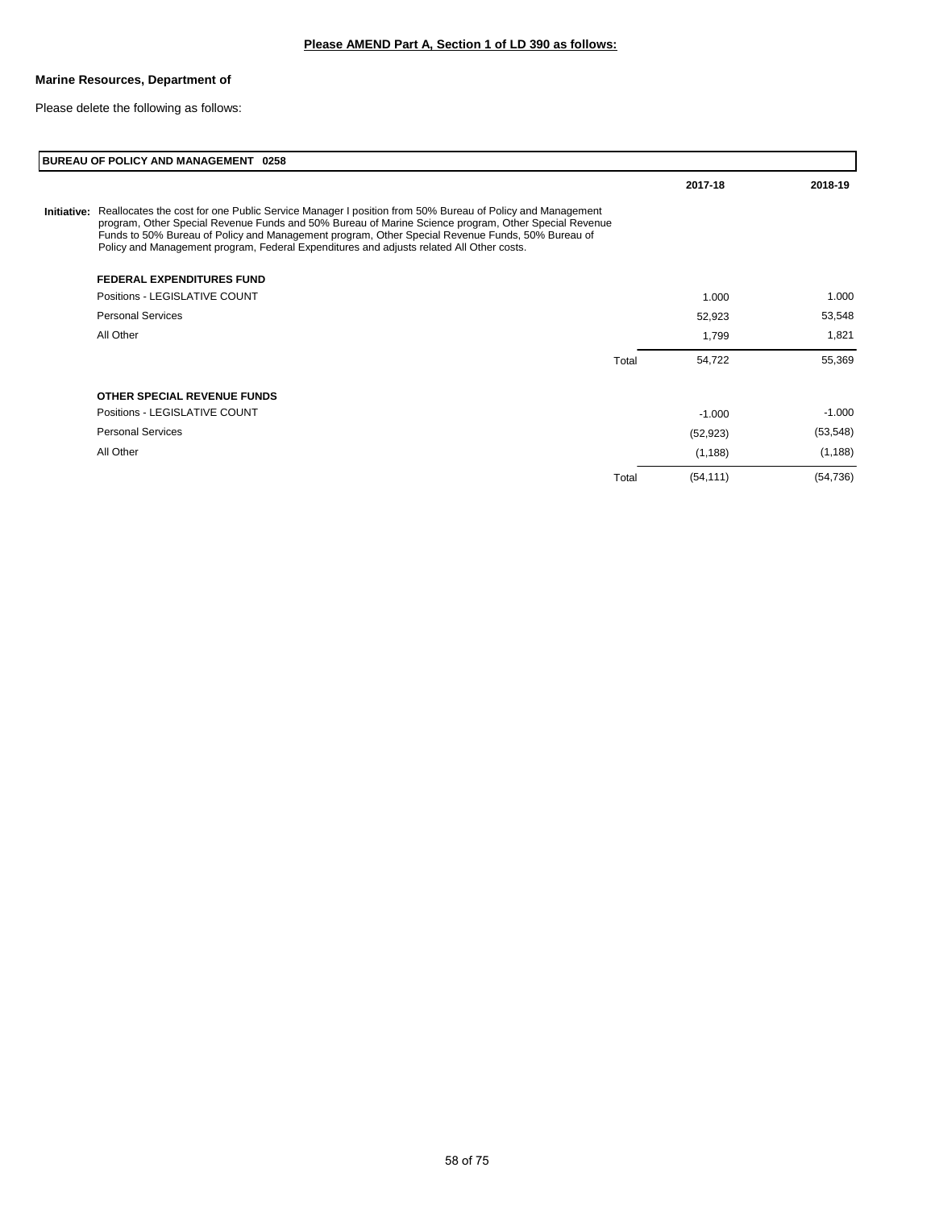**Please AMEND Part A, Section 1 of LD 390 as follows:**

**Marine Resources, Department of**

Please delete the following as follows:

| **BUREAU OF POLICY AND MANAGEMENT 0258** | | | |
|---|---|---|---|
| | | **2017-18** | **2018-19** |
| **Initiative:** Reallocates the cost for one Public Service Manager I position from 50% Bureau of Policy and Management program, Other Special Revenue Funds and 50% Bureau of Marine Science program, Other Special Revenue Funds to 50% Bureau of Policy and Management program, Other Special Revenue Funds, 50% Bureau of Policy and Management program, Federal Expenditures and adjusts related All Other costs. | | | |
| **FEDERAL EXPENDITURES FUND** | | | |
| Positions - LEGISLATIVE COUNT | | 1.000 | 1.000 |
| Personal Services | | 52,923 | 53,548 |
| All Other | | 1,799 | 1,821 |
| | Total | 54,722 | 55,369 |
| **OTHER SPECIAL REVENUE FUNDS** | | | |
| Positions - LEGISLATIVE COUNT | | -1.000 | -1.000 |
| Personal Services | | (52,923) | (53,548) |
| All Other | | (1,188) | (1,188) |
| | Total | (54,111) | (54,736) |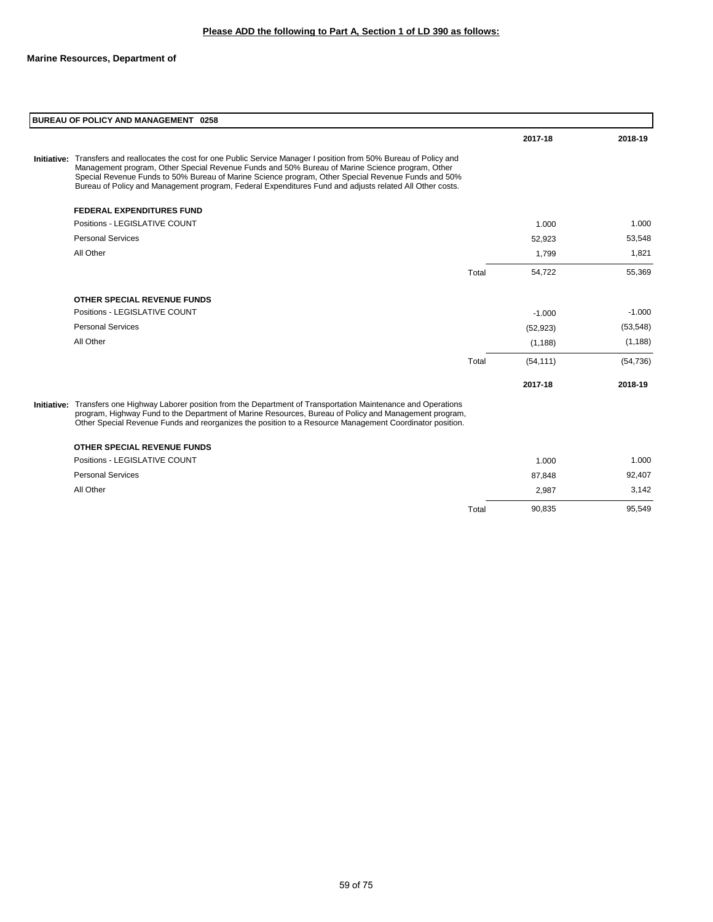**Please ADD the following to Part A, Section 1 of LD 390 as follows:**

**Marine Resources, Department of**

| **BUREAU OF POLICY AND MANAGEMENT 0258** | | | |
|---|---|---|---|
| | | **2017-18** | **2018-19** |
| **Initiative:** Transfers and reallocates the cost for one Public Service Manager I position from 50% Bureau of Policy and Management program, Other Special Revenue Funds and 50% Bureau of Marine Science program, Other Special Revenue Funds to 50% Bureau of Marine Science program, Other Special Revenue Funds and 50% Bureau of Policy and Management program, Federal Expenditures Fund and adjusts related All Other costs. | | | |
| **FEDERAL EXPENDITURES FUND** | | | |
| Positions - LEGISLATIVE COUNT | | 1.000 | 1.000 |
| Personal Services | | 52,923 | 53,548 |
| All Other | | 1,799 | 1,821 |
| | Total | 54,722 | 55,369 |
| **OTHER SPECIAL REVENUE FUNDS** | | | |
| Positions - LEGISLATIVE COUNT | | -1.000 | -1.000 |
| Personal Services | | (52,923) | (53,548) |
| All Other | | (1,188) | (1,188) |
| | Total | (54,111) | (54,736) |
| | | **2017-18** | **2018-19** |
| **Initiative:** Transfers one Highway Laborer position from the Department of Transportation Maintenance and Operations program, Highway Fund to the Department of Marine Resources, Bureau of Policy and Management program, Other Special Revenue Funds and reorganizes the position to a Resource Management Coordinator position. | | | |
| **OTHER SPECIAL REVENUE FUNDS** | | | |
| Positions - LEGISLATIVE COUNT | | 1.000 | 1.000 |
| Personal Services | | 87,848 | 92,407 |
| All Other | | 2,987 | 3,142 |
| | Total | 90,835 | 95,549 |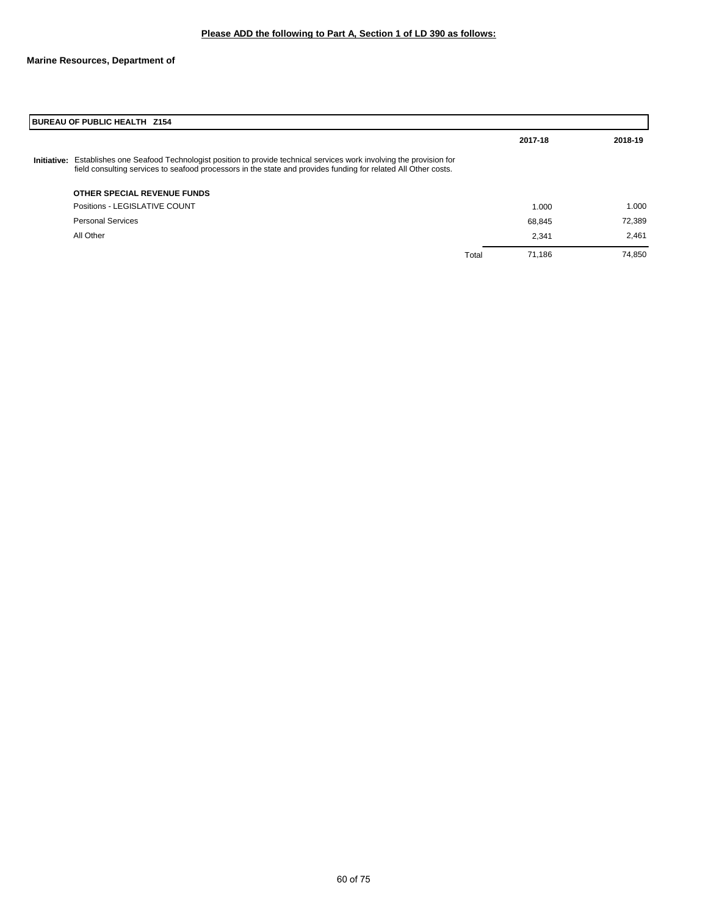**Please ADD the following to Part A, Section 1 of LD 390 as follows:**

**Marine Resources, Department of**

| BUREAU OF PUBLIC HEALTH Z154 | | | |
|---|---|---|---|
| | | **2017-18** | **2018-19** |
| **Initiative:** Establishes one Seafood Technologist position to provide technical services work involving the provision for field consulting services to seafood processors in the state and provides funding for related All Other costs. | | | |
| **OTHER SPECIAL REVENUE FUNDS** | | | |
| Positions - LEGISLATIVE COUNT | | 1.000 | 1.000 |
| Personal Services | | 68,845 | 72,389 |
| All Other | | 2,341 | 2,461 |
| | Total | 71,186 | 74,850 |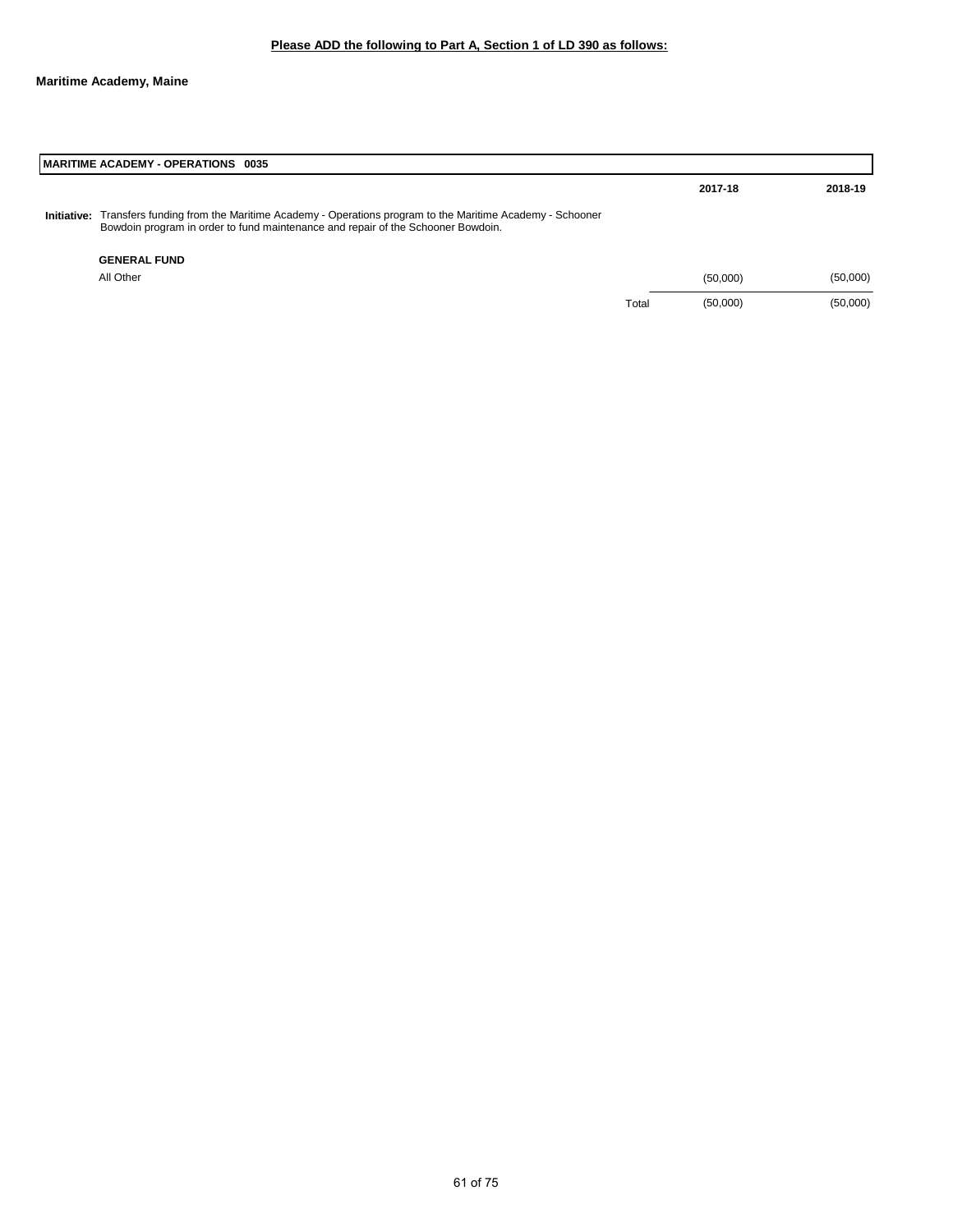**Please ADD the following to Part A, Section 1 of LD 390 as follows:**

**Maritime Academy, Maine**

| **MARITIME ACADEMY - OPERATIONS 0035** | | | |
|---|---|---|---|
| | | **2017-18** | **2018-19** |
| **Initiative:** Transfers funding from the Maritime Academy - Operations program to the Maritime Academy - Schooner Bowdoin program in order to fund maintenance and repair of the Schooner Bowdoin. | | | |
| **GENERAL FUND** | | | |
| All Other | | (50,000) | (50,000) |
| | Total | (50,000) | (50,000) |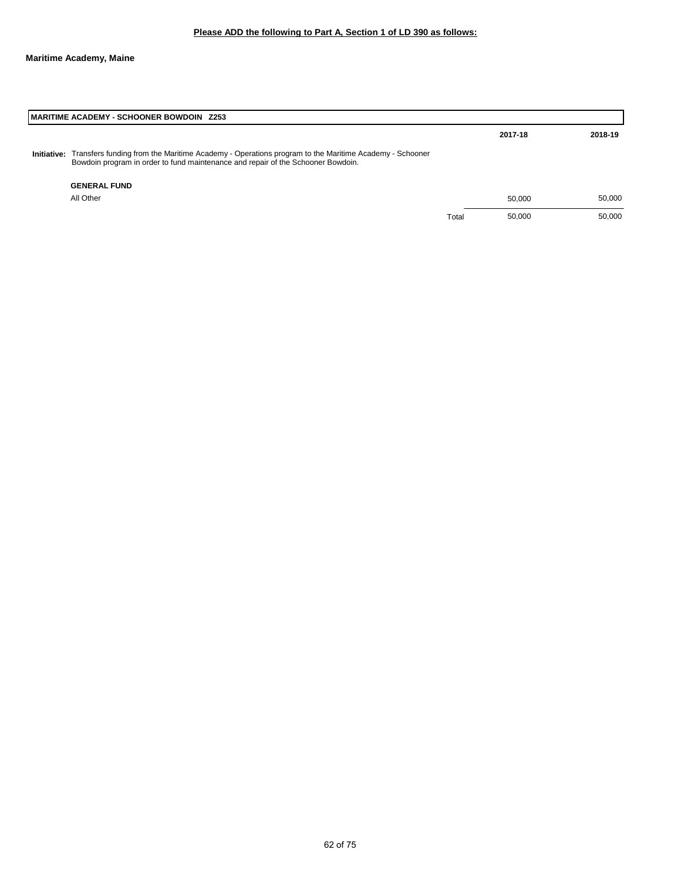**Please ADD the following to Part A, Section 1 of LD 390 as follows:**

**Maritime Academy, Maine**

| **MARITIME ACADEMY - SCHOONER BOWDOIN Z253** | | | |
|---|---|---|---|
| | | **2017-18** | **2018-19** |
| **Initiative:** Transfers funding from the Maritime Academy - Operations program to the Maritime Academy - Schooner Bowdoin program in order to fund maintenance and repair of the Schooner Bowdoin. | | | |
| **GENERAL FUND** | | | |
| All Other | | 50,000 | 50,000 |
| | Total | 50,000 | 50,000 |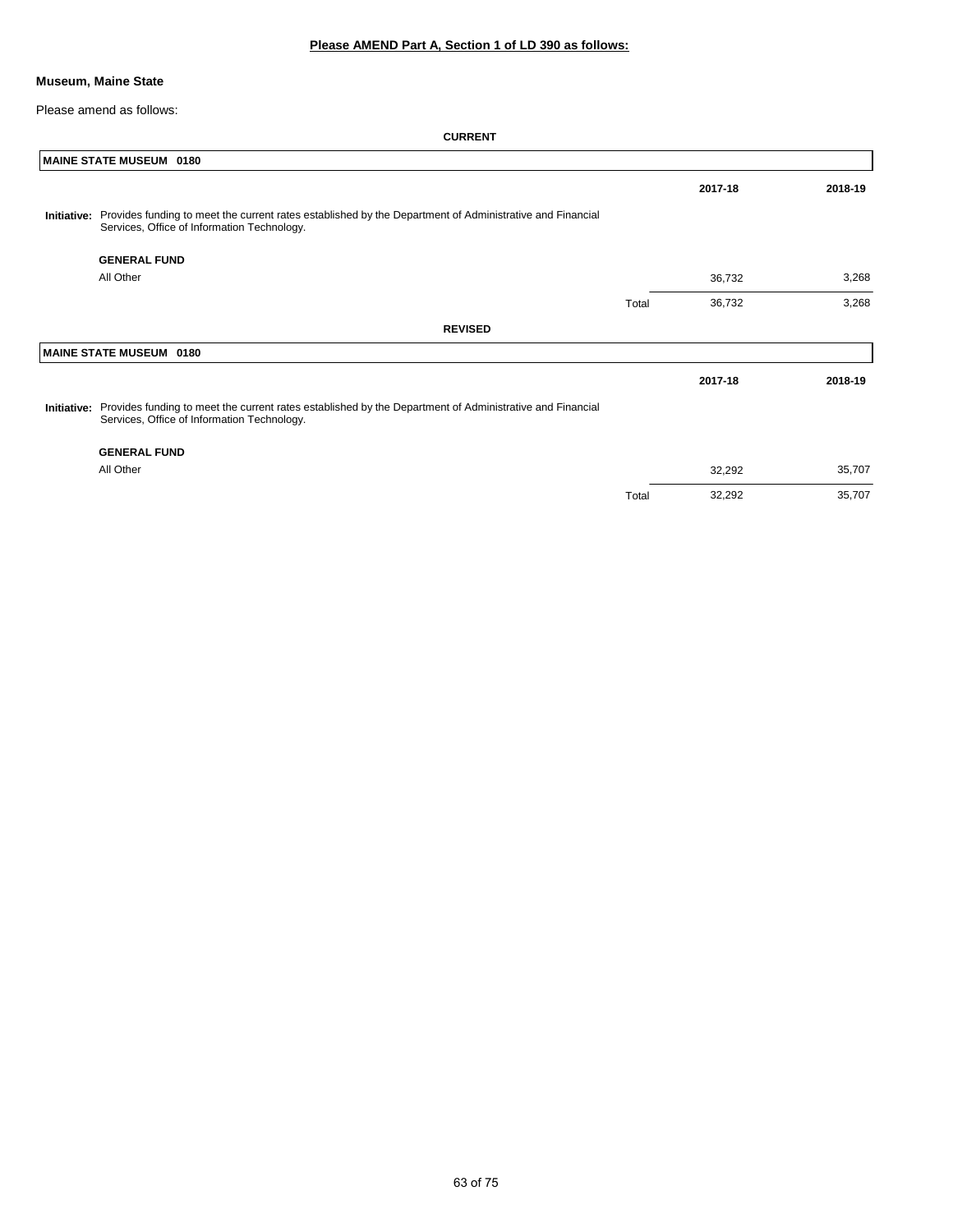**Please AMEND Part A, Section 1 of LD 390 as follows:**

**Museum, Maine State**

Please amend as follows:

**CURRENT**

| MAINE STATE MUSEUM 0180 | | 2017-18 | 2018-19 |
|---|---|---|---|
| **Initiative:** Provides funding to meet the current rates established by the Department of Administrative and Financial Services, Office of Information Technology. | | | |
| **GENERAL FUND** | | | |
| All Other | | 36,732 | 3,268 |
| | Total | 36,732 | 3,268 |

**REVISED**

| MAINE STATE MUSEUM 0180 | | 2017-18 | 2018-19 |
|---|---|---|---|
| **Initiative:** Provides funding to meet the current rates established by the Department of Administrative and Financial Services, Office of Information Technology. | | | |
| **GENERAL FUND** | | | |
| All Other | | 32,292 | 35,707 |
| | Total | 32,292 | 35,707 |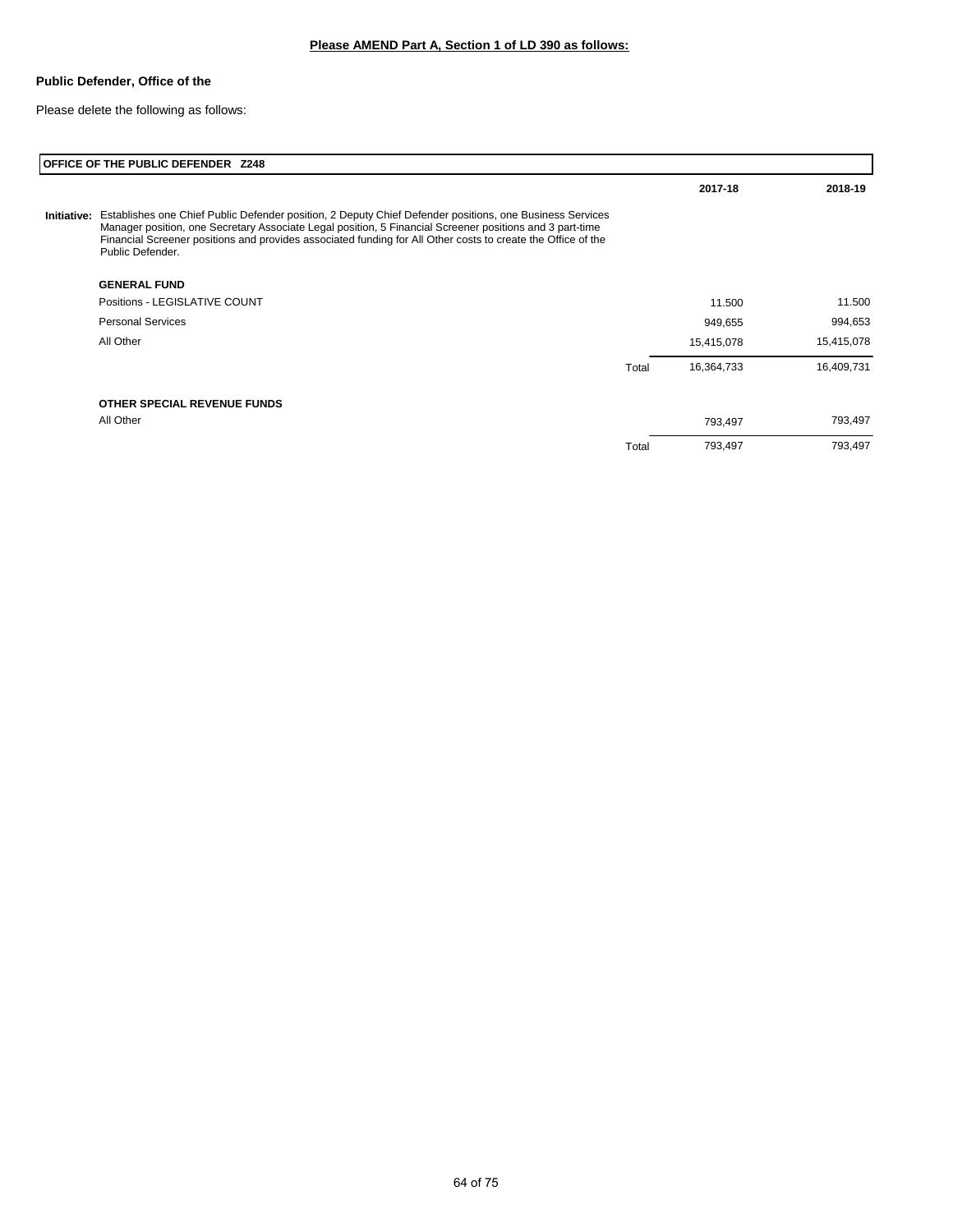**Please AMEND Part A, Section 1 of LD 390 as follows:**

**Public Defender, Office of the**

Please delete the following as follows:

| **OFFICE OF THE PUBLIC DEFENDER Z248** | | | |
|---|---|---|---|
| | | **2017-18** | **2018-19** |
| **Initiative:** Establishes one Chief Public Defender position, 2 Deputy Chief Defender positions, one Business Services Manager position, one Secretary Associate Legal position, 5 Financial Screener positions and 3 part-time Financial Screener positions and provides associated funding for All Other costs to create the Office of the Public Defender. | | | |
| **GENERAL FUND** | | | |
| Positions - LEGISLATIVE COUNT | | 11.500 | 11.500 |
| Personal Services | | 949,655 | 994,653 |
| All Other | | 15,415,078 | 15,415,078 |
| | Total | 16,364,733 | 16,409,731 |
| **OTHER SPECIAL REVENUE FUNDS** | | | |
| All Other | | 793,497 | 793,497 |
| | Total | 793,497 | 793,497 |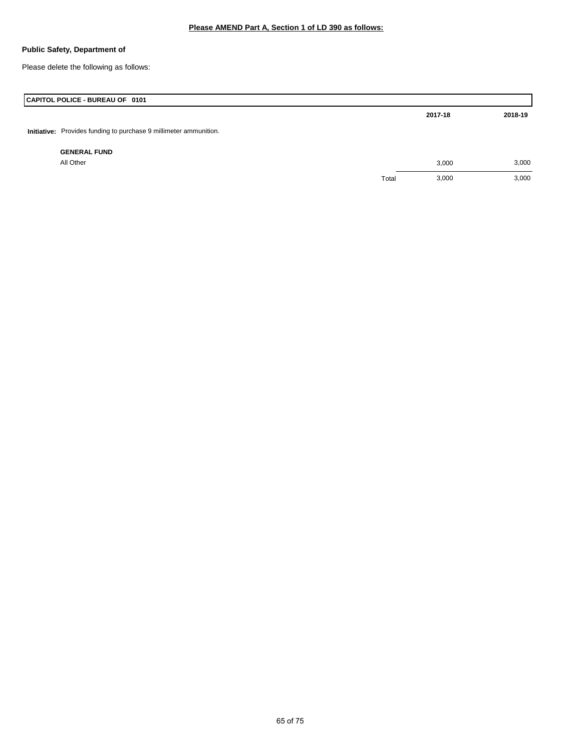**Please AMEND Part A, Section 1 of LD 390 as follows:**

**Public Safety, Department of**

Please delete the following as follows:

| CAPITOL POLICE - BUREAU OF 0101 | | | |
|---|---|---|---|
| | | **2017-18** | **2018-19** |
| **Initiative:** Provides funding to purchase 9 millimeter ammunition. | | | |
| **GENERAL FUND** | | | |
| All Other | | 3,000 | 3,000 |
| | Total | 3,000 | 3,000 |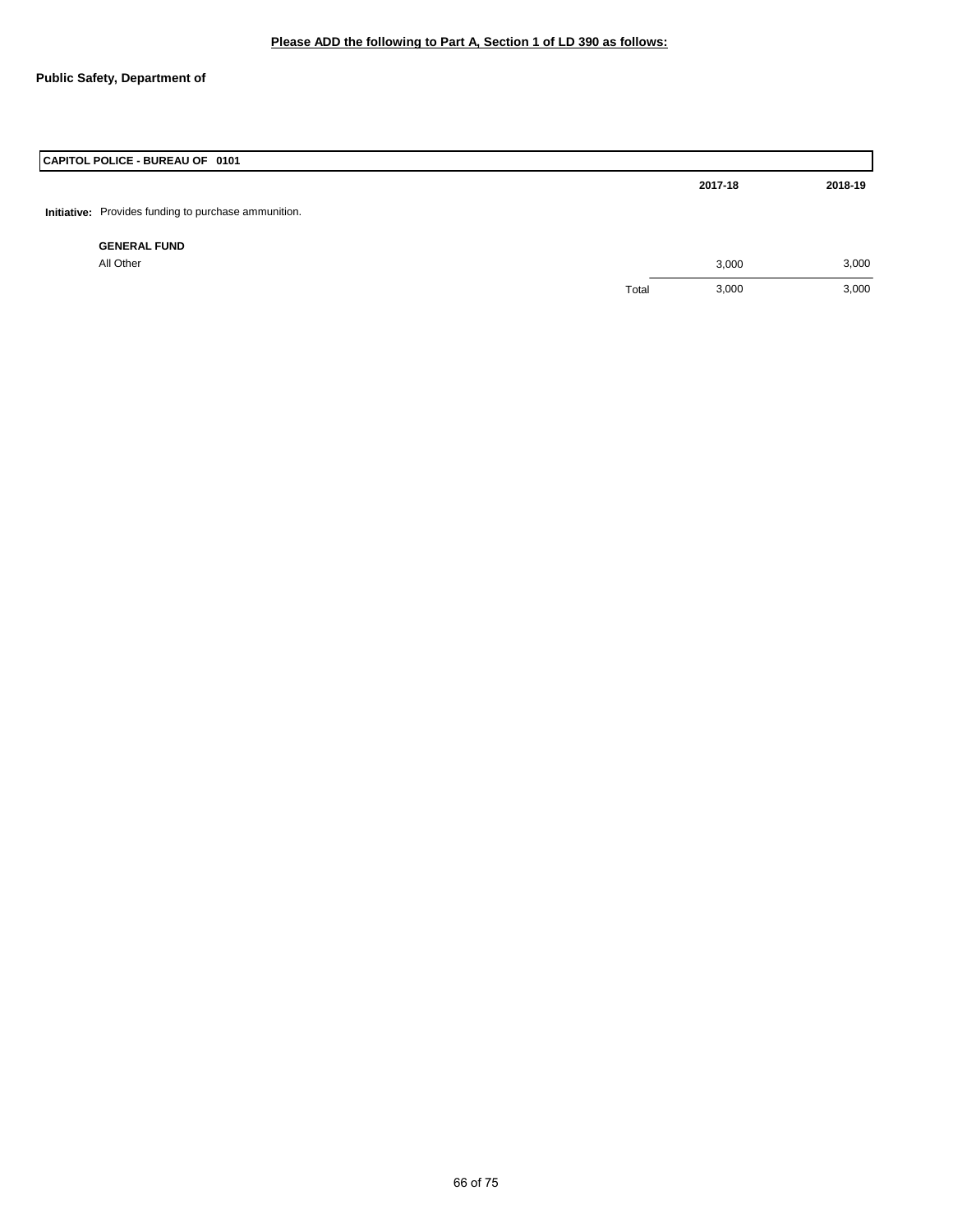**Please ADD the following to Part A, Section 1 of LD 390 as follows:**

**Public Safety, Department of**

| **CAPITOL POLICE - BUREAU OF 0101** | | | |
|---|---|---|---|
| | | **2017-18** | **2018-19** |
| **Initiative:** Provides funding to purchase ammunition. | | | |
| **GENERAL FUND** | | | |
| All Other | | 3,000 | 3,000 |
| | Total | 3,000 | 3,000 |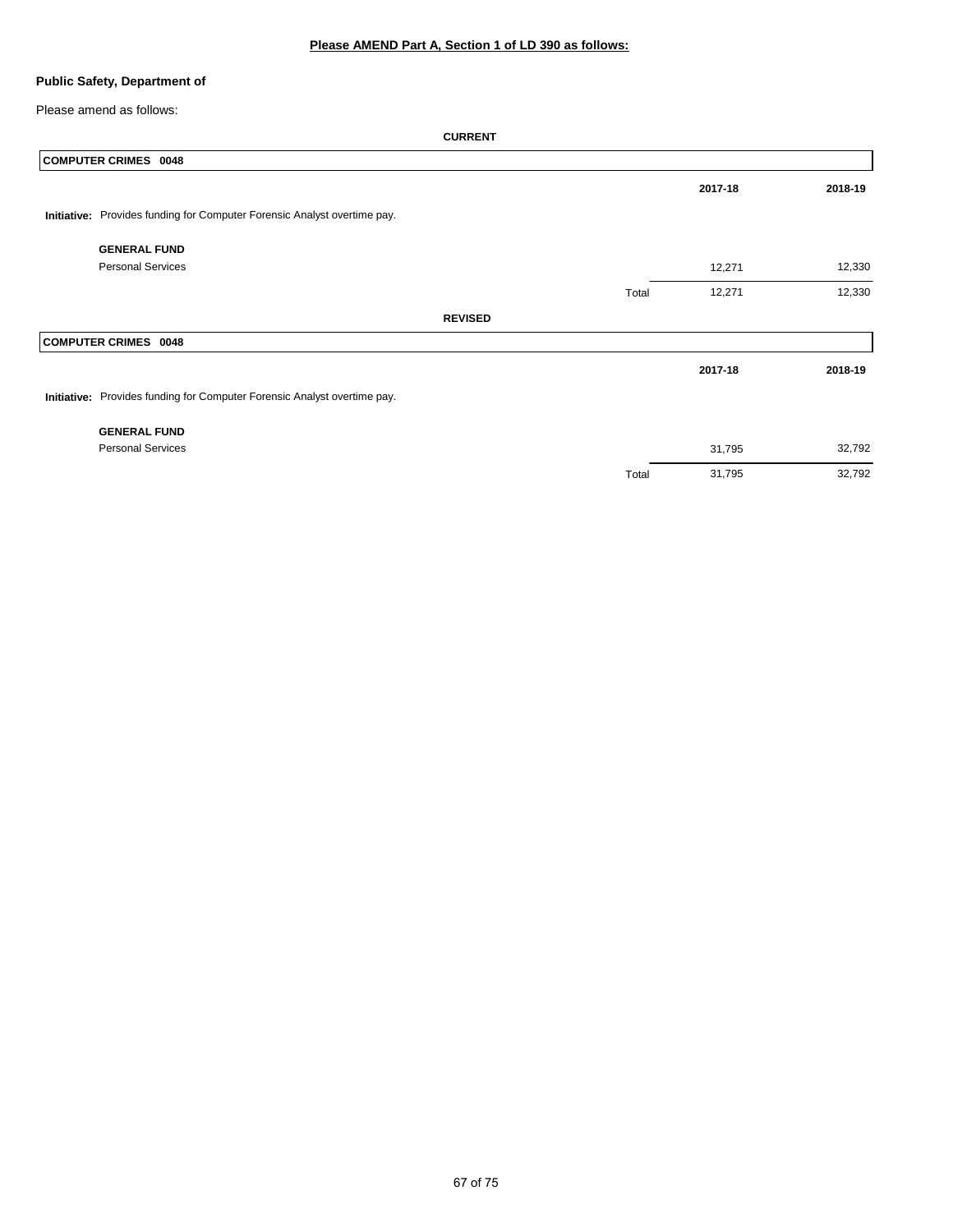**Please AMEND Part A, Section 1 of LD 390 as follows:**

**Public Safety, Department of**

Please amend as follows:

**CURRENT**

| **COMPUTER CRIMES 0048** | | | |
|---|---|---|---|
| | | **2017-18** | **2018-19** |
| **Initiative:** Provides funding for Computer Forensic Analyst overtime pay. | | | |
| **GENERAL FUND** | | | |
| Personal Services | | 12,271 | 12,330 |
| | Total | 12,271 | 12,330 |

**REVISED**

| **COMPUTER CRIMES 0048** | | | |
|---|---|---|---|
| | | **2017-18** | **2018-19** |
| **Initiative:** Provides funding for Computer Forensic Analyst overtime pay. | | | |
| **GENERAL FUND** | | | |
| Personal Services | | 31,795 | 32,792 |
| | Total | 31,795 | 32,792 |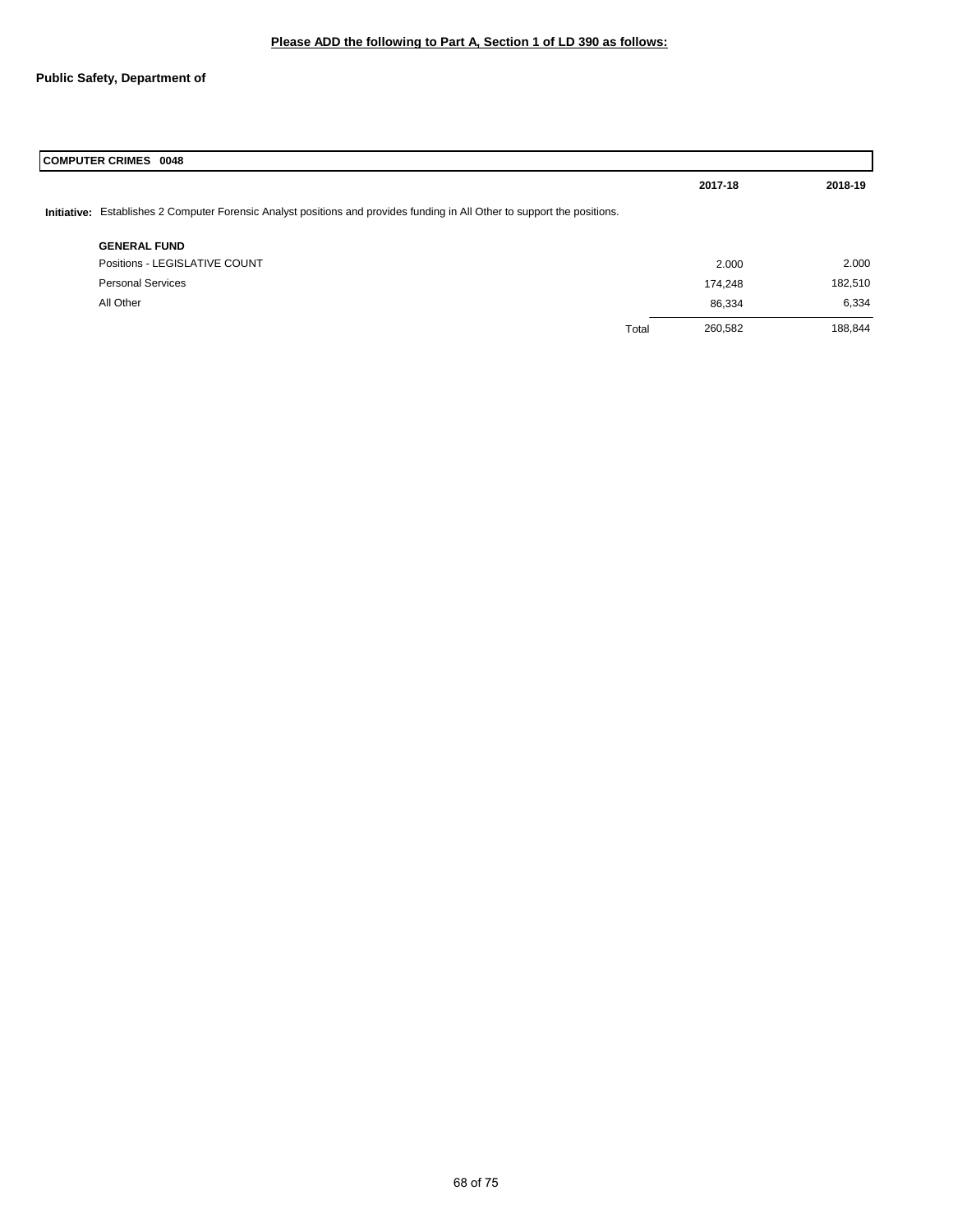**Please ADD the following to Part A, Section 1 of LD 390 as follows:**

**Public Safety, Department of**

| **COMPUTER CRIMES 0048** | | | |
|---|---|---|---|
| | | **2017-18** | **2018-19** |
| **Initiative:** Establishes 2 Computer Forensic Analyst positions and provides funding in All Other to support the positions. | | | |
| **GENERAL FUND** | | | |
| Positions - LEGISLATIVE COUNT | | 2.000 | 2.000 |
| Personal Services | | 174,248 | 182,510 |
| All Other | | 86,334 | 6,334 |
| | Total | 260,582 | 188,844 |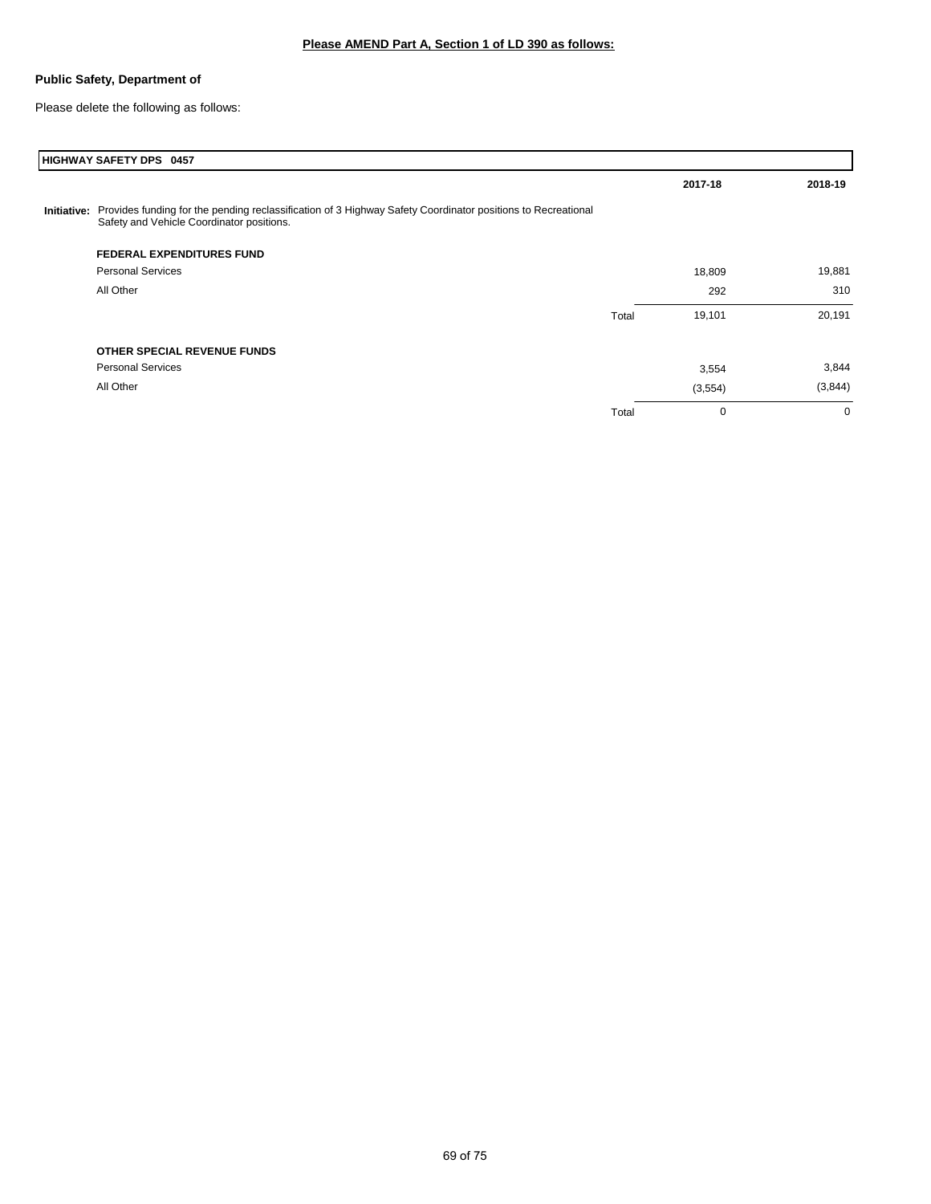**Please AMEND Part A, Section 1 of LD 390 as follows:**

**Public Safety, Department of**

Please delete the following as follows:

| HIGHWAY SAFETY DPS 0457 | | 2017-18 | 2018-19 |
|---|---|---|---|
| **Initiative:** Provides funding for the pending reclassification of 3 Highway Safety Coordinator positions to Recreational Safety and Vehicle Coordinator positions. | | | |
| **FEDERAL EXPENDITURES FUND** | | | |
| Personal Services | | 18,809 | 19,881 |
| All Other | | 292 | 310 |
| | Total | 19,101 | 20,191 |
| **OTHER SPECIAL REVENUE FUNDS** | | | |
| Personal Services | | 3,554 | 3,844 |
| All Other | | (3,554) | (3,844) |
| | Total | 0 | 0 |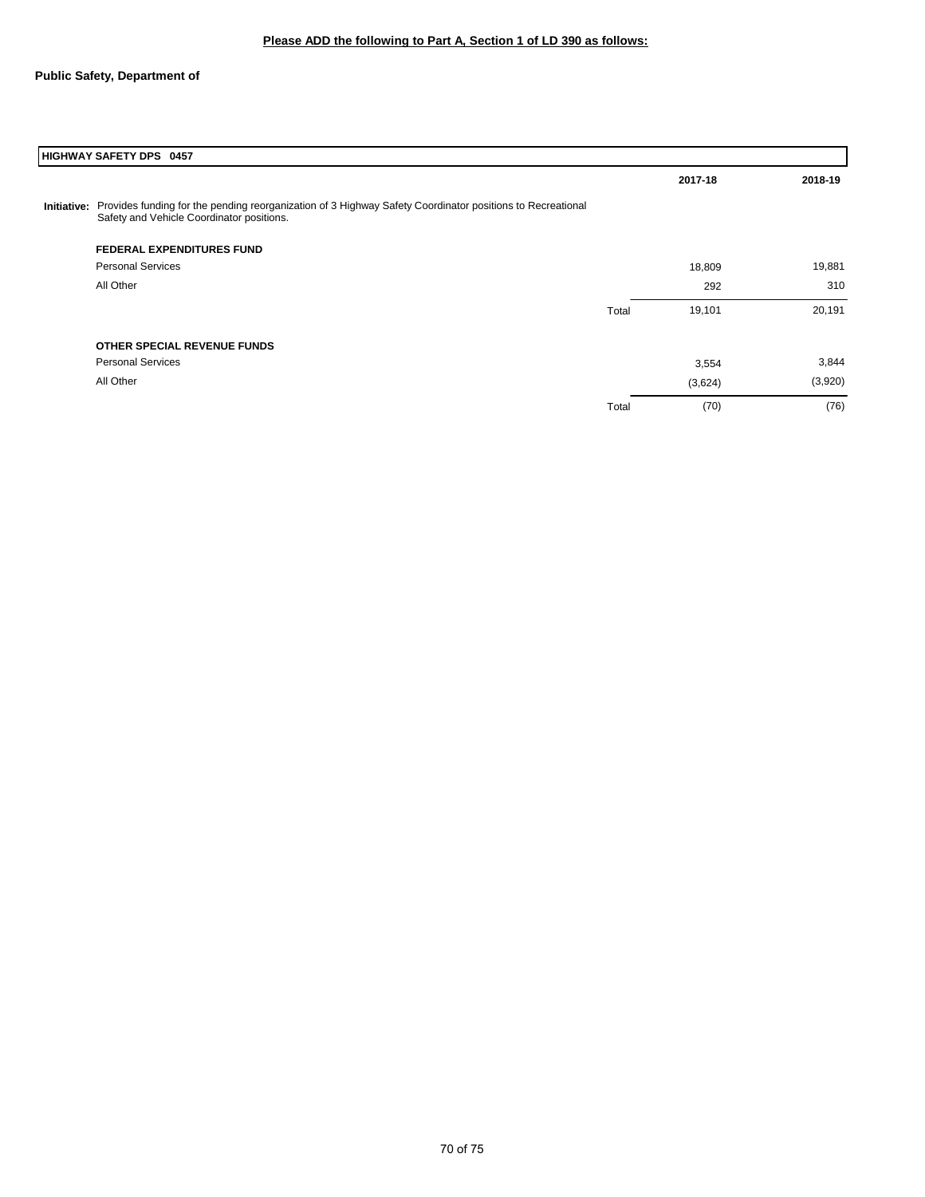**Please ADD the following to Part A, Section 1 of LD 390 as follows:**

**Public Safety, Department of**

| **HIGHWAY SAFETY DPS 0457** | | | |
|---|---|---|---|
| | | **2017-18** | **2018-19** |
| **Initiative:** Provides funding for the pending reorganization of 3 Highway Safety Coordinator positions to Recreational Safety and Vehicle Coordinator positions. | | | |
| **FEDERAL EXPENDITURES FUND** | | | |
| Personal Services | | 18,809 | 19,881 |
| All Other | | 292 | 310 |
| | Total | 19,101 | 20,191 |
| **OTHER SPECIAL REVENUE FUNDS** | | | |
| Personal Services | | 3,554 | 3,844 |
| All Other | | (3,624) | (3,920) |
| | Total | (70) | (76) |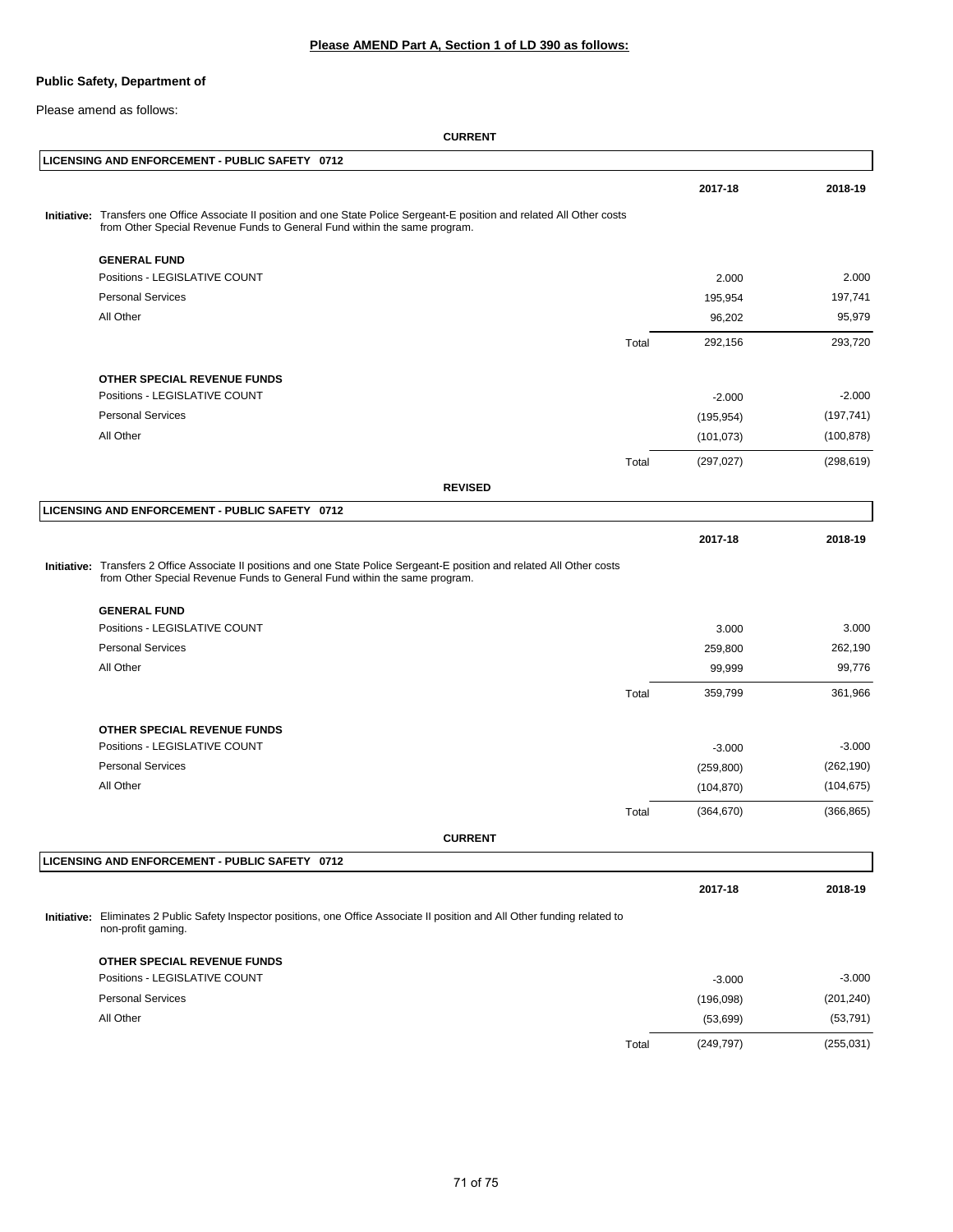**Please AMEND Part A, Section 1 of LD 390 as follows:**

**Public Safety, Department of**

Please amend as follows:

**CURRENT**

**LICENSING AND ENFORCEMENT - PUBLIC SAFETY 0712**

**Initiative:** Transfers one Office Associate II position and one State Police Sergeant-E position and related All Other costs from Other Special Revenue Funds to General Fund within the same program.

| | | 2017-18 | 2018-19 |
|---|---|---|---|
| **GENERAL FUND** | | | |
| Positions - LEGISLATIVE COUNT | | 2.000 | 2.000 |
| Personal Services | | 195,954 | 197,741 |
| All Other | | 96,202 | 95,979 |
| | Total | 292,156 | 293,720 |
| **OTHER SPECIAL REVENUE FUNDS** | | | |
| Positions - LEGISLATIVE COUNT | | -2.000 | -2.000 |
| Personal Services | | (195,954) | (197,741) |
| All Other | | (101,073) | (100,878) |
| | Total | (297,027) | (298,619) |

**REVISED**

**LICENSING AND ENFORCEMENT - PUBLIC SAFETY 0712**

**Initiative:** Transfers 2 Office Associate II positions and one State Police Sergeant-E position and related All Other costs from Other Special Revenue Funds to General Fund within the same program.

| | | 2017-18 | 2018-19 |
|---|---|---|---|
| **GENERAL FUND** | | | |
| Positions - LEGISLATIVE COUNT | | 3.000 | 3.000 |
| Personal Services | | 259,800 | 262,190 |
| All Other | | 99,999 | 99,776 |
| | Total | 359,799 | 361,966 |
| **OTHER SPECIAL REVENUE FUNDS** | | | |
| Positions - LEGISLATIVE COUNT | | -3.000 | -3.000 |
| Personal Services | | (259,800) | (262,190) |
| All Other | | (104,870) | (104,675) |
| | Total | (364,670) | (366,865) |

**CURRENT**

**LICENSING AND ENFORCEMENT - PUBLIC SAFETY 0712**

**Initiative:** Eliminates 2 Public Safety Inspector positions, one Office Associate II position and All Other funding related to non-profit gaming.

| | | 2017-18 | 2018-19 |
|---|---|---|---|
| **OTHER SPECIAL REVENUE FUNDS** | | | |
| Positions - LEGISLATIVE COUNT | | -3.000 | -3.000 |
| Personal Services | | (196,098) | (201,240) |
| All Other | | (53,699) | (53,791) |
| | Total | (249,797) | (255,031) |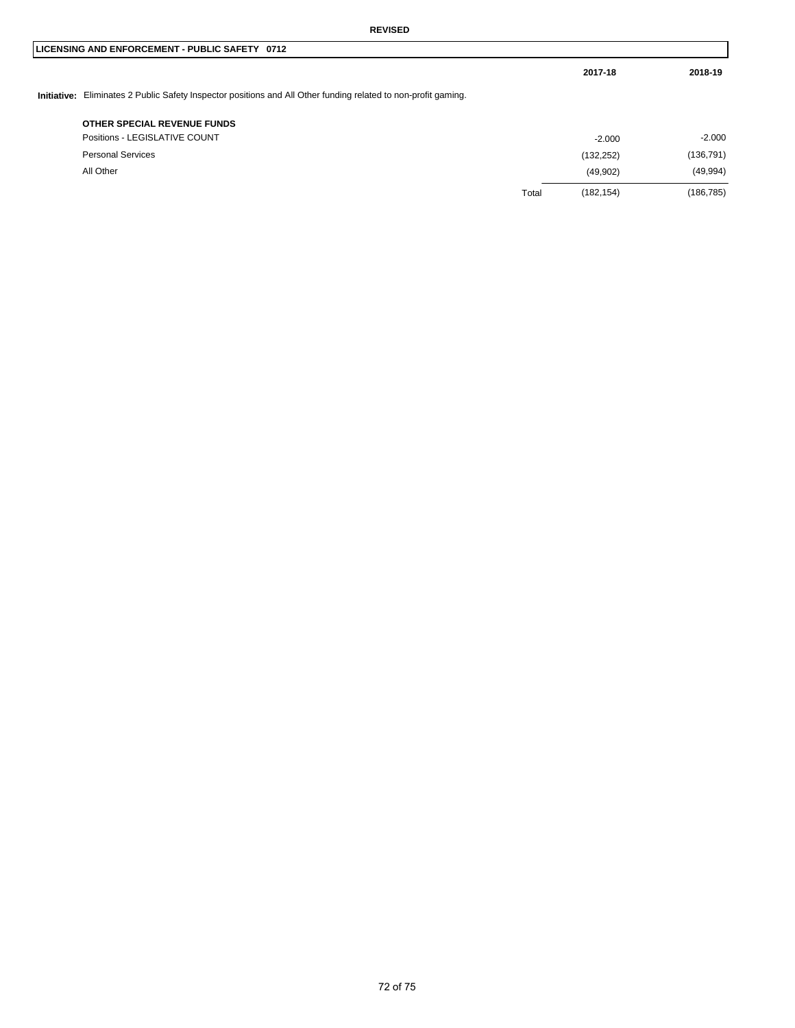**REVISED**

## LICENSING AND ENFORCEMENT - PUBLIC SAFETY 0712

**Initiative:** Eliminates 2 Public Safety Inspector positions and All Other funding related to non-profit gaming.

| | | 2017-18 | 2018-19 |
|---|---|---|---|
| **OTHER SPECIAL REVENUE FUNDS** | | | |
| Positions - LEGISLATIVE COUNT | | -2.000 | -2.000 |
| Personal Services | | (132,252) | (136,791) |
| All Other | | (49,902) | (49,994) |
| | Total | (182,154) | (186,785) |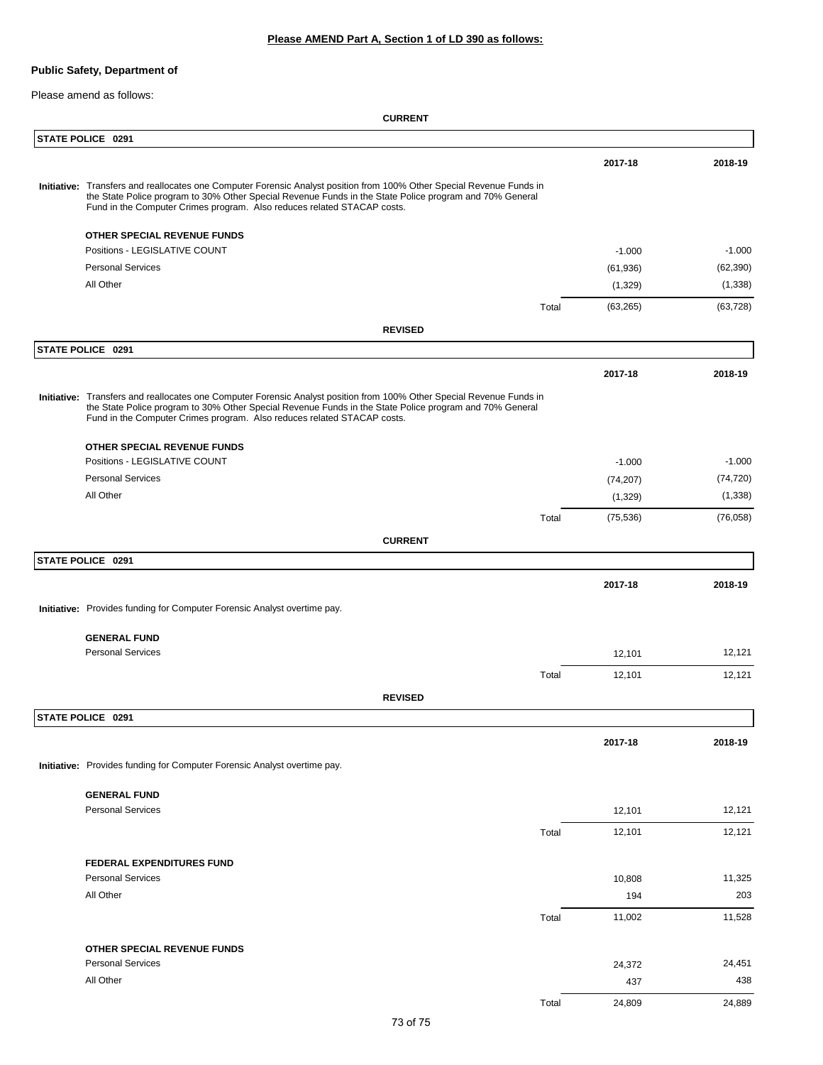**Please AMEND Part A, Section 1 of LD 390 as follows:**

**Public Safety, Department of**

Please amend as follows:

**CURRENT**

**STATE POLICE 0291**

| | | 2017-18 | 2018-19 |
|---|---|---|---|
| **Initiative:** Transfers and reallocates one Computer Forensic Analyst position from 100% Other Special Revenue Funds in the State Police program to 30% Other Special Revenue Funds in the State Police program and 70% General Fund in the Computer Crimes program. Also reduces related STACAP costs. | | | |
| **OTHER SPECIAL REVENUE FUNDS** | | | |
| Positions - LEGISLATIVE COUNT | | -1.000 | -1.000 |
| Personal Services | | (61,936) | (62,390) |
| All Other | | (1,329) | (1,338) |
| | Total | (63,265) | (63,728) |

**REVISED**

**STATE POLICE 0291**

| | | 2017-18 | 2018-19 |
|---|---|---|---|
| **Initiative:** Transfers and reallocates one Computer Forensic Analyst position from 100% Other Special Revenue Funds in the State Police program to 30% Other Special Revenue Funds in the State Police program and 70% General Fund in the Computer Crimes program. Also reduces related STACAP costs. | | | |
| **OTHER SPECIAL REVENUE FUNDS** | | | |
| Positions - LEGISLATIVE COUNT | | -1.000 | -1.000 |
| Personal Services | | (74,207) | (74,720) |
| All Other | | (1,329) | (1,338) |
| | Total | (75,536) | (76,058) |

**CURRENT**

**STATE POLICE 0291**

| | | 2017-18 | 2018-19 |
|---|---|---|---|
| **Initiative:** Provides funding for Computer Forensic Analyst overtime pay. | | | |
| **GENERAL FUND** | | | |
| Personal Services | | 12,101 | 12,121 |
| | Total | 12,101 | 12,121 |

**REVISED**

**STATE POLICE 0291**

| | | 2017-18 | 2018-19 |
|---|---|---|---|
| **Initiative:** Provides funding for Computer Forensic Analyst overtime pay. | | | |
| **GENERAL FUND** | | | |
| Personal Services | | 12,101 | 12,121 |
| | Total | 12,101 | 12,121 |
| **FEDERAL EXPENDITURES FUND** | | | |
| Personal Services | | 10,808 | 11,325 |
| All Other | | 194 | 203 |
| | Total | 11,002 | 11,528 |
| **OTHER SPECIAL REVENUE FUNDS** | | | |
| Personal Services | | 24,372 | 24,451 |
| All Other | | 437 | 438 |
| | Total | 24,809 | 24,889 |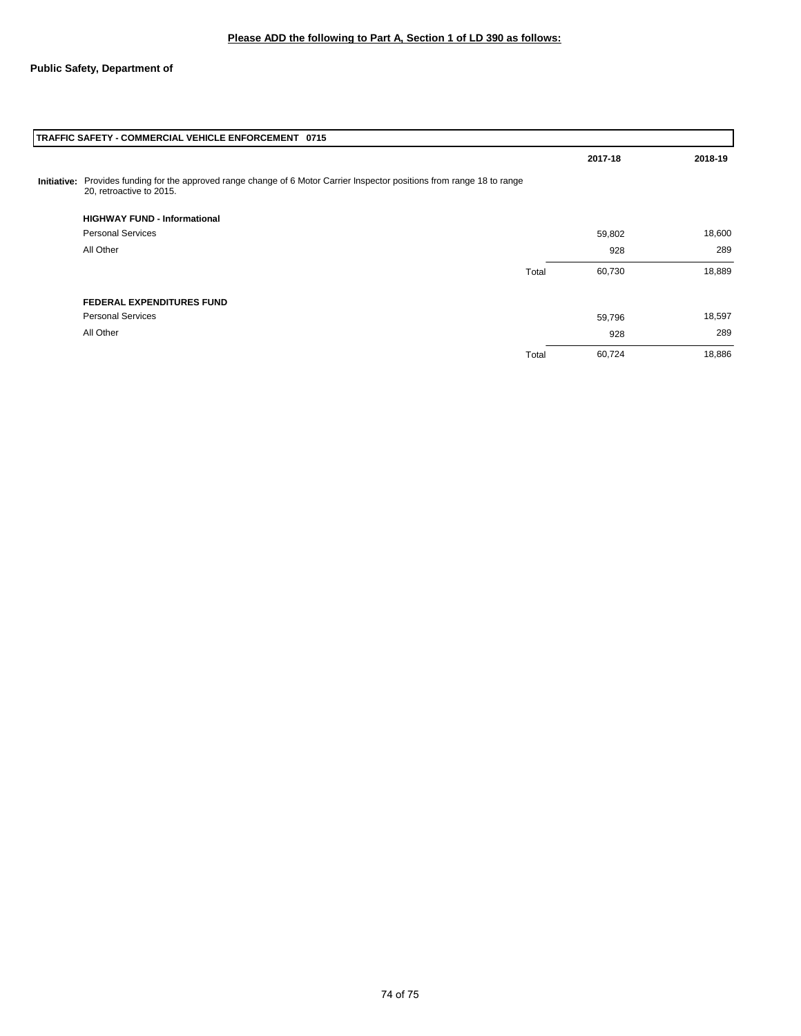**Please ADD the following to Part A, Section 1 of LD 390 as follows:**

**Public Safety, Department of**

| **TRAFFIC SAFETY - COMMERCIAL VEHICLE ENFORCEMENT 0715** | | | |
|---|---|---|---|
| | | **2017-18** | **2018-19** |
| **Initiative:** Provides funding for the approved range change of 6 Motor Carrier Inspector positions from range 18 to range 20, retroactive to 2015. | | | |
| **HIGHWAY FUND - Informational** | | | |
| Personal Services | | 59,802 | 18,600 |
| All Other | | 928 | 289 |
| | Total | 60,730 | 18,889 |
| **FEDERAL EXPENDITURES FUND** | | | |
| Personal Services | | 59,796 | 18,597 |
| All Other | | 928 | 289 |
| | Total | 60,724 | 18,886 |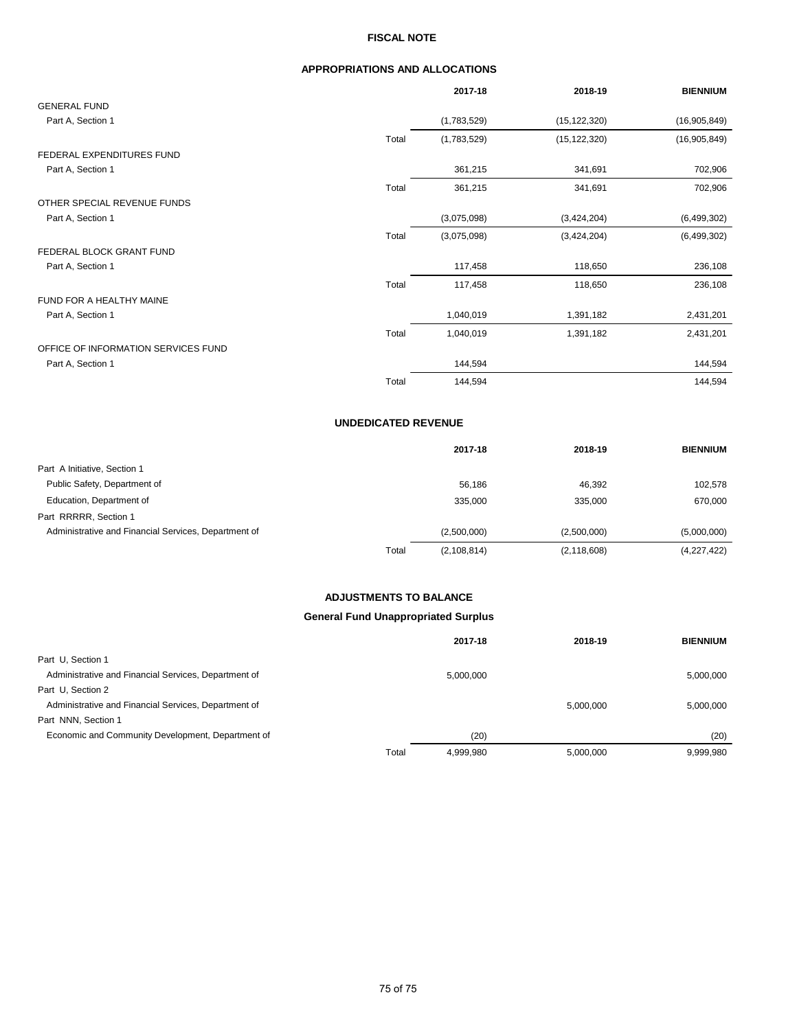# FISCAL NOTE

## APPROPRIATIONS AND ALLOCATIONS

| | | 2017-18 | 2018-19 | BIENNIUM |
|---|---|---|---|---|
| GENERAL FUND | | | | |
| Part A, Section 1 | | (1,783,529) | (15,122,320) | (16,905,849) |
| | Total | (1,783,529) | (15,122,320) | (16,905,849) |
| FEDERAL EXPENDITURES FUND | | | | |
| Part A, Section 1 | | 361,215 | 341,691 | 702,906 |
| | Total | 361,215 | 341,691 | 702,906 |
| OTHER SPECIAL REVENUE FUNDS | | | | |
| Part A, Section 1 | | (3,075,098) | (3,424,204) | (6,499,302) |
| | Total | (3,075,098) | (3,424,204) | (6,499,302) |
| FEDERAL BLOCK GRANT FUND | | | | |
| Part A, Section 1 | | 117,458 | 118,650 | 236,108 |
| | Total | 117,458 | 118,650 | 236,108 |
| FUND FOR A HEALTHY MAINE | | | | |
| Part A, Section 1 | | 1,040,019 | 1,391,182 | 2,431,201 |
| | Total | 1,040,019 | 1,391,182 | 2,431,201 |
| OFFICE OF INFORMATION SERVICES FUND | | | | |
| Part A, Section 1 | | 144,594 | | 144,594 |
| | Total | 144,594 | | 144,594 |

## UNDEDICATED REVENUE

| | | 2017-18 | 2018-19 | BIENNIUM |
|---|---|---|---|---|
| Part A Initiative, Section 1 | | | | |
| Public Safety, Department of | | 56,186 | 46,392 | 102,578 |
| Education, Department of | | 335,000 | 335,000 | 670,000 |
| Part RRRRR, Section 1 | | | | |
| Administrative and Financial Services, Department of | | (2,500,000) | (2,500,000) | (5,000,000) |
| | Total | (2,108,814) | (2,118,608) | (4,227,422) |

## ADJUSTMENTS TO BALANCE

### General Fund Unappropriated Surplus

| | | 2017-18 | 2018-19 | BIENNIUM |
|---|---|---|---|---|
| Part U, Section 1 | | | | |
| Administrative and Financial Services, Department of | | 5,000,000 | | 5,000,000 |
| Part U, Section 2 | | | | |
| Administrative and Financial Services, Department of | | | 5,000,000 | 5,000,000 |
| Part NNN, Section 1 | | | | |
| Economic and Community Development, Department of | | (20) | | (20) |
| | Total | 4,999,980 | 5,000,000 | 9,999,980 |